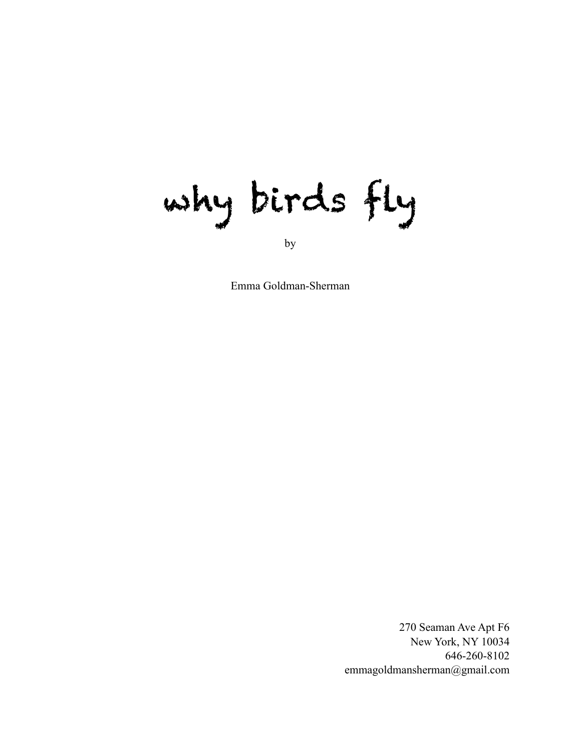# why birds fly

by

Emma Goldman-Sherman

270 Seaman Ave Apt F6
New York, NY 10034
646-260-8102
emmagoldmansherman@gmail.com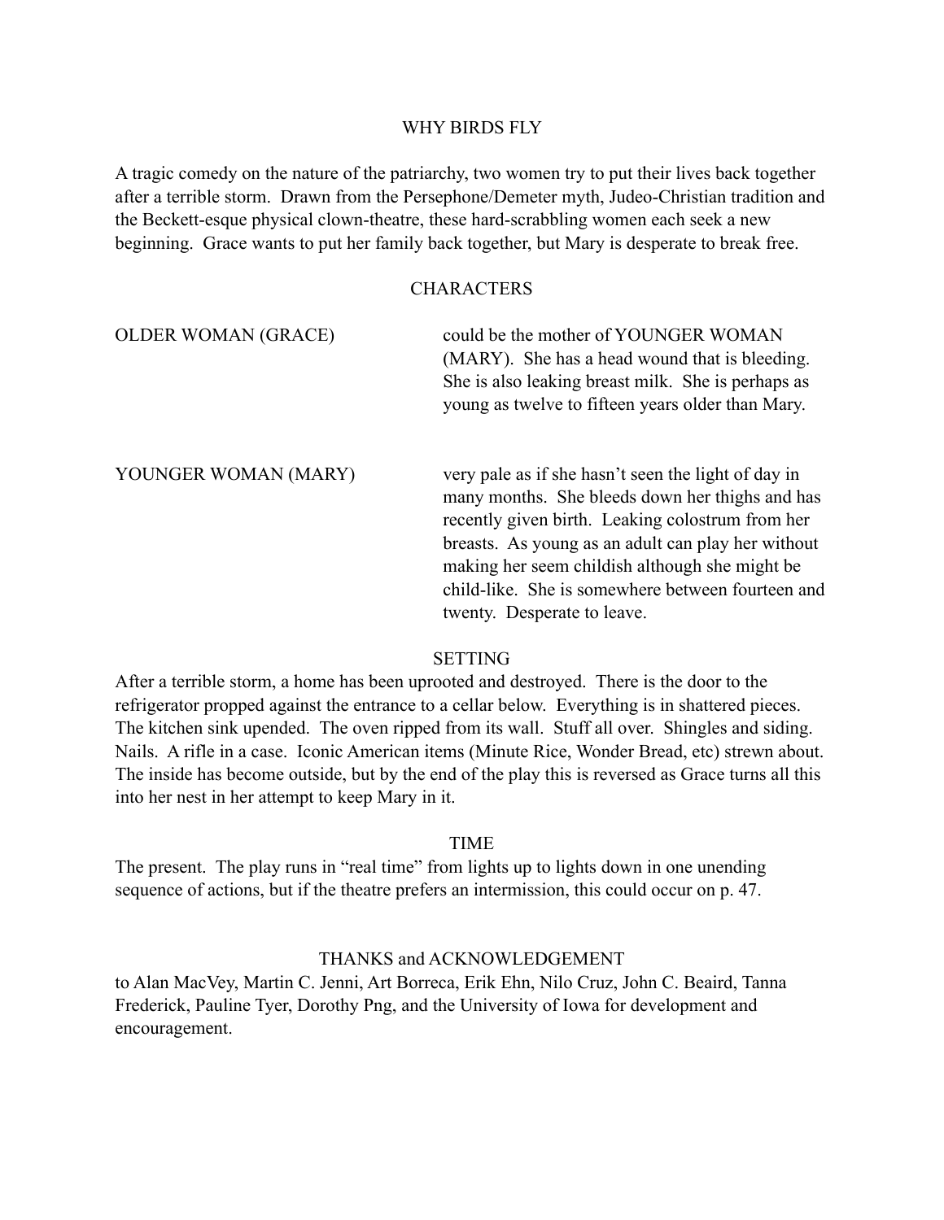# WHY BIRDS FLY

A tragic comedy on the nature of the patriarchy, two women try to put their lives back together after a terrible storm. Drawn from the Persephone/Demeter myth, Judeo-Christian tradition and the Beckett-esque physical clown-theatre, these hard-scrabbling women each seek a new beginning. Grace wants to put her family back together, but Mary is desperate to break free.

## CHARACTERS

OLDER WOMAN (GRACE) — could be the mother of YOUNGER WOMAN (MARY). She has a head wound that is bleeding. She is also leaking breast milk. She is perhaps as young as twelve to fifteen years older than Mary.

YOUNGER WOMAN (MARY) — very pale as if she hasn't seen the light of day in many months. She bleeds down her thighs and has recently given birth. Leaking colostrum from her breasts. As young as an adult can play her without making her seem childish although she might be child-like. She is somewhere between fourteen and twenty. Desperate to leave.

## SETTING

After a terrible storm, a home has been uprooted and destroyed. There is the door to the refrigerator propped against the entrance to a cellar below. Everything is in shattered pieces. The kitchen sink upended. The oven ripped from its wall. Stuff all over. Shingles and siding. Nails. A rifle in a case. Iconic American items (Minute Rice, Wonder Bread, etc) strewn about. The inside has become outside, but by the end of the play this is reversed as Grace turns all this into her nest in her attempt to keep Mary in it.

## TIME

The present. The play runs in "real time" from lights up to lights down in one unending sequence of actions, but if the theatre prefers an intermission, this could occur on p. 47.

## THANKS and ACKNOWLEDGEMENT

to Alan MacVey, Martin C. Jenni, Art Borreca, Erik Ehn, Nilo Cruz, John C. Beaird, Tanna Frederick, Pauline Tyer, Dorothy Png, and the University of Iowa for development and encouragement.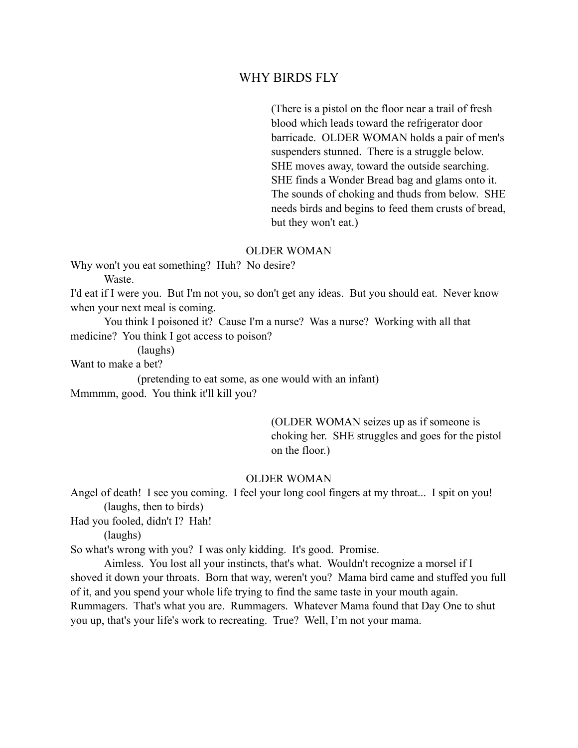# WHY BIRDS FLY

(There is a pistol on the floor near a trail of fresh blood which leads toward the refrigerator door barricade. OLDER WOMAN holds a pair of men's suspenders stunned. There is a struggle below. SHE moves away, toward the outside searching. SHE finds a Wonder Bread bag and glams onto it. The sounds of choking and thuds from below. SHE needs birds and begins to feed them crusts of bread, but they won't eat.)

OLDER WOMAN

Why won't you eat something? Huh? No desire?

Waste.

I'd eat if I were you. But I'm not you, so don't get any ideas. But you should eat. Never know when your next meal is coming.

You think I poisoned it? Cause I'm a nurse? Was a nurse? Working with all that medicine? You think I got access to poison?

(laughs)

Want to make a bet?

(pretending to eat some, as one would with an infant)

Mmmmm, good. You think it'll kill you?

(OLDER WOMAN seizes up as if someone is choking her. SHE struggles and goes for the pistol on the floor.)

OLDER WOMAN

Angel of death! I see you coming. I feel your long cool fingers at my throat... I spit on you!

(laughs, then to birds)

Had you fooled, didn't I? Hah!

(laughs)

So what's wrong with you? I was only kidding. It's good. Promise.

Aimless. You lost all your instincts, that's what. Wouldn't recognize a morsel if I shoved it down your throats. Born that way, weren't you? Mama bird came and stuffed you full of it, and you spend your whole life trying to find the same taste in your mouth again. Rummagers. That's what you are. Rummagers. Whatever Mama found that Day One to shut you up, that's your life's work to recreating. True? Well, I'm not your mama.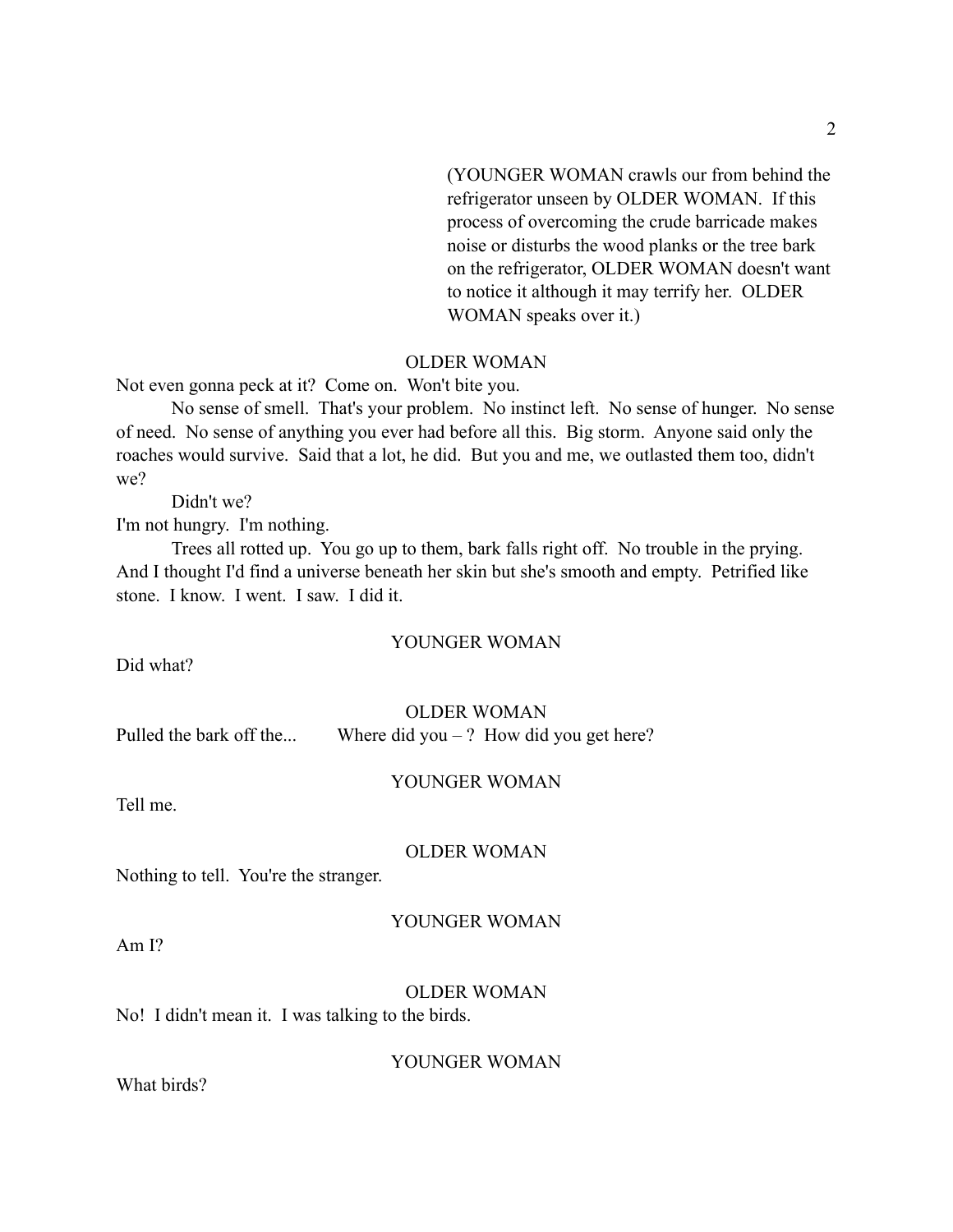(YOUNGER WOMAN crawls our from behind the refrigerator unseen by OLDER WOMAN. If this process of overcoming the crude barricade makes noise or disturbs the wood planks or the tree bark on the refrigerator, OLDER WOMAN doesn't want to notice it although it may terrify her. OLDER WOMAN speaks over it.)

OLDER WOMAN

Not even gonna peck at it? Come on. Won't bite you.

No sense of smell. That's your problem. No instinct left. No sense of hunger. No sense of need. No sense of anything you ever had before all this. Big storm. Anyone said only the roaches would survive. Said that a lot, he did. But you and me, we outlasted them too, didn't we?

Didn't we?

I'm not hungry. I'm nothing.

Trees all rotted up. You go up to them, bark falls right off. No trouble in the prying. And I thought I'd find a universe beneath her skin but she's smooth and empty. Petrified like stone. I know. I went. I saw. I did it.

YOUNGER WOMAN

Did what?

OLDER WOMAN

Pulled the bark off the... Where did you – ? How did you get here?

YOUNGER WOMAN

Tell me.

OLDER WOMAN

Nothing to tell. You're the stranger.

YOUNGER WOMAN

Am I?

OLDER WOMAN

No! I didn't mean it. I was talking to the birds.

YOUNGER WOMAN

What birds?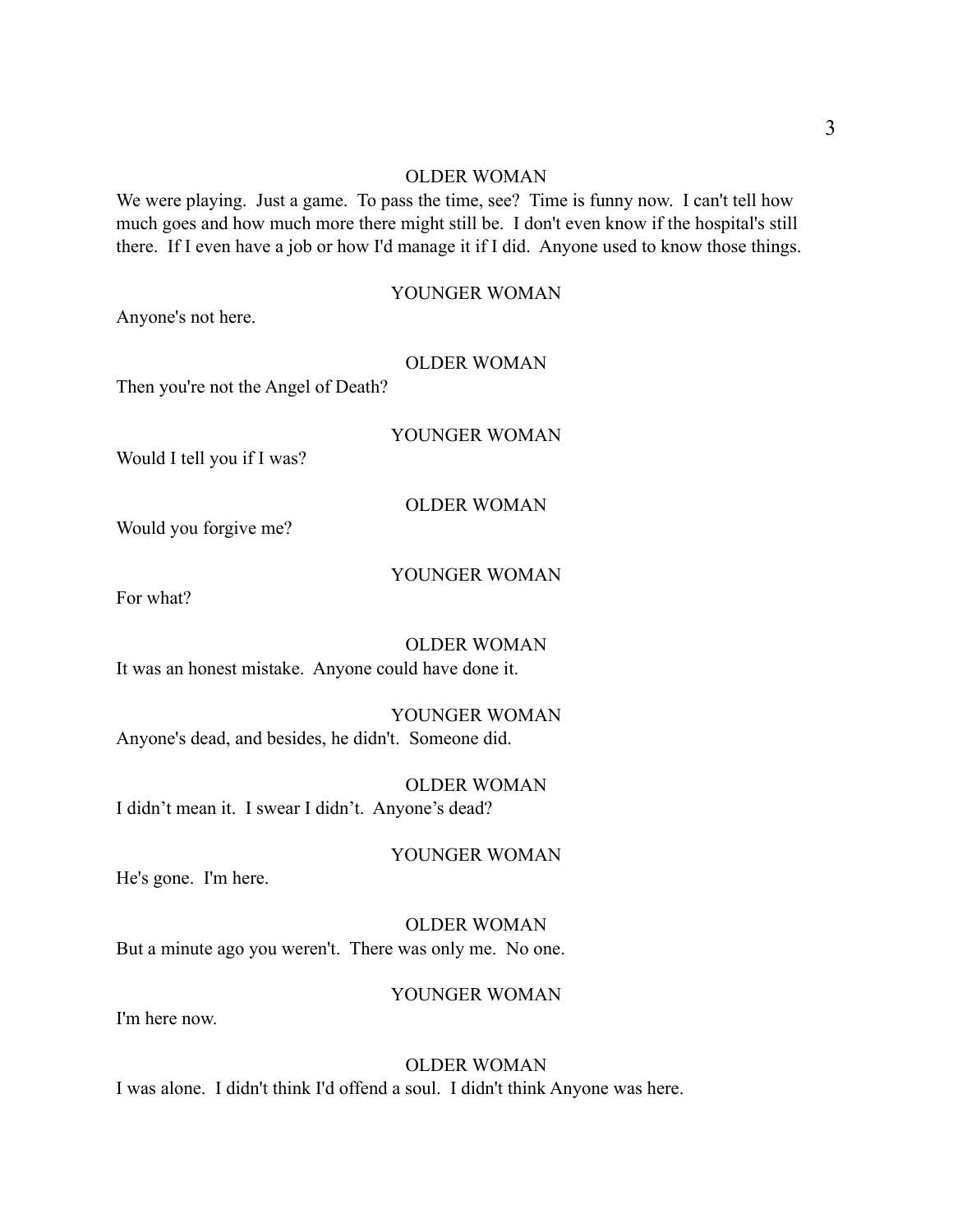OLDER WOMAN

We were playing. Just a game. To pass the time, see? Time is funny now. I can't tell how much goes and how much more there might still be. I don't even know if the hospital's still there. If I even have a job or how I'd manage it if I did. Anyone used to know those things.

YOUNGER WOMAN

Anyone's not here.

OLDER WOMAN

Then you're not the Angel of Death?

YOUNGER WOMAN

Would I tell you if I was?

OLDER WOMAN

Would you forgive me?

YOUNGER WOMAN

For what?

OLDER WOMAN

It was an honest mistake. Anyone could have done it.

YOUNGER WOMAN

Anyone's dead, and besides, he didn't. Someone did.

OLDER WOMAN

I didn’t mean it. I swear I didn’t. Anyone’s dead?

YOUNGER WOMAN

He's gone. I'm here.

OLDER WOMAN

But a minute ago you weren't. There was only me. No one.

YOUNGER WOMAN

I'm here now.

OLDER WOMAN

I was alone. I didn't think I'd offend a soul. I didn't think Anyone was here.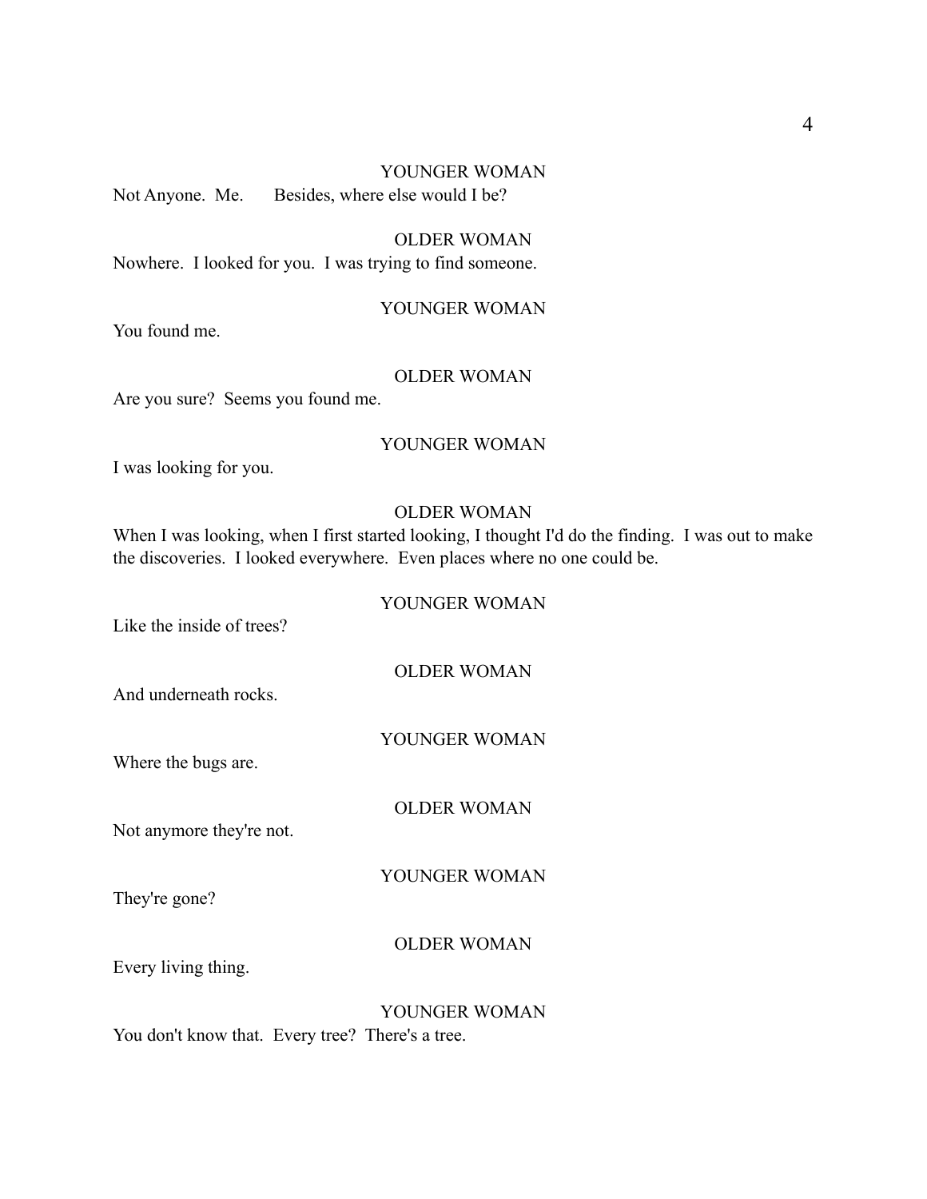YOUNGER WOMAN

Not Anyone. Me. Besides, where else would I be?

OLDER WOMAN

Nowhere. I looked for you. I was trying to find someone.

YOUNGER WOMAN

You found me.

OLDER WOMAN

Are you sure? Seems you found me.

YOUNGER WOMAN

I was looking for you.

OLDER WOMAN

When I was looking, when I first started looking, I thought I'd do the finding. I was out to make the discoveries. I looked everywhere. Even places where no one could be.

YOUNGER WOMAN

Like the inside of trees?

OLDER WOMAN

And underneath rocks.

YOUNGER WOMAN

Where the bugs are.

OLDER WOMAN

Not anymore they're not.

YOUNGER WOMAN

They're gone?

OLDER WOMAN

Every living thing.

YOUNGER WOMAN

You don't know that. Every tree? There's a tree.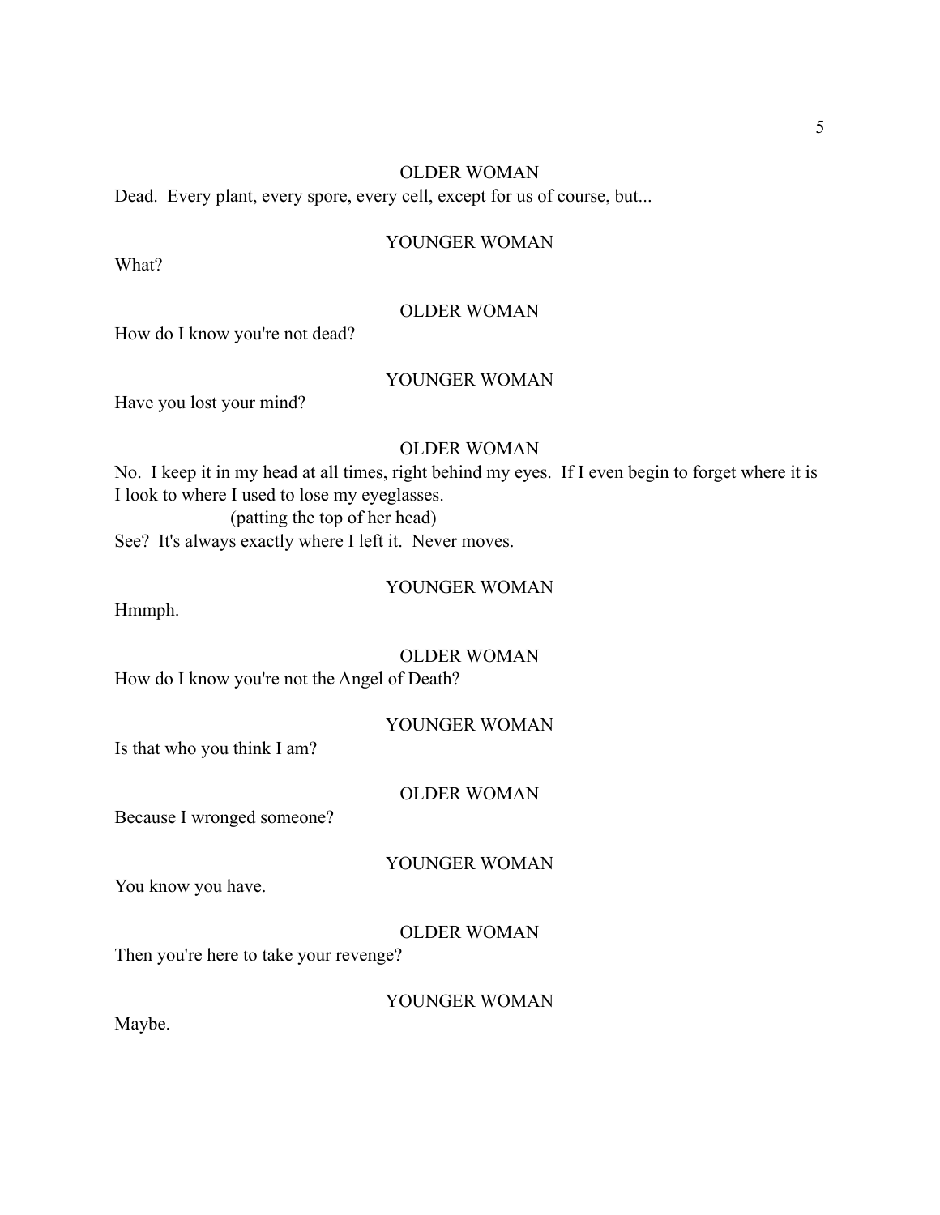OLDER WOMAN

Dead.  Every plant, every spore, every cell, except for us of course, but...

YOUNGER WOMAN

What?

OLDER WOMAN

How do I know you're not dead?

YOUNGER WOMAN

Have you lost your mind?

OLDER WOMAN

No.  I keep it in my head at all times, right behind my eyes.  If I even begin to forget where it is I look to where I used to lose my eyeglasses.

(patting the top of her head)

See?  It's always exactly where I left it.  Never moves.

YOUNGER WOMAN

Hmmph.

OLDER WOMAN

How do I know you're not the Angel of Death?

YOUNGER WOMAN

Is that who you think I am?

OLDER WOMAN

Because I wronged someone?

YOUNGER WOMAN

You know you have.

OLDER WOMAN

Then you're here to take your revenge?

YOUNGER WOMAN

Maybe.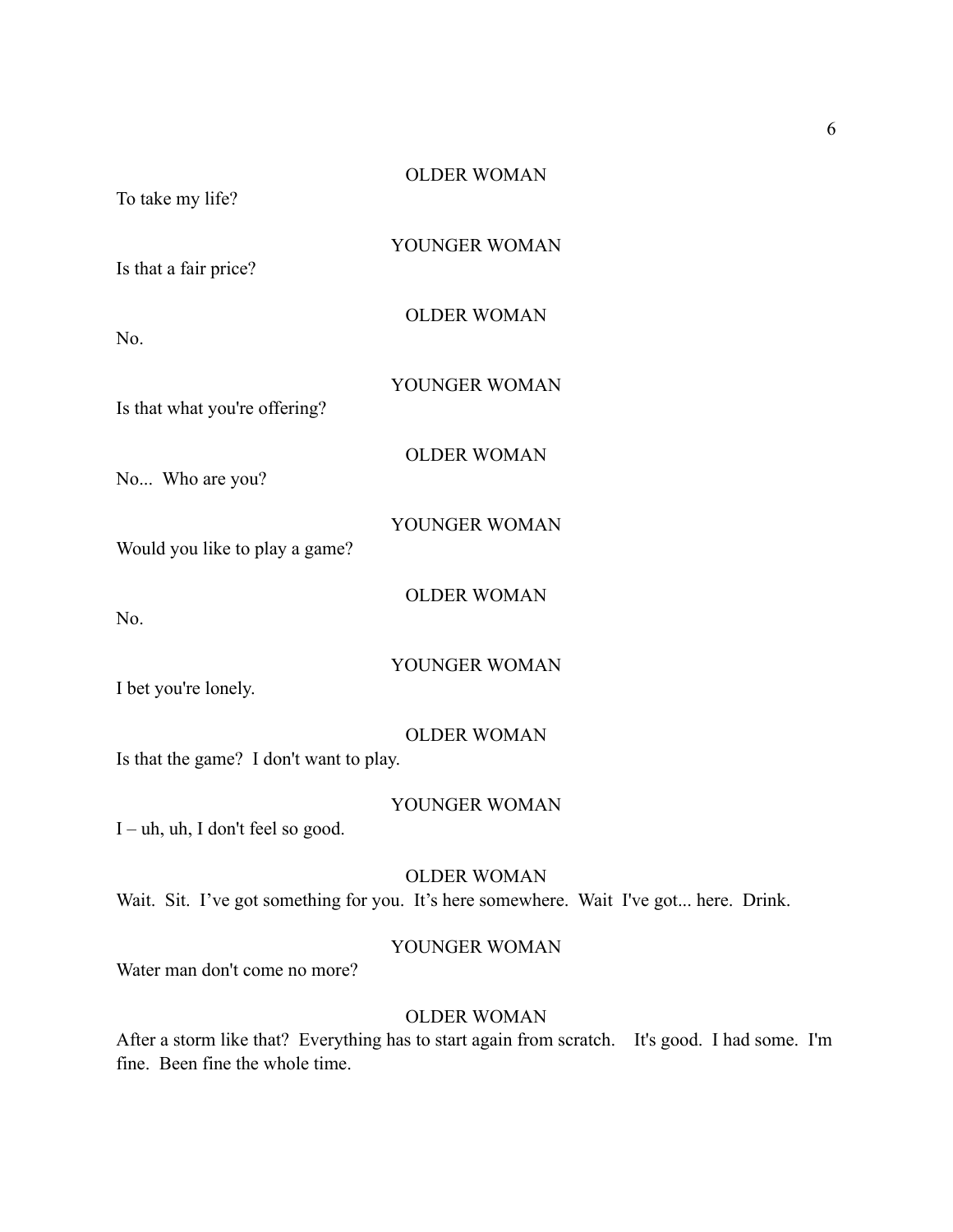OLDER WOMAN

To take my life?

YOUNGER WOMAN

Is that a fair price?

OLDER WOMAN

No.

YOUNGER WOMAN

Is that what you're offering?

OLDER WOMAN

No... Who are you?

YOUNGER WOMAN

Would you like to play a game?

OLDER WOMAN

No.

YOUNGER WOMAN

I bet you're lonely.

OLDER WOMAN

Is that the game? I don't want to play.

YOUNGER WOMAN

I – uh, uh, I don't feel so good.

OLDER WOMAN

Wait. Sit. I've got something for you. It's here somewhere. Wait I've got... here. Drink.

YOUNGER WOMAN

Water man don't come no more?

OLDER WOMAN

After a storm like that? Everything has to start again from scratch. It's good. I had some. I'm fine. Been fine the whole time.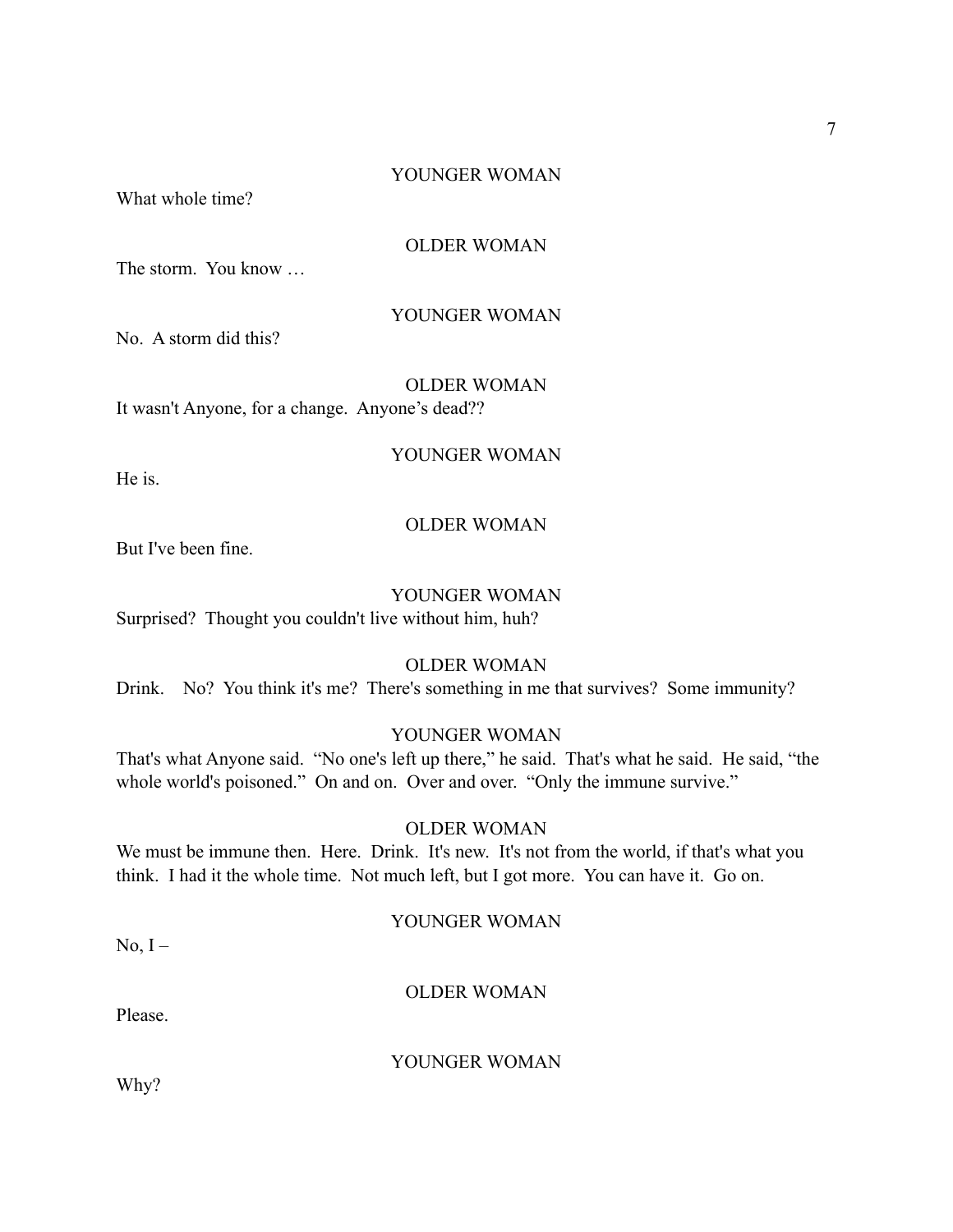YOUNGER WOMAN

What whole time?

OLDER WOMAN

The storm.  You know …

YOUNGER WOMAN

No.  A storm did this?

OLDER WOMAN

It wasn't Anyone, for a change.  Anyone’s dead??

YOUNGER WOMAN

He is.

OLDER WOMAN

But I've been fine.

YOUNGER WOMAN

Surprised?  Thought you couldn't live without him, huh?

OLDER WOMAN

Drink.   No?  You think it's me?  There's something in me that survives?  Some immunity?

YOUNGER WOMAN

That's what Anyone said.  “No one's left up there,” he said.  That's what he said.  He said, “the whole world's poisoned.”  On and on.  Over and over.  “Only the immune survive.”

OLDER WOMAN

We must be immune then.  Here.  Drink.  It's new.  It's not from the world, if that's what you think.  I had it the whole time.  Not much left, but I got more.  You can have it.  Go on.

YOUNGER WOMAN

No, I –

OLDER WOMAN

Please.

YOUNGER WOMAN

Why?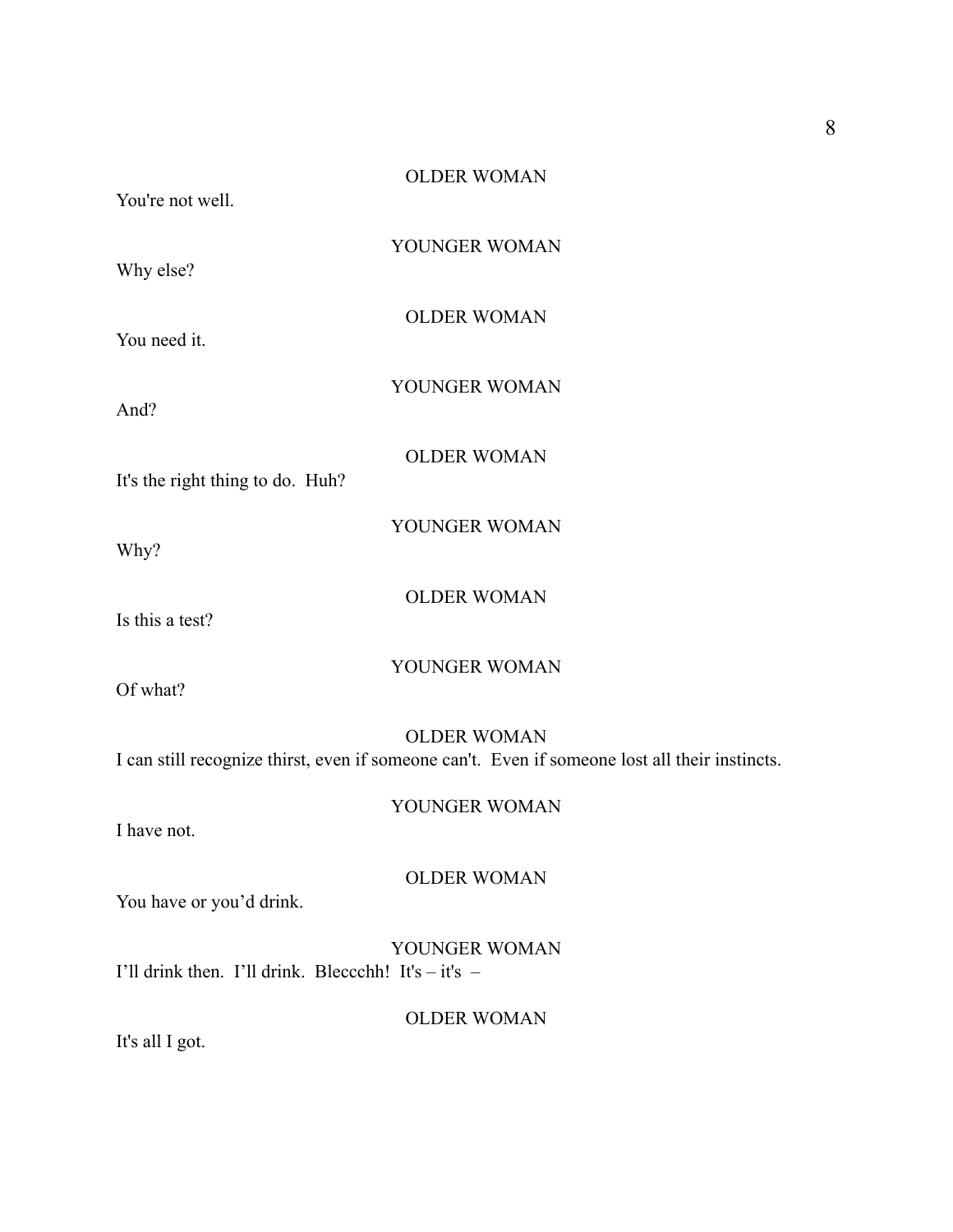OLDER WOMAN

You're not well.

YOUNGER WOMAN

Why else?

OLDER WOMAN

You need it.

YOUNGER WOMAN

And?

OLDER WOMAN

It's the right thing to do.  Huh?

YOUNGER WOMAN

Why?

OLDER WOMAN

Is this a test?

YOUNGER WOMAN

Of what?

OLDER WOMAN

I can still recognize thirst, even if someone can't.  Even if someone lost all their instincts.

YOUNGER WOMAN

I have not.

OLDER WOMAN

You have or you'd drink.

YOUNGER WOMAN

I'll drink then.  I'll drink.  Bleccchh!  It's – it's  –

OLDER WOMAN

It's all I got.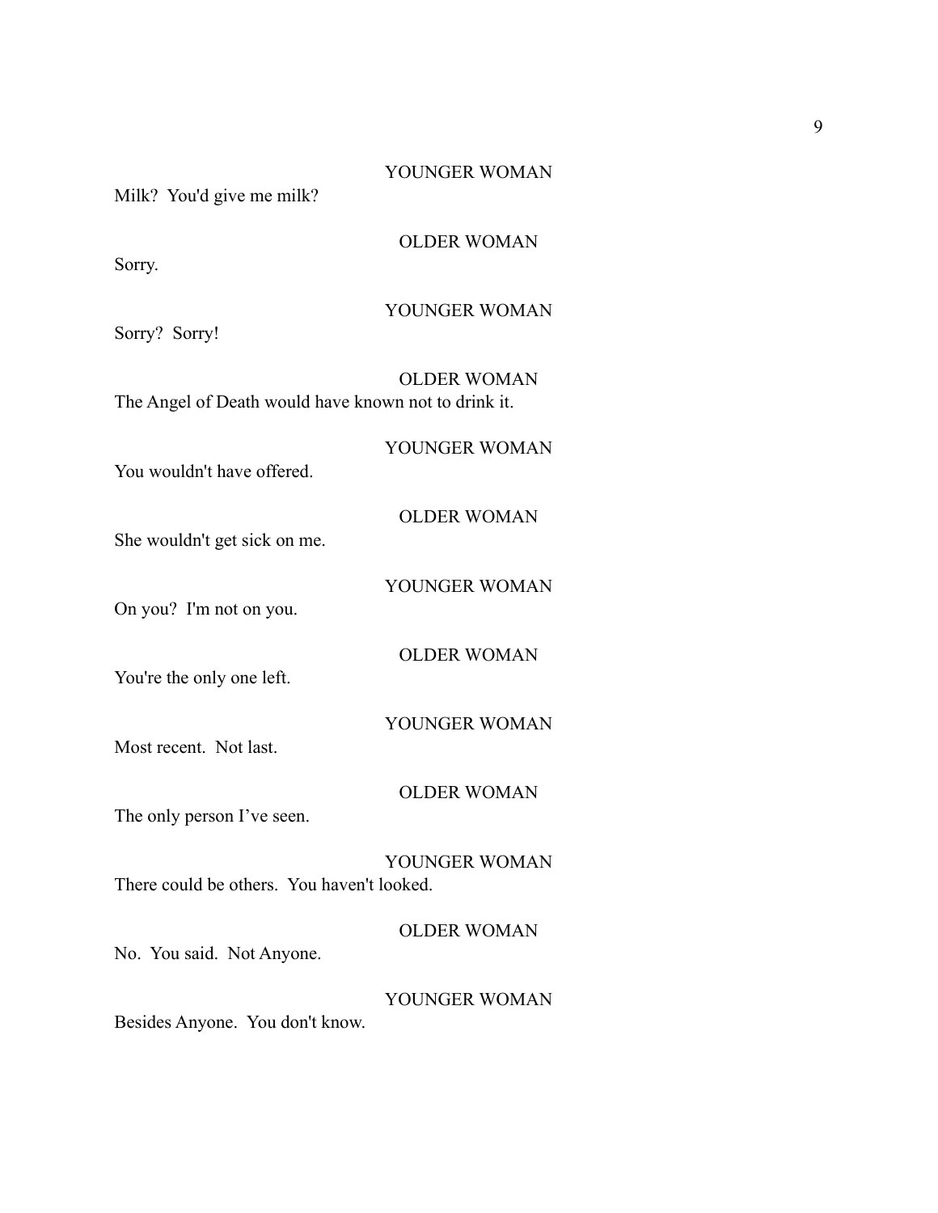YOUNGER WOMAN

Milk? You'd give me milk?

OLDER WOMAN

Sorry.

YOUNGER WOMAN

Sorry? Sorry!

OLDER WOMAN

The Angel of Death would have known not to drink it.

YOUNGER WOMAN

You wouldn't have offered.

OLDER WOMAN

She wouldn't get sick on me.

YOUNGER WOMAN

On you? I'm not on you.

OLDER WOMAN

You're the only one left.

YOUNGER WOMAN

Most recent. Not last.

OLDER WOMAN

The only person I've seen.

YOUNGER WOMAN

There could be others. You haven't looked.

OLDER WOMAN

No. You said. Not Anyone.

YOUNGER WOMAN

Besides Anyone. You don't know.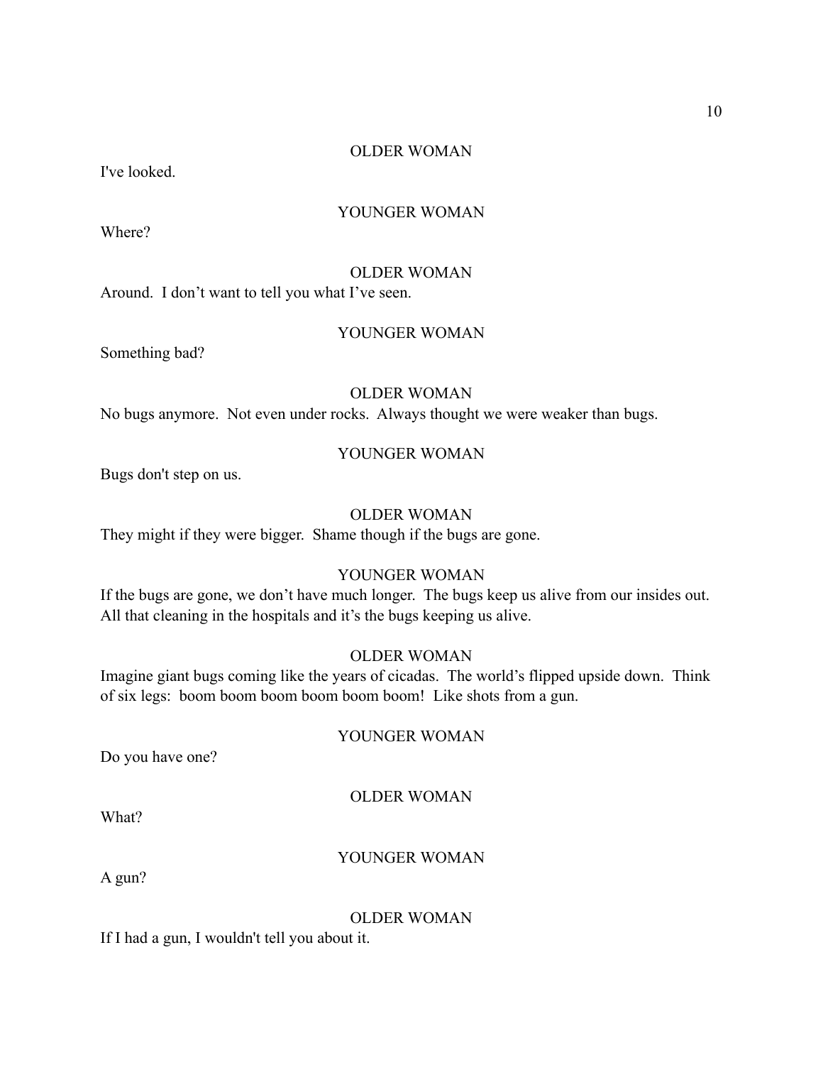OLDER WOMAN

I've looked.

YOUNGER WOMAN

Where?

OLDER WOMAN

Around. I don't want to tell you what I've seen.

YOUNGER WOMAN

Something bad?

OLDER WOMAN

No bugs anymore. Not even under rocks. Always thought we were weaker than bugs.

YOUNGER WOMAN

Bugs don't step on us.

OLDER WOMAN

They might if they were bigger. Shame though if the bugs are gone.

YOUNGER WOMAN

If the bugs are gone, we don't have much longer. The bugs keep us alive from our insides out. All that cleaning in the hospitals and it's the bugs keeping us alive.

OLDER WOMAN

Imagine giant bugs coming like the years of cicadas. The world's flipped upside down. Think of six legs: boom boom boom boom boom boom! Like shots from a gun.

YOUNGER WOMAN

Do you have one?

OLDER WOMAN

What?

YOUNGER WOMAN

A gun?

OLDER WOMAN

If I had a gun, I wouldn't tell you about it.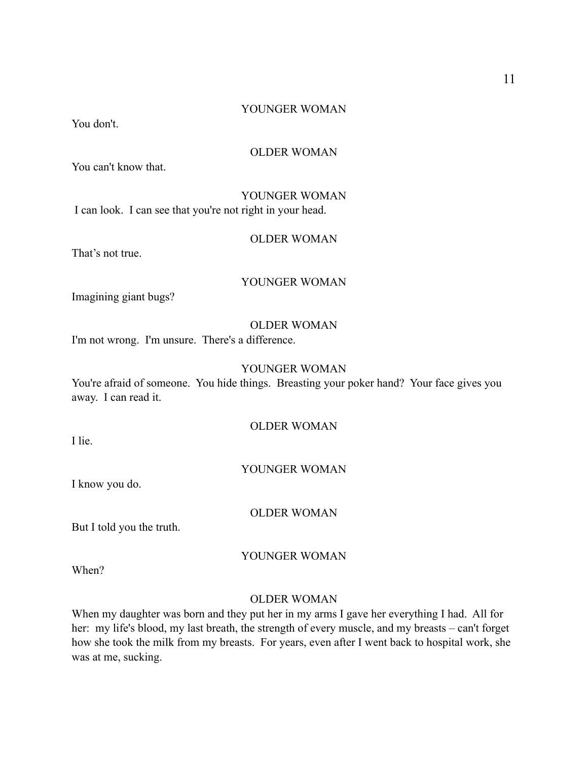YOUNGER WOMAN

You don't.

OLDER WOMAN

You can't know that.

YOUNGER WOMAN

I can look. I can see that you're not right in your head.

OLDER WOMAN

That's not true.

YOUNGER WOMAN

Imagining giant bugs?

OLDER WOMAN

I'm not wrong. I'm unsure. There's a difference.

YOUNGER WOMAN

You're afraid of someone. You hide things. Breasting your poker hand? Your face gives you away. I can read it.

OLDER WOMAN

I lie.

YOUNGER WOMAN

I know you do.

OLDER WOMAN

But I told you the truth.

YOUNGER WOMAN

When?

OLDER WOMAN

When my daughter was born and they put her in my arms I gave her everything I had. All for her: my life's blood, my last breath, the strength of every muscle, and my breasts – can't forget how she took the milk from my breasts. For years, even after I went back to hospital work, she was at me, sucking.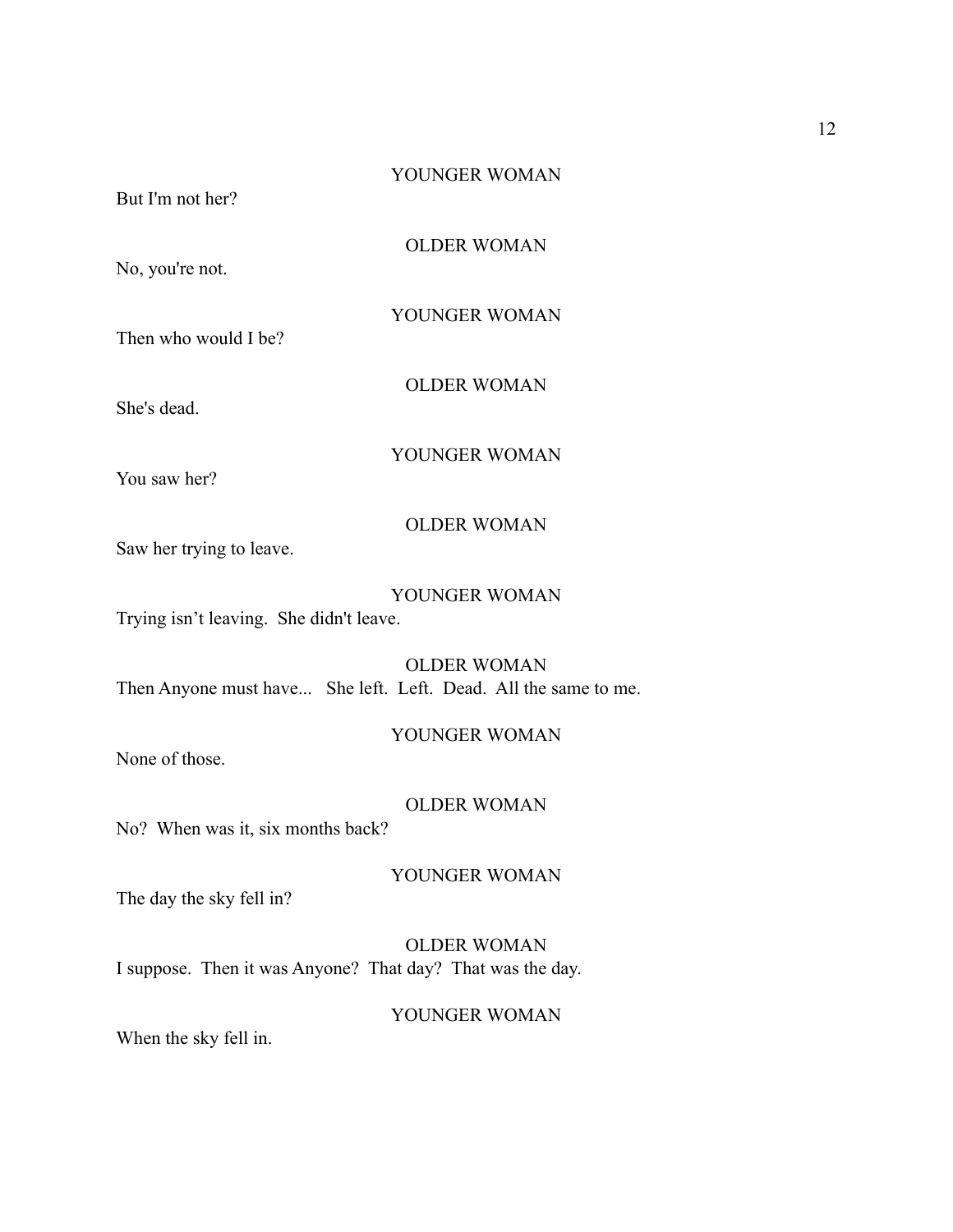YOUNGER WOMAN

But I'm not her?

OLDER WOMAN

No, you're not.

YOUNGER WOMAN

Then who would I be?

OLDER WOMAN

She's dead.

YOUNGER WOMAN

You saw her?

OLDER WOMAN

Saw her trying to leave.

YOUNGER WOMAN

Trying isn't leaving.  She didn't leave.

OLDER WOMAN

Then Anyone must have...   She left.  Left.  Dead.  All the same to me.

YOUNGER WOMAN

None of those.

OLDER WOMAN

No?  When was it, six months back?

YOUNGER WOMAN

The day the sky fell in?

OLDER WOMAN

I suppose.  Then it was Anyone?  That day?  That was the day.

YOUNGER WOMAN

When the sky fell in.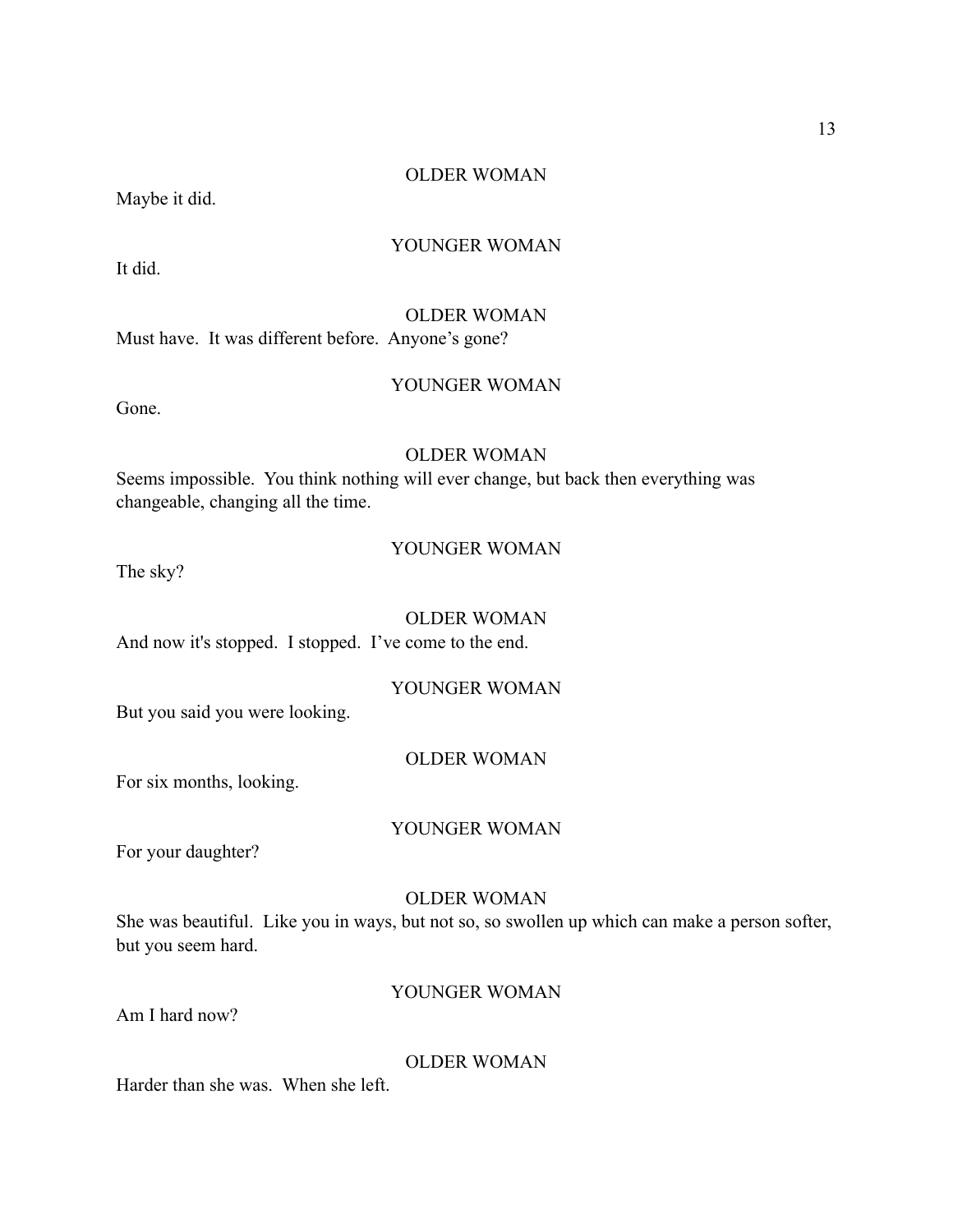OLDER WOMAN

Maybe it did.

YOUNGER WOMAN

It did.

OLDER WOMAN

Must have. It was different before. Anyone's gone?

YOUNGER WOMAN

Gone.

OLDER WOMAN

Seems impossible. You think nothing will ever change, but back then everything was changeable, changing all the time.

YOUNGER WOMAN

The sky?

OLDER WOMAN

And now it's stopped. I stopped. I've come to the end.

YOUNGER WOMAN

But you said you were looking.

OLDER WOMAN

For six months, looking.

YOUNGER WOMAN

For your daughter?

OLDER WOMAN

She was beautiful. Like you in ways, but not so, so swollen up which can make a person softer, but you seem hard.

YOUNGER WOMAN

Am I hard now?

OLDER WOMAN

Harder than she was. When she left.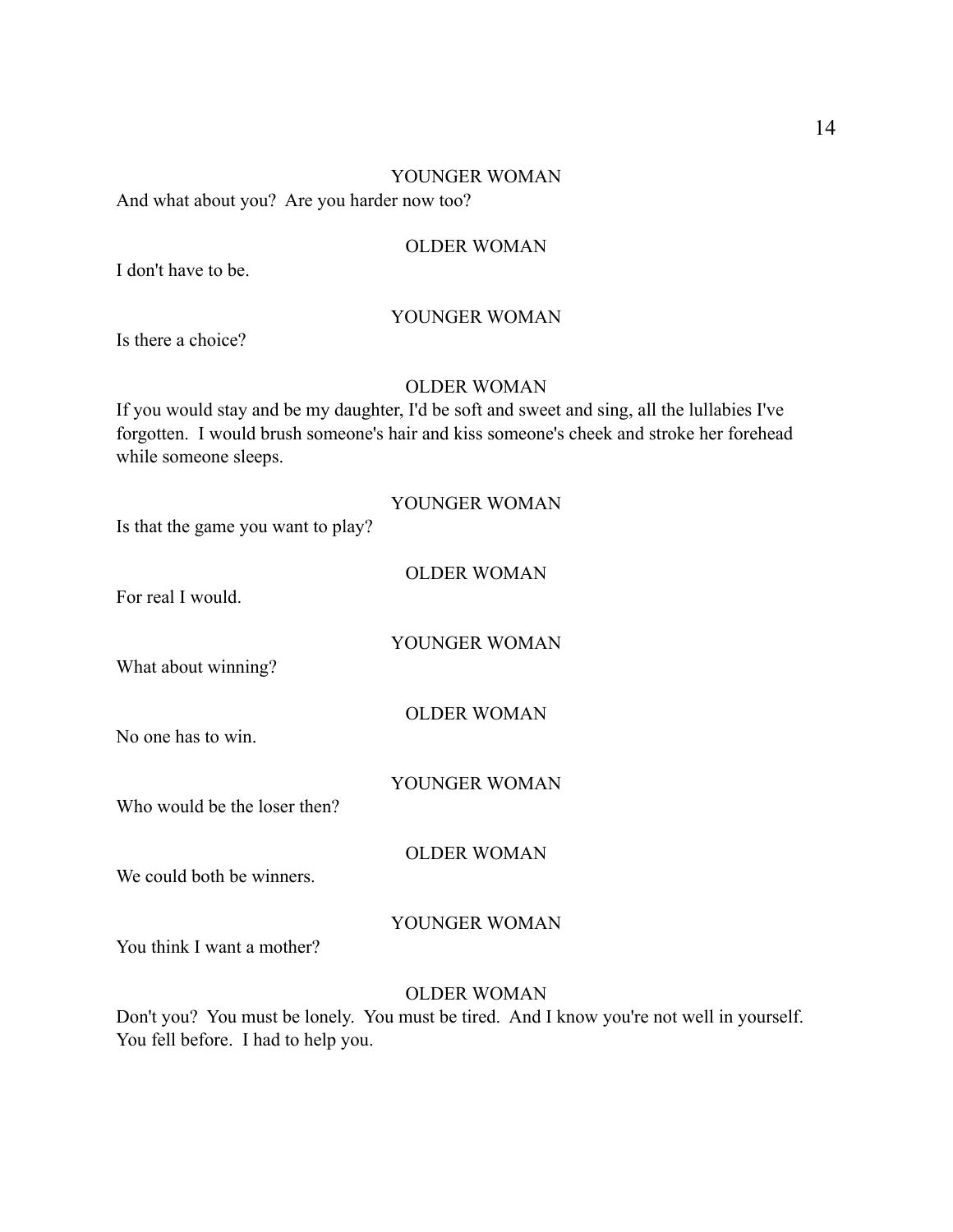YOUNGER WOMAN

And what about you?  Are you harder now too?

OLDER WOMAN

I don't have to be.

YOUNGER WOMAN

Is there a choice?

OLDER WOMAN

If you would stay and be my daughter, I'd be soft and sweet and sing, all the lullabies I've forgotten.  I would brush someone's hair and kiss someone's cheek and stroke her forehead while someone sleeps.

YOUNGER WOMAN

Is that the game you want to play?

OLDER WOMAN

For real I would.

YOUNGER WOMAN

What about winning?

OLDER WOMAN

No one has to win.

YOUNGER WOMAN

Who would be the loser then?

OLDER WOMAN

We could both be winners.

YOUNGER WOMAN

You think I want a mother?

OLDER WOMAN

Don't you?  You must be lonely.  You must be tired.  And I know you're not well in yourself.  You fell before.  I had to help you.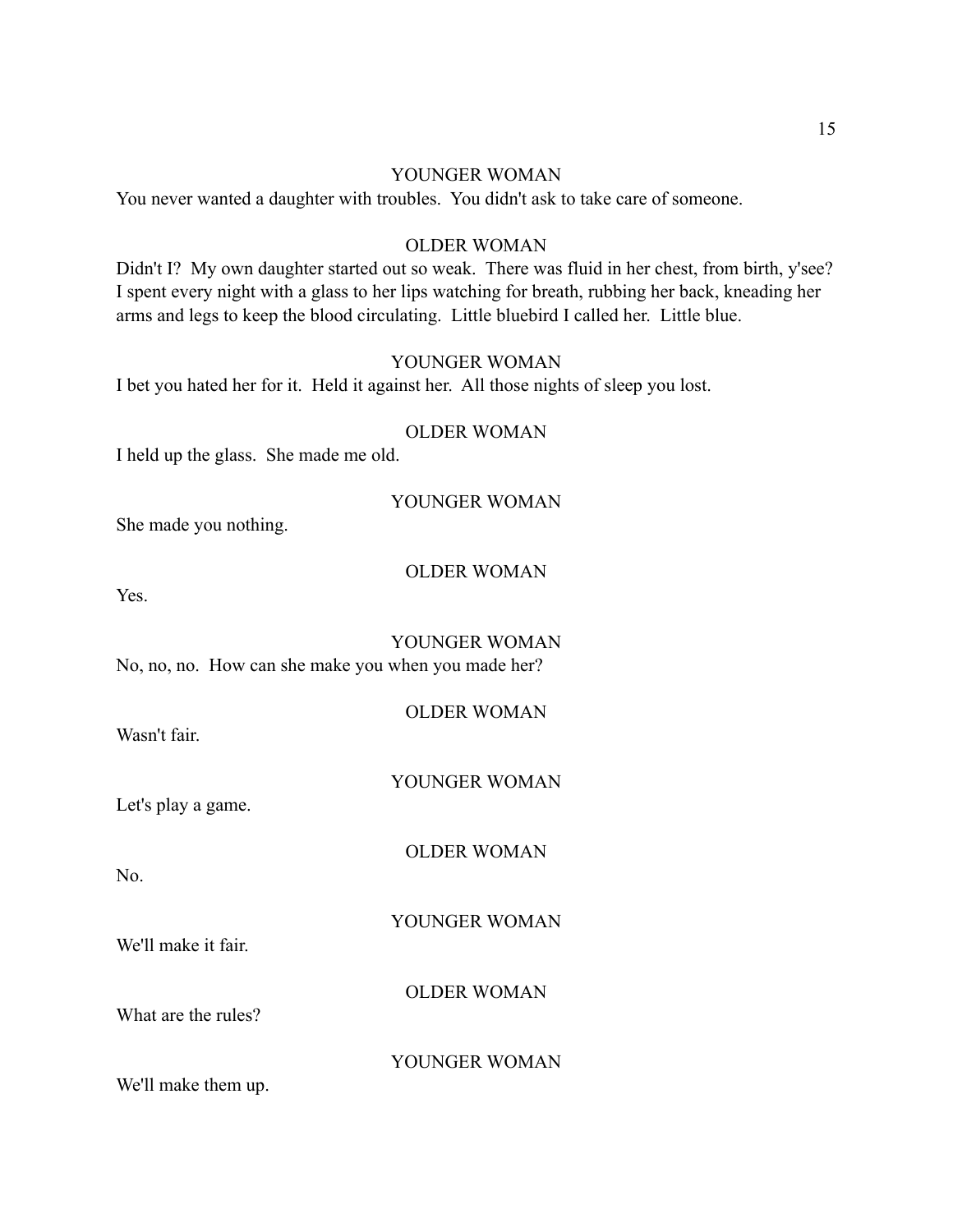YOUNGER WOMAN

You never wanted a daughter with troubles. You didn't ask to take care of someone.

OLDER WOMAN

Didn't I? My own daughter started out so weak. There was fluid in her chest, from birth, y'see? I spent every night with a glass to her lips watching for breath, rubbing her back, kneading her arms and legs to keep the blood circulating. Little bluebird I called her. Little blue.

YOUNGER WOMAN

I bet you hated her for it. Held it against her. All those nights of sleep you lost.

OLDER WOMAN

I held up the glass. She made me old.

YOUNGER WOMAN

She made you nothing.

OLDER WOMAN

Yes.

YOUNGER WOMAN

No, no, no. How can she make you when you made her?

OLDER WOMAN

Wasn't fair.

YOUNGER WOMAN

Let's play a game.

OLDER WOMAN

No.

YOUNGER WOMAN

We'll make it fair.

OLDER WOMAN

What are the rules?

YOUNGER WOMAN

We'll make them up.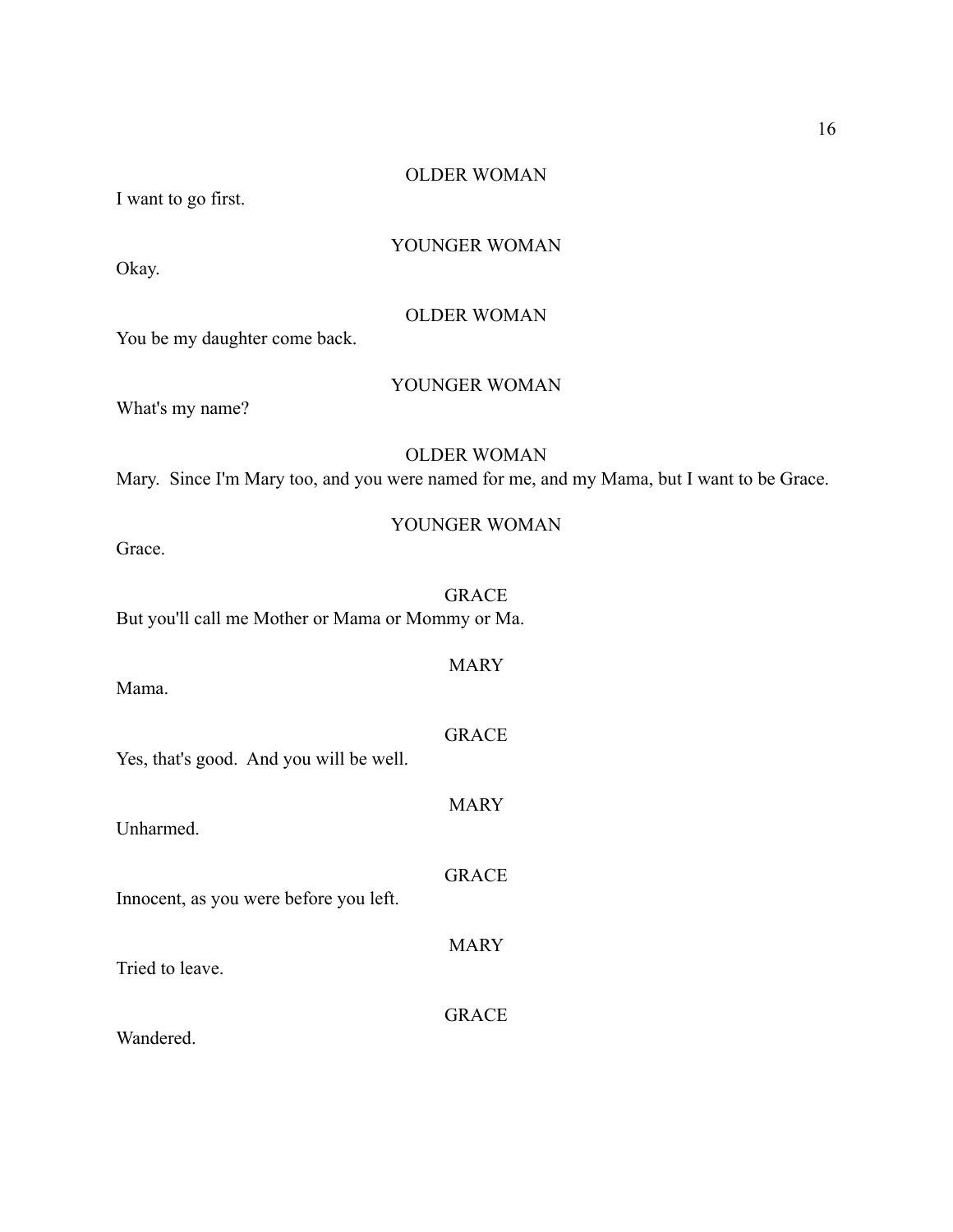OLDER WOMAN

I want to go first.

YOUNGER WOMAN

Okay.

OLDER WOMAN

You be my daughter come back.

YOUNGER WOMAN

What's my name?

OLDER WOMAN

Mary. Since I'm Mary too, and you were named for me, and my Mama, but I want to be Grace.

YOUNGER WOMAN

Grace.

GRACE

But you'll call me Mother or Mama or Mommy or Ma.

MARY

Mama.

GRACE

Yes, that's good. And you will be well.

MARY

Unharmed.

GRACE

Innocent, as you were before you left.

MARY

Tried to leave.

GRACE

Wandered.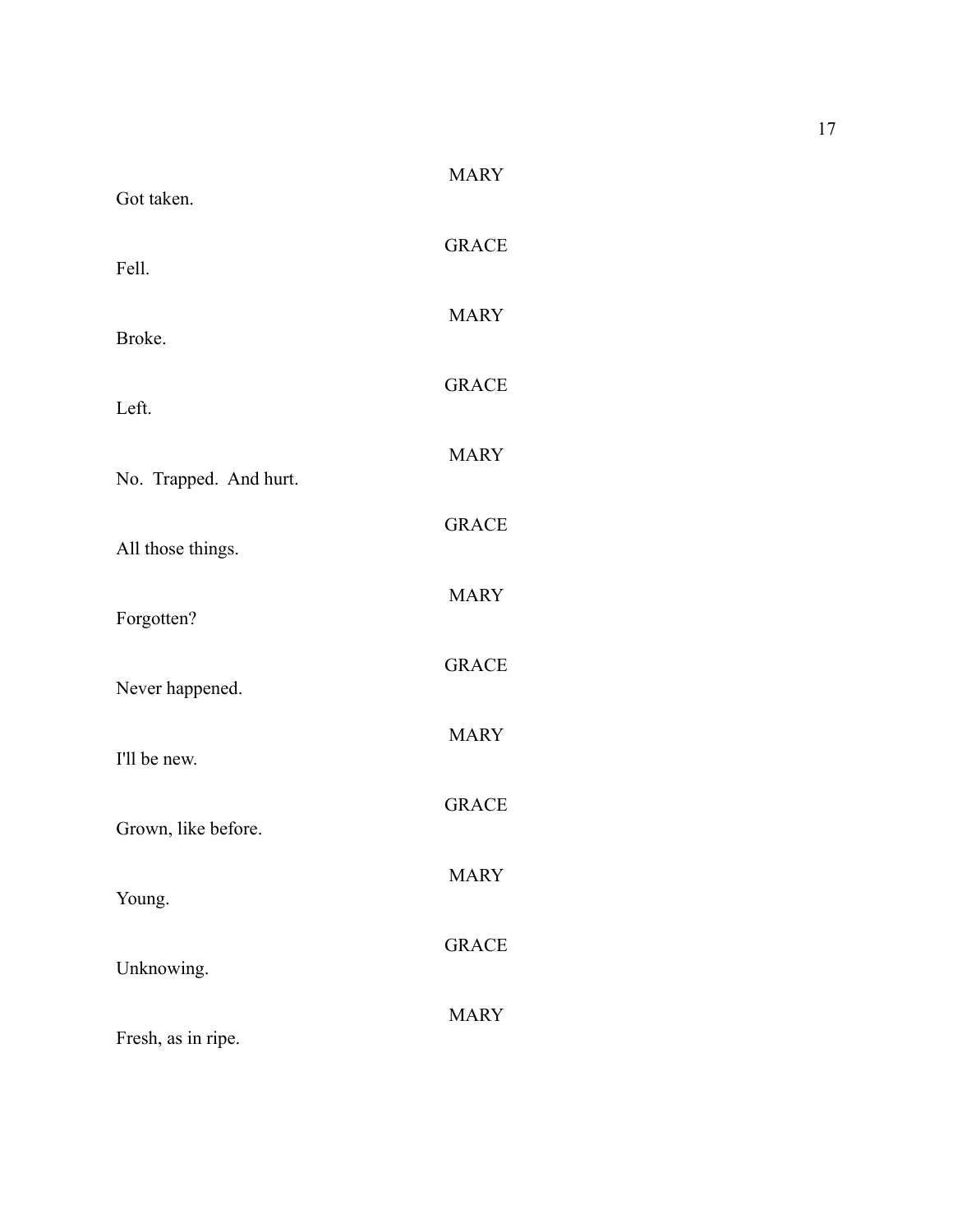MARY

Got taken.

GRACE

Fell.

MARY

Broke.

GRACE

Left.

MARY

No.  Trapped.  And hurt.

GRACE

All those things.

MARY

Forgotten?

GRACE

Never happened.

MARY

I'll be new.

GRACE

Grown, like before.

MARY

Young.

GRACE

Unknowing.

MARY

Fresh, as in ripe.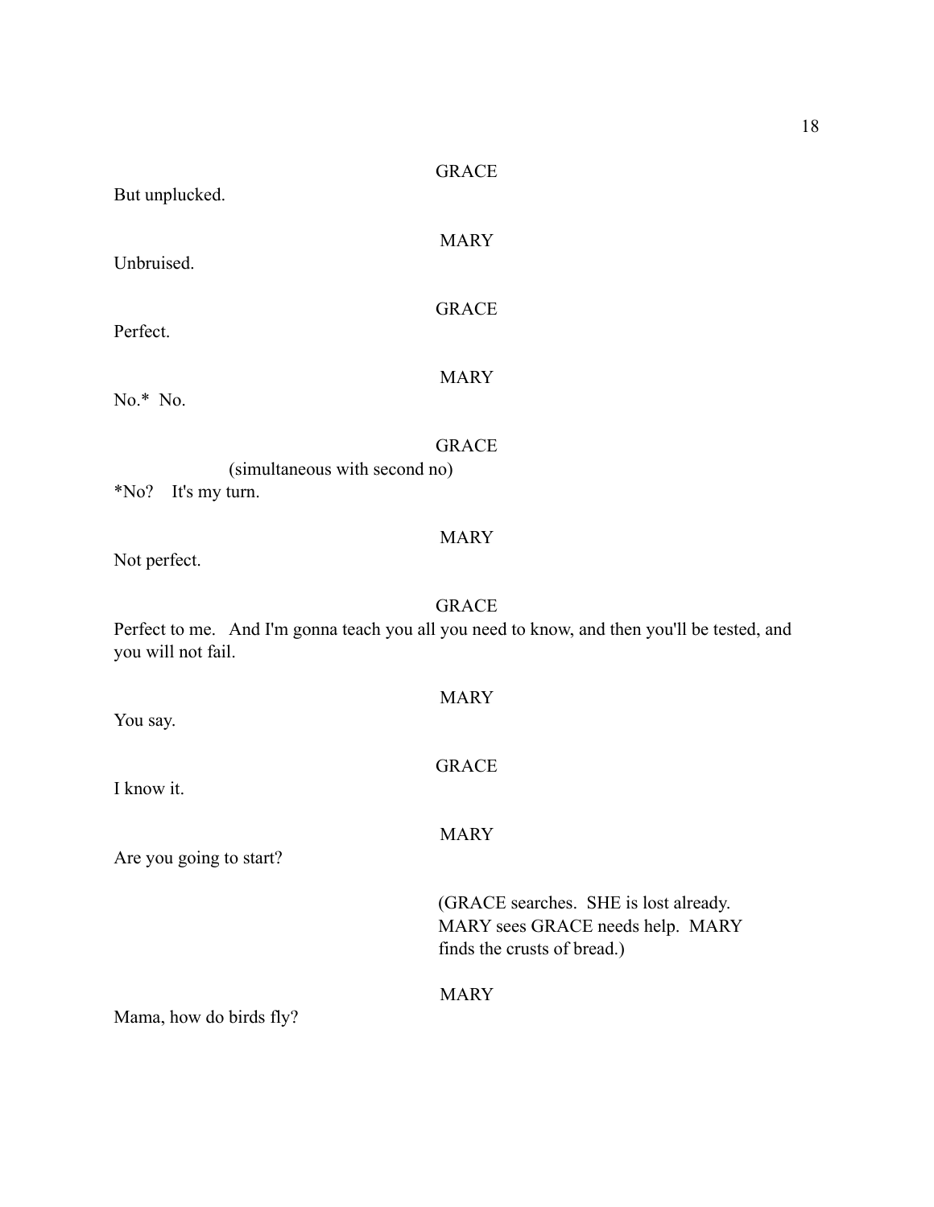GRACE

But unplucked.

MARY

Unbruised.

GRACE

Perfect.

MARY

No.* No.

GRACE

(simultaneous with second no)

*No? It's my turn.

MARY

Not perfect.

GRACE

Perfect to me. And I'm gonna teach you all you need to know, and then you'll be tested, and you will not fail.

MARY

You say.

GRACE

I know it.

MARY

Are you going to start?

(GRACE searches. SHE is lost already. MARY sees GRACE needs help. MARY finds the crusts of bread.)

MARY

Mama, how do birds fly?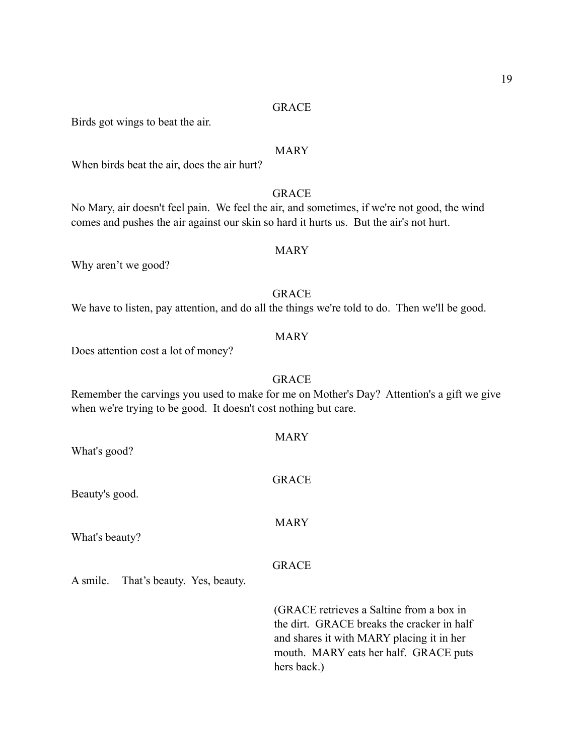GRACE

Birds got wings to beat the air.

MARY

When birds beat the air, does the air hurt?

GRACE

No Mary, air doesn't feel pain.  We feel the air, and sometimes, if we're not good, the wind comes and pushes the air against our skin so hard it hurts us.  But the air's not hurt.

MARY

Why aren't we good?

GRACE

We have to listen, pay attention, and do all the things we're told to do.  Then we'll be good.

MARY

Does attention cost a lot of money?

GRACE

Remember the carvings you used to make for me on Mother's Day?  Attention's a gift we give when we're trying to be good.  It doesn't cost nothing but care.

MARY

What's good?

GRACE

Beauty's good.

MARY

What's beauty?

GRACE

A smile.    That's beauty.  Yes, beauty.

(GRACE retrieves a Saltine from a box in the dirt.  GRACE breaks the cracker in half and shares it with MARY placing it in her mouth.  MARY eats her half.  GRACE puts hers back.)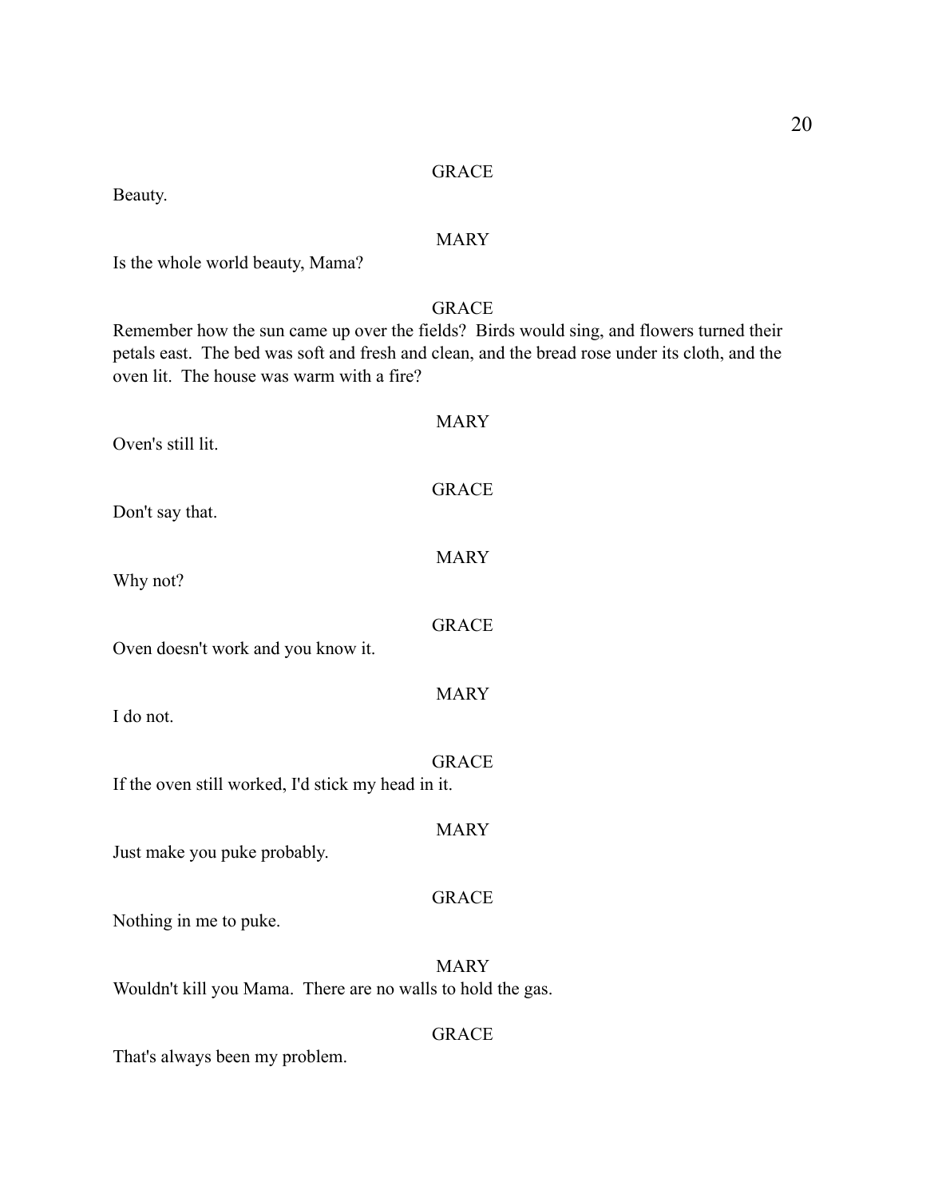GRACE

Beauty.

MARY

Is the whole world beauty, Mama?

GRACE

Remember how the sun came up over the fields? Birds would sing, and flowers turned their petals east. The bed was soft and fresh and clean, and the bread rose under its cloth, and the oven lit. The house was warm with a fire?

MARY

Oven's still lit.

GRACE

Don't say that.

MARY

Why not?

GRACE

Oven doesn't work and you know it.

MARY

I do not.

GRACE

If the oven still worked, I'd stick my head in it.

MARY

Just make you puke probably.

GRACE

Nothing in me to puke.

MARY

Wouldn't kill you Mama. There are no walls to hold the gas.

GRACE

That's always been my problem.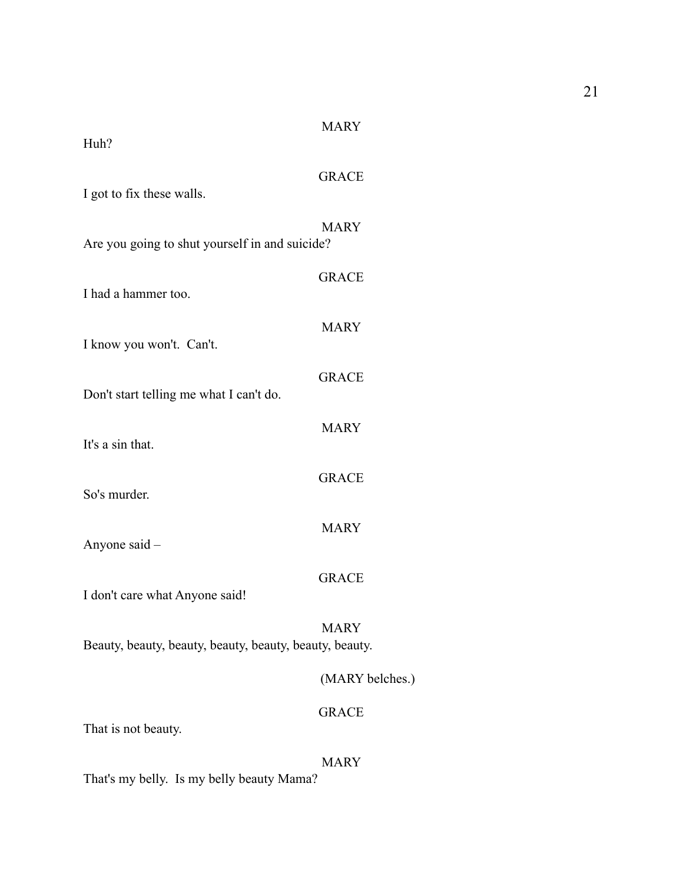MARY

Huh?

GRACE

I got to fix these walls.

MARY

Are you going to shut yourself in and suicide?

GRACE

I had a hammer too.

MARY

I know you won't.  Can't.

GRACE

Don't start telling me what I can't do.

MARY

It's a sin that.

GRACE

So's murder.

MARY

Anyone said –

GRACE

I don't care what Anyone said!

MARY

Beauty, beauty, beauty, beauty, beauty, beauty, beauty.

(MARY belches.)

GRACE

That is not beauty.

MARY

That's my belly.  Is my belly beauty Mama?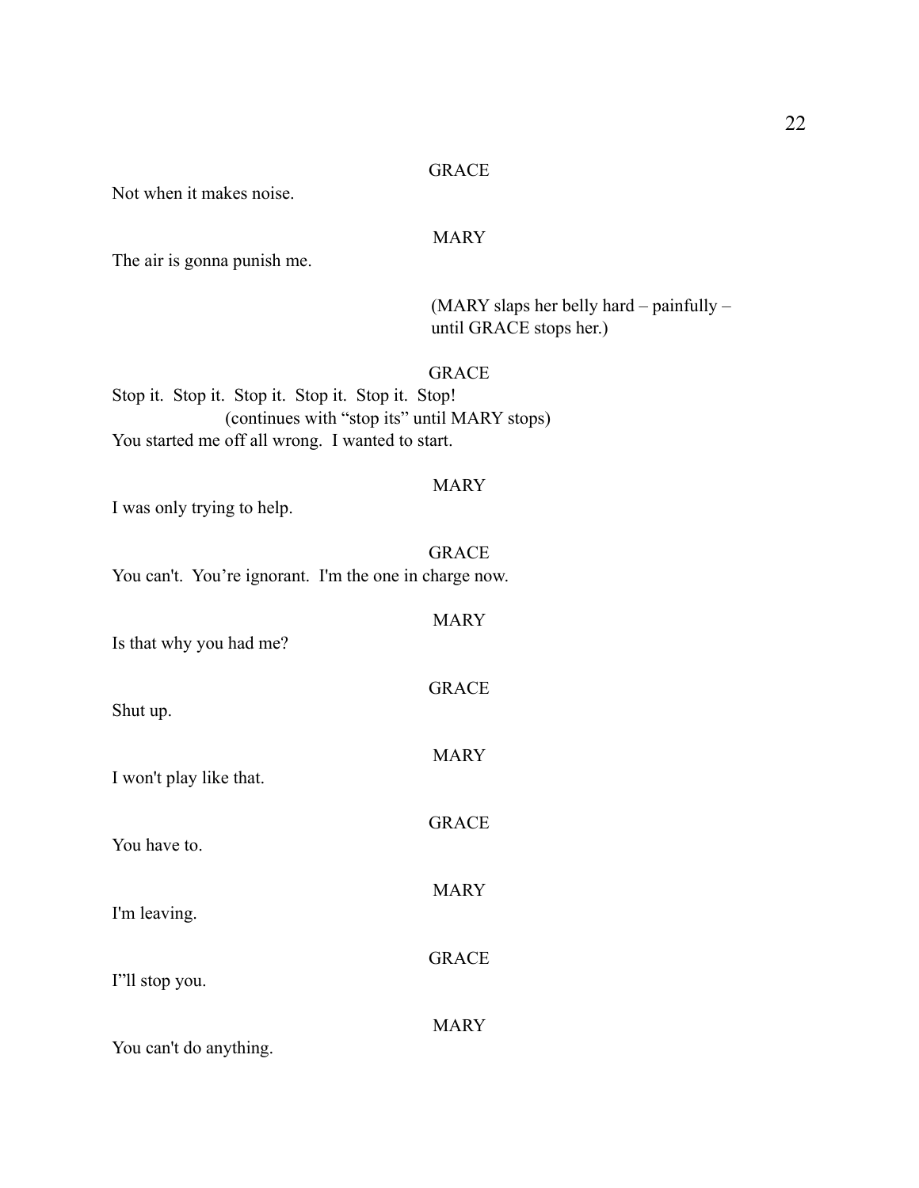GRACE

Not when it makes noise.

MARY

The air is gonna punish me.

(MARY slaps her belly hard – painfully – until GRACE stops her.)

GRACE

Stop it.  Stop it.  Stop it.  Stop it.  Stop it.  Stop!

(continues with "stop its" until MARY stops)

You started me off all wrong.  I wanted to start.

MARY

I was only trying to help.

GRACE

You can't.  You're ignorant.  I'm the one in charge now.

MARY

Is that why you had me?

GRACE

Shut up.

MARY

I won't play like that.

GRACE

You have to.

MARY

I'm leaving.

GRACE

I"ll stop you.

MARY

You can't do anything.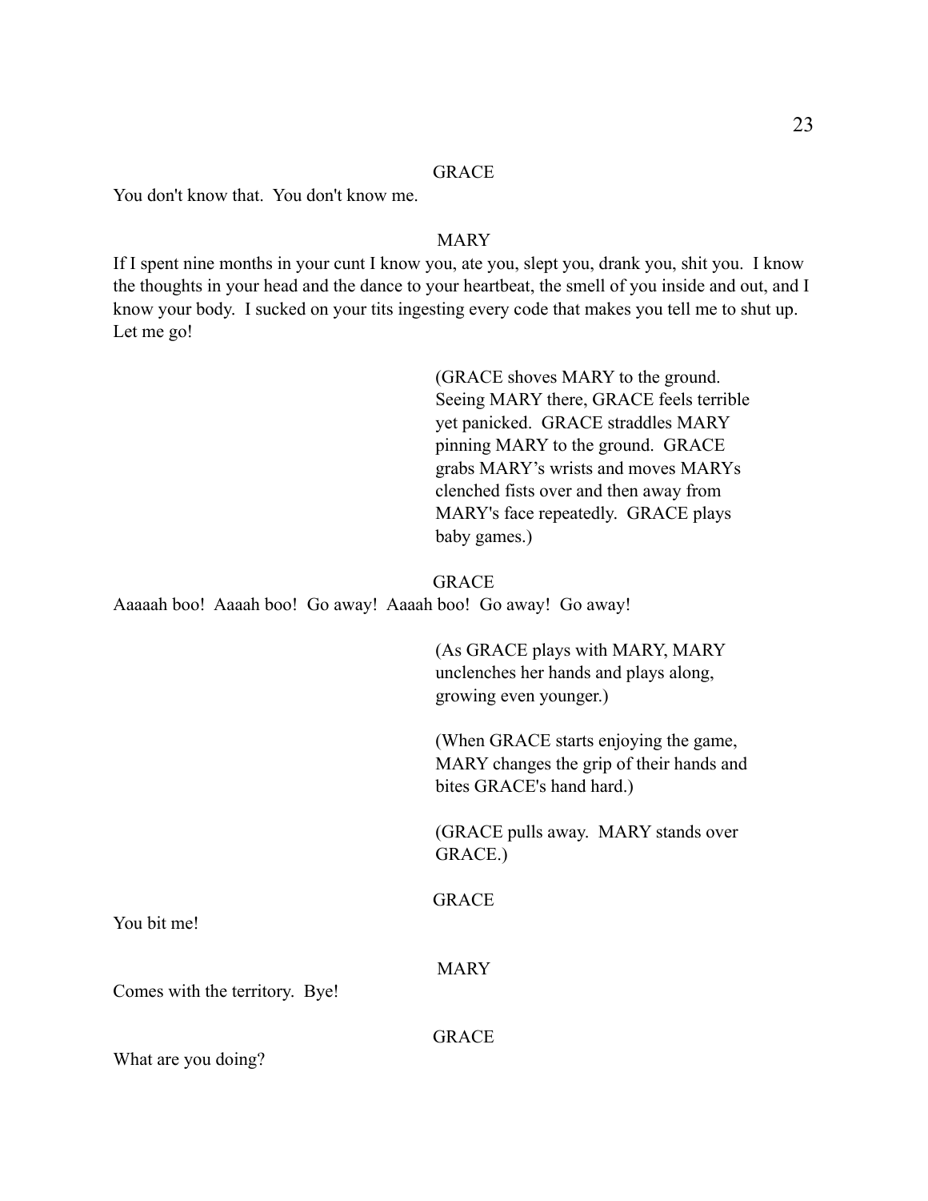GRACE

You don't know that. You don't know me.

MARY

If I spent nine months in your cunt I know you, ate you, slept you, drank you, shit you. I know the thoughts in your head and the dance to your heartbeat, the smell of you inside and out, and I know your body. I sucked on your tits ingesting every code that makes you tell me to shut up. Let me go!

(GRACE shoves MARY to the ground. Seeing MARY there, GRACE feels terrible yet panicked. GRACE straddles MARY pinning MARY to the ground. GRACE grabs MARY's wrists and moves MARYs clenched fists over and then away from MARY's face repeatedly. GRACE plays baby games.)

GRACE

Aaaaah boo! Aaaah boo! Go away! Aaaah boo! Go away! Go away!

(As GRACE plays with MARY, MARY unclenches her hands and plays along, growing even younger.)

(When GRACE starts enjoying the game, MARY changes the grip of their hands and bites GRACE's hand hard.)

(GRACE pulls away. MARY stands over GRACE.)

GRACE

You bit me!

MARY

Comes with the territory. Bye!

GRACE

What are you doing?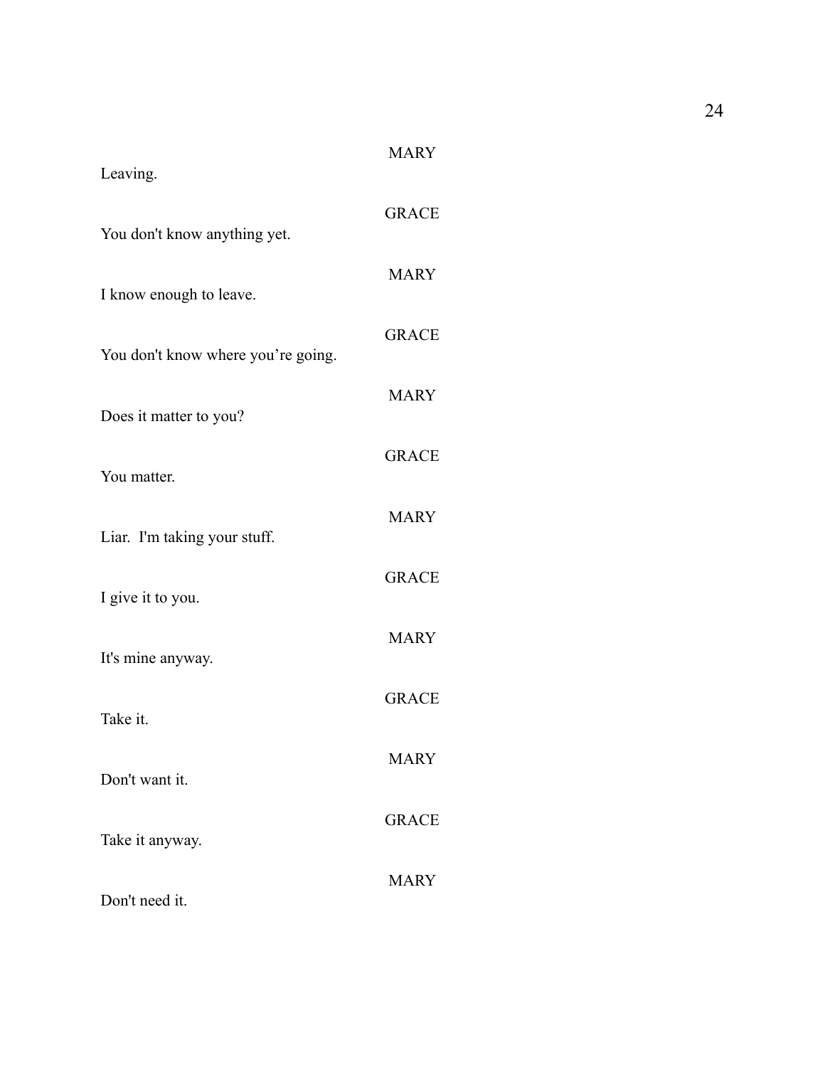MARY

Leaving.

GRACE

You don't know anything yet.

MARY

I know enough to leave.

GRACE

You don't know where you're going.

MARY

Does it matter to you?

GRACE

You matter.

MARY

Liar.  I'm taking your stuff.

GRACE

I give it to you.

MARY

It's mine anyway.

GRACE

Take it.

MARY

Don't want it.

GRACE

Take it anyway.

MARY

Don't need it.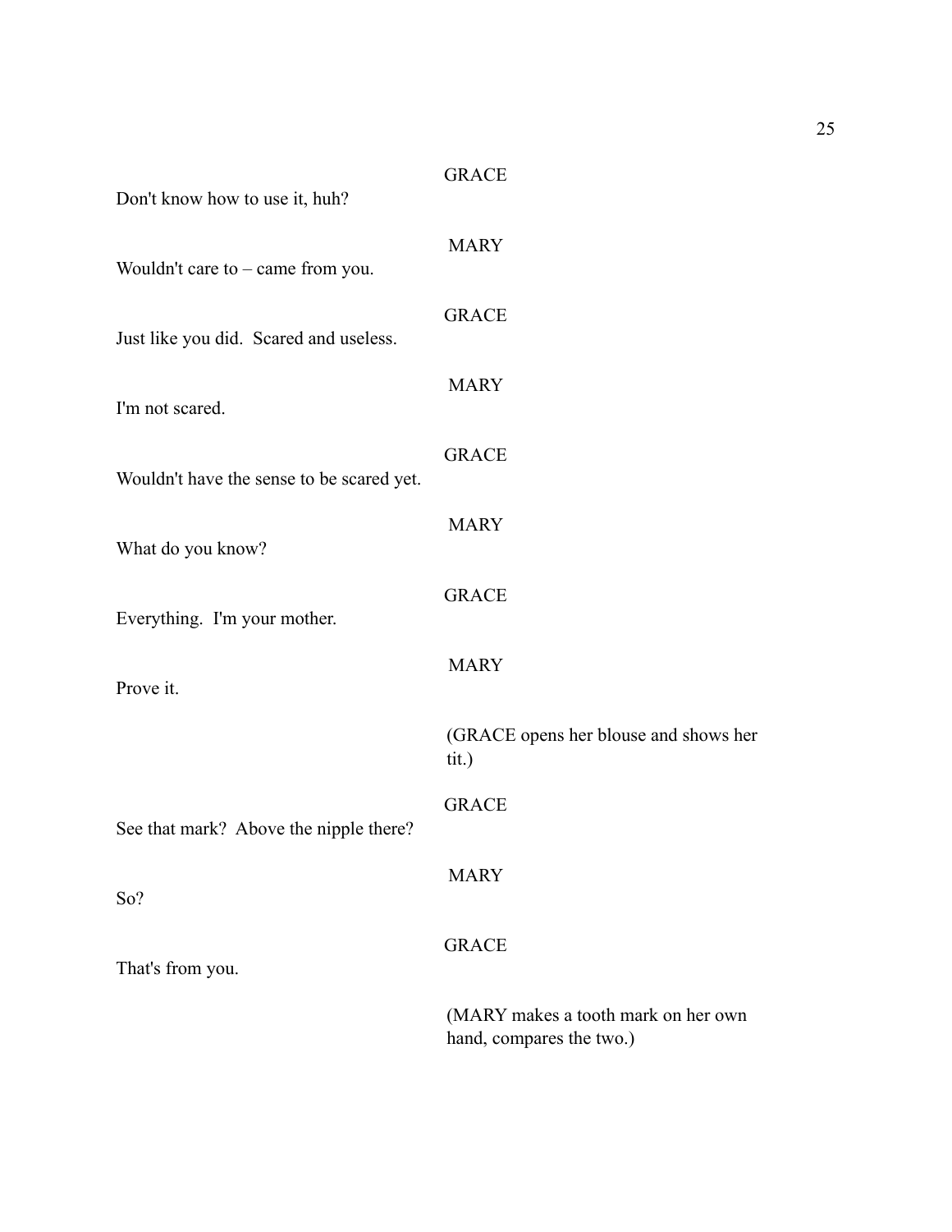GRACE

Don't know how to use it, huh?

MARY

Wouldn't care to – came from you.

GRACE

Just like you did. Scared and useless.

MARY

I'm not scared.

GRACE

Wouldn't have the sense to be scared yet.

MARY

What do you know?

GRACE

Everything. I'm your mother.

MARY

Prove it.

(GRACE opens her blouse and shows her tit.)

GRACE

See that mark? Above the nipple there?

MARY

So?

GRACE

That's from you.

(MARY makes a tooth mark on her own hand, compares the two.)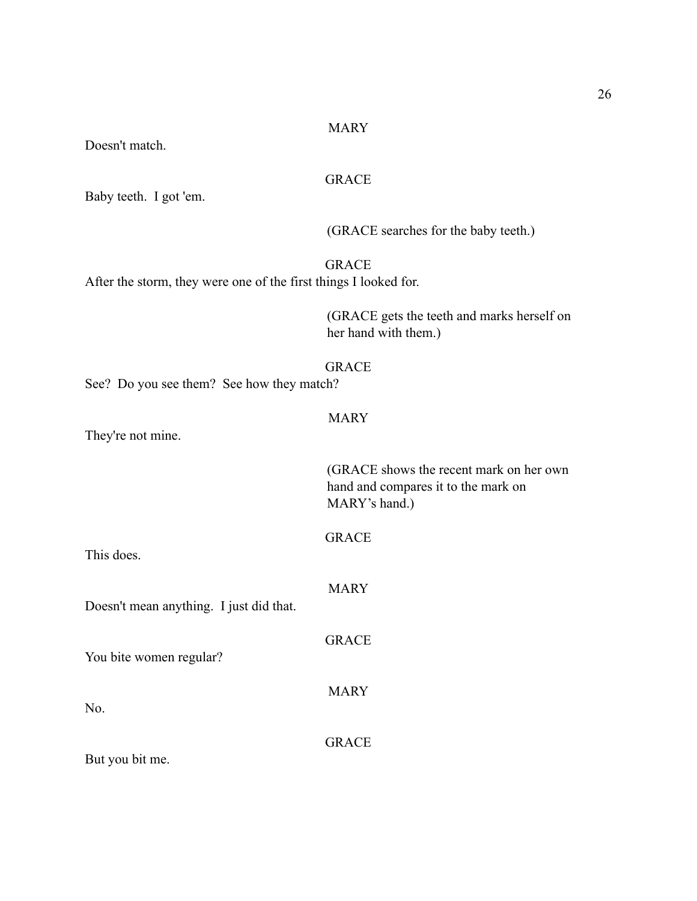MARY

Doesn't match.

GRACE

Baby teeth. I got 'em.

(GRACE searches for the baby teeth.)

GRACE

After the storm, they were one of the first things I looked for.

(GRACE gets the teeth and marks herself on her hand with them.)

GRACE

See? Do you see them? See how they match?

MARY

They're not mine.

(GRACE shows the recent mark on her own hand and compares it to the mark on MARY's hand.)

GRACE

This does.

MARY

Doesn't mean anything. I just did that.

GRACE

You bite women regular?

MARY

No.

GRACE

But you bit me.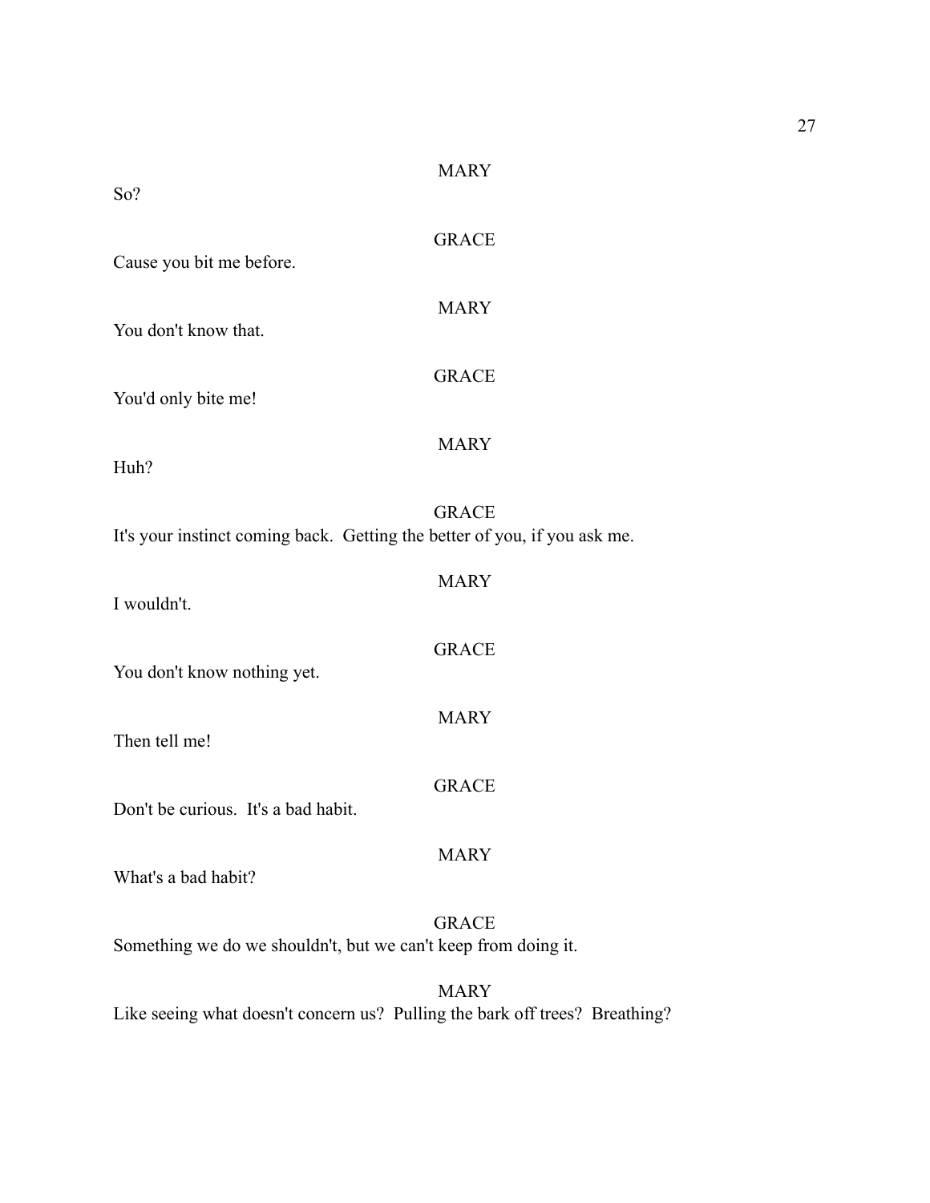MARY

So?

GRACE

Cause you bit me before.

MARY

You don't know that.

GRACE

You'd only bite me!

MARY

Huh?

GRACE

It's your instinct coming back. Getting the better of you, if you ask me.

MARY

I wouldn't.

GRACE

You don't know nothing yet.

MARY

Then tell me!

GRACE

Don't be curious. It's a bad habit.

MARY

What's a bad habit?

GRACE

Something we do we shouldn't, but we can't keep from doing it.

MARY

Like seeing what doesn't concern us? Pulling the bark off trees? Breathing?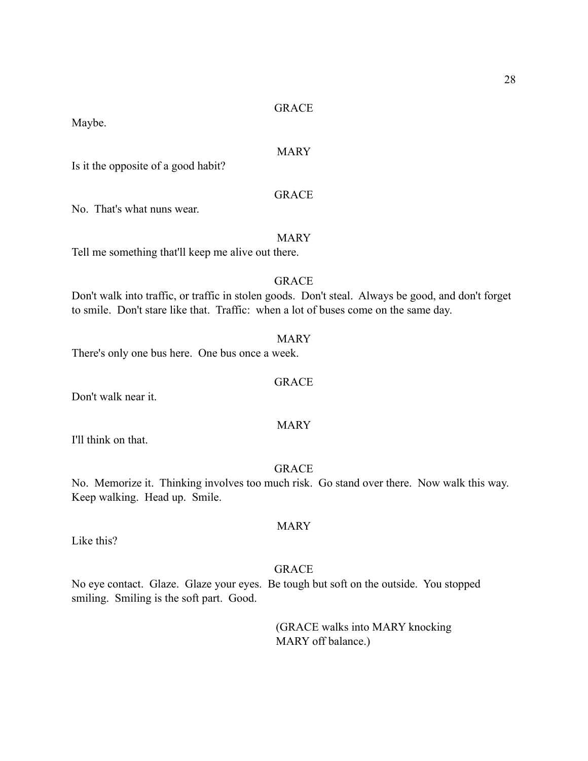GRACE

Maybe.

MARY

Is it the opposite of a good habit?

GRACE

No. That's what nuns wear.

MARY

Tell me something that'll keep me alive out there.

GRACE

Don't walk into traffic, or traffic in stolen goods. Don't steal. Always be good, and don't forget to smile. Don't stare like that. Traffic: when a lot of buses come on the same day.

MARY

There's only one bus here. One bus once a week.

GRACE

Don't walk near it.

MARY

I'll think on that.

GRACE

No. Memorize it. Thinking involves too much risk. Go stand over there. Now walk this way. Keep walking. Head up. Smile.

MARY

Like this?

GRACE

No eye contact. Glaze. Glaze your eyes. Be tough but soft on the outside. You stopped smiling. Smiling is the soft part. Good.

(GRACE walks into MARY knocking MARY off balance.)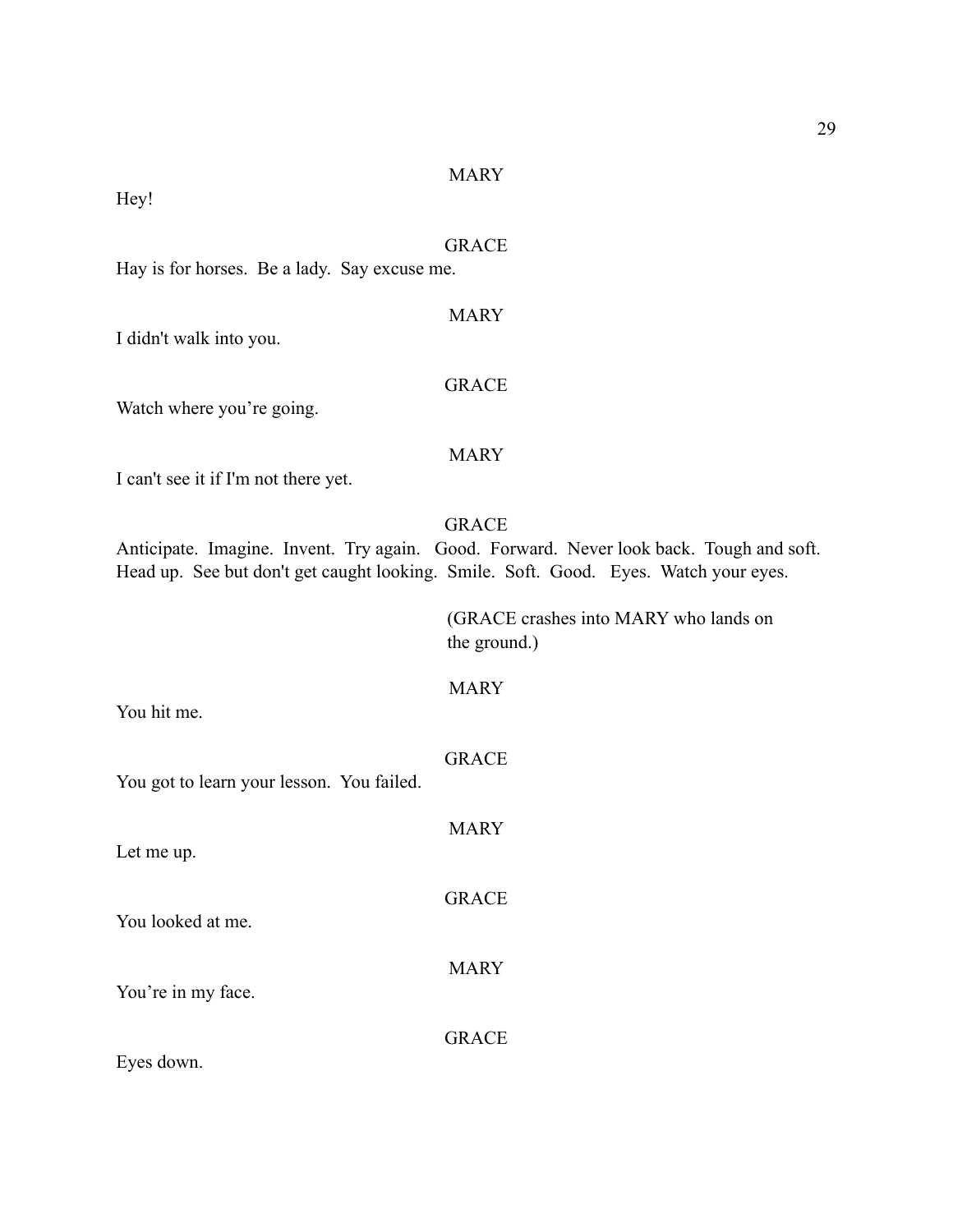MARY

Hey!

GRACE

Hay is for horses.  Be a lady.  Say excuse me.

MARY

I didn't walk into you.

GRACE

Watch where you're going.

MARY

I can't see it if I'm not there yet.

GRACE

Anticipate.  Imagine.  Invent.  Try again.   Good.  Forward.  Never look back.  Tough and soft.  Head up.  See but don't get caught looking.  Smile.  Soft.  Good.   Eyes.  Watch your eyes.

(GRACE crashes into MARY who lands on the ground.)

MARY

You hit me.

GRACE

You got to learn your lesson.  You failed.

MARY

Let me up.

GRACE

You looked at me.

MARY

You're in my face.

GRACE

Eyes down.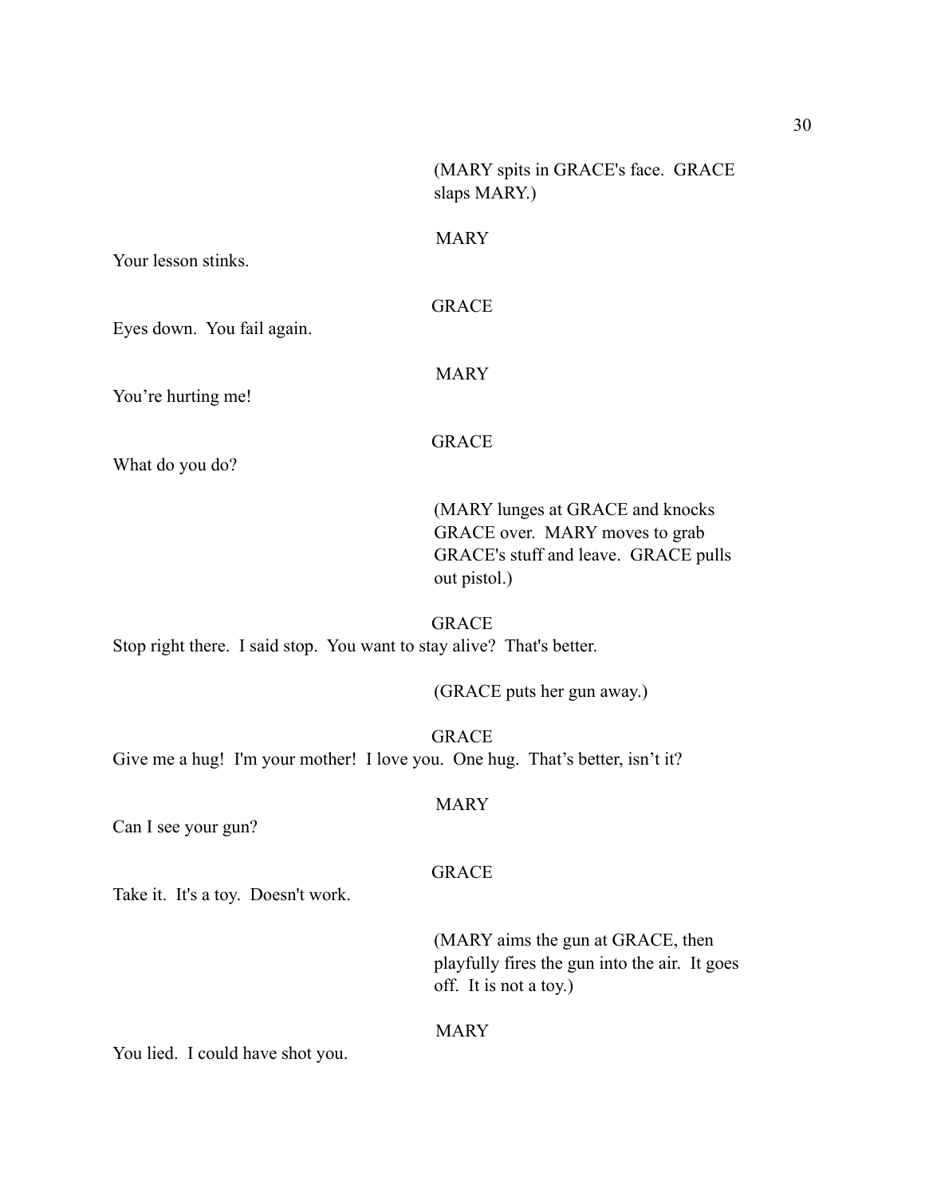(MARY spits in GRACE's face. GRACE slaps MARY.)

MARY

Your lesson stinks.

GRACE

Eyes down. You fail again.

MARY

You're hurting me!

GRACE

What do you do?

(MARY lunges at GRACE and knocks GRACE over. MARY moves to grab GRACE's stuff and leave. GRACE pulls out pistol.)

GRACE

Stop right there. I said stop. You want to stay alive? That's better.

(GRACE puts her gun away.)

GRACE

Give me a hug! I'm your mother! I love you. One hug. That's better, isn't it?

MARY

Can I see your gun?

GRACE

Take it. It's a toy. Doesn't work.

(MARY aims the gun at GRACE, then playfully fires the gun into the air. It goes off. It is not a toy.)

MARY

You lied. I could have shot you.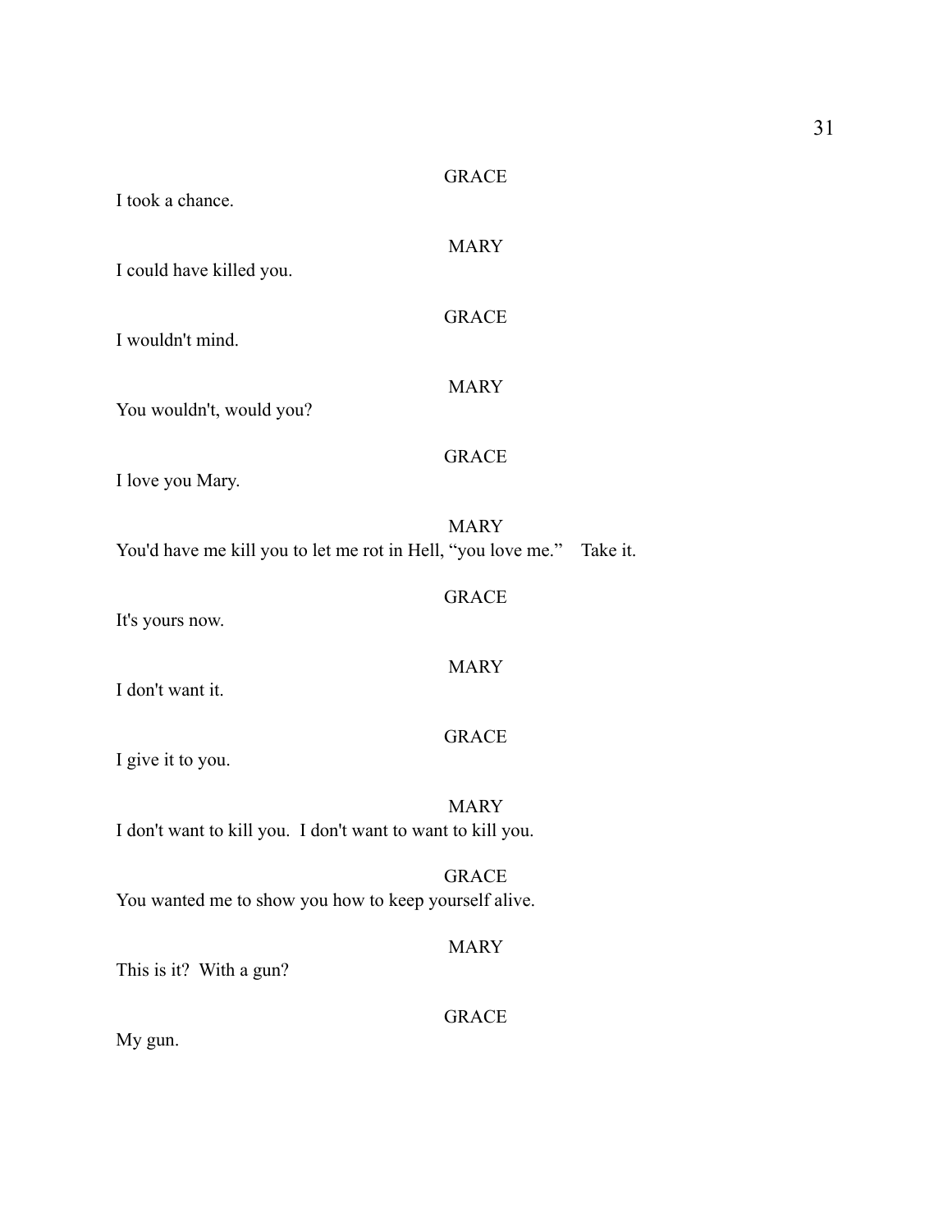GRACE

I took a chance.

MARY

I could have killed you.

GRACE

I wouldn't mind.

MARY

You wouldn't, would you?

GRACE

I love you Mary.

MARY

You'd have me kill you to let me rot in Hell, “you love me.”    Take it.

GRACE

It's yours now.

MARY

I don't want it.

GRACE

I give it to you.

MARY

I don't want to kill you.  I don't want to want to kill you.

GRACE

You wanted me to show you how to keep yourself alive.

MARY

This is it?  With a gun?

GRACE

My gun.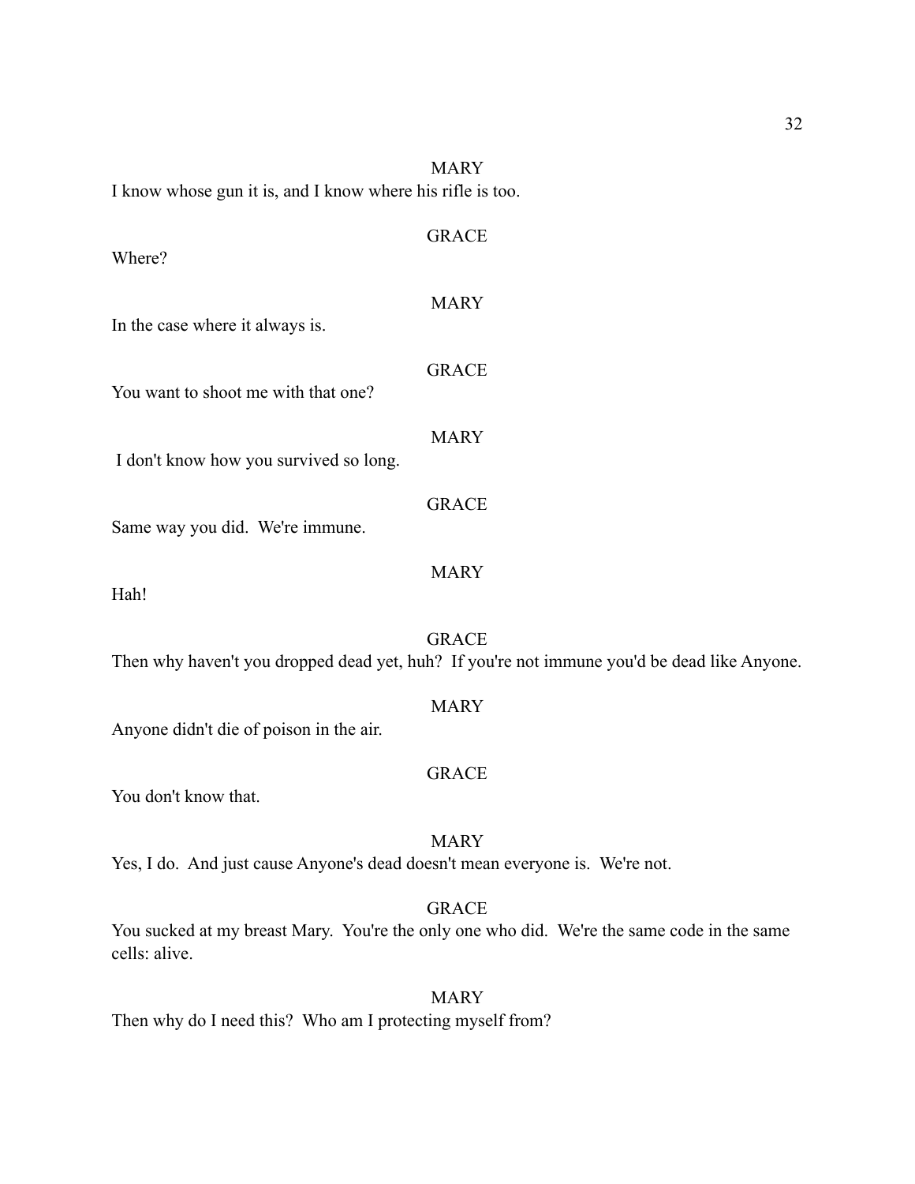MARY

I know whose gun it is, and I know where his rifle is too.

GRACE

Where?

MARY

In the case where it always is.

GRACE

You want to shoot me with that one?

MARY

I don't know how you survived so long.

GRACE

Same way you did. We're immune.

MARY

Hah!

GRACE

Then why haven't you dropped dead yet, huh? If you're not immune you'd be dead like Anyone.

MARY

Anyone didn't die of poison in the air.

GRACE

You don't know that.

MARY

Yes, I do. And just cause Anyone's dead doesn't mean everyone is. We're not.

GRACE

You sucked at my breast Mary. You're the only one who did. We're the same code in the same cells: alive.

MARY

Then why do I need this? Who am I protecting myself from?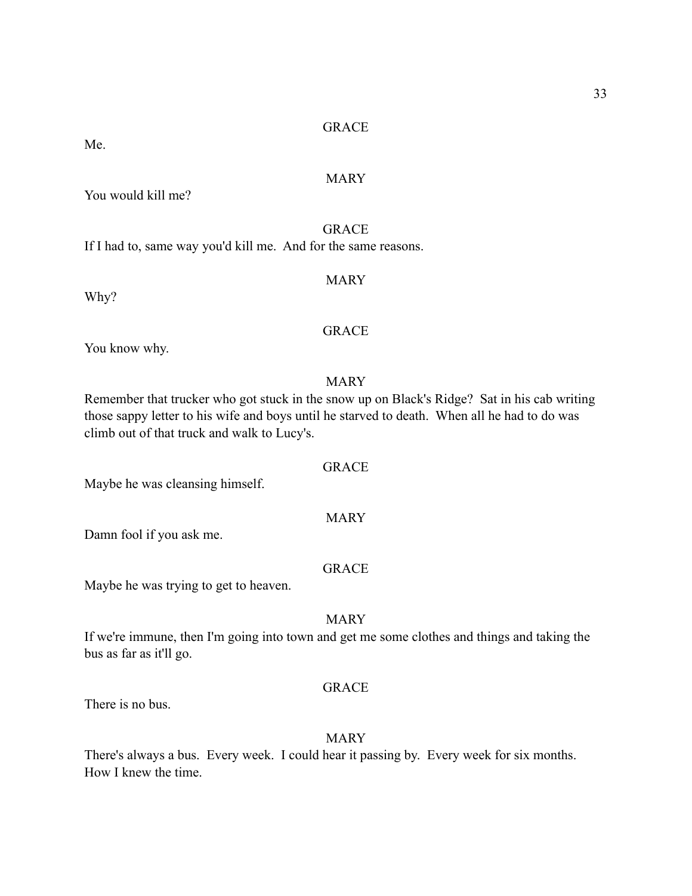GRACE

Me.

MARY

You would kill me?

GRACE

If I had to, same way you'd kill me.  And for the same reasons.

MARY

Why?

GRACE

You know why.

MARY

Remember that trucker who got stuck in the snow up on Black's Ridge?  Sat in his cab writing those sappy letter to his wife and boys until he starved to death.  When all he had to do was climb out of that truck and walk to Lucy's.

GRACE

Maybe he was cleansing himself.

MARY

Damn fool if you ask me.

GRACE

Maybe he was trying to get to heaven.

MARY

If we're immune, then I'm going into town and get me some clothes and things and taking the bus as far as it'll go.

GRACE

There is no bus.

MARY

There's always a bus.  Every week.  I could hear it passing by.  Every week for six months.  How I knew the time.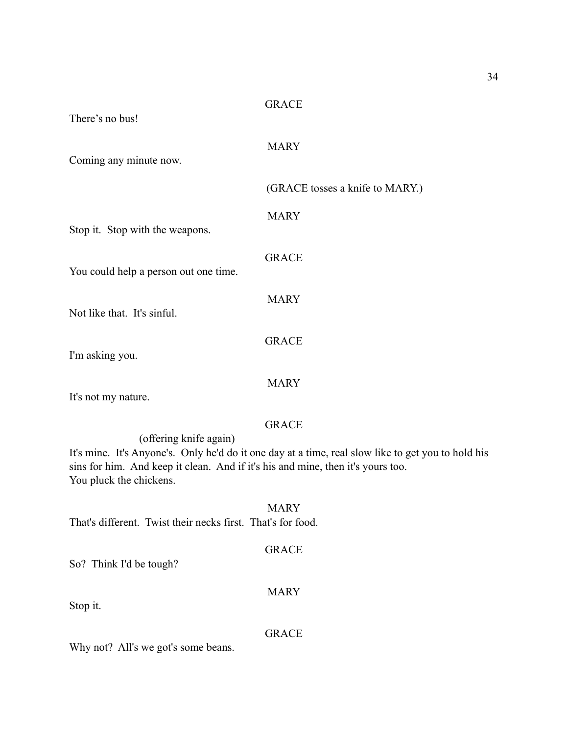GRACE

There's no bus!

MARY

Coming any minute now.

(GRACE tosses a knife to MARY.)

MARY

Stop it. Stop with the weapons.

GRACE

You could help a person out one time.

MARY

Not like that. It's sinful.

GRACE

I'm asking you.

MARY

It's not my nature.

GRACE

(offering knife again)

It's mine. It's Anyone's. Only he'd do it one day at a time, real slow like to get you to hold his sins for him. And keep it clean. And if it's his and mine, then it's yours too.
You pluck the chickens.

MARY

That's different. Twist their necks first. That's for food.

GRACE

So? Think I'd be tough?

MARY

Stop it.

GRACE

Why not? All's we got's some beans.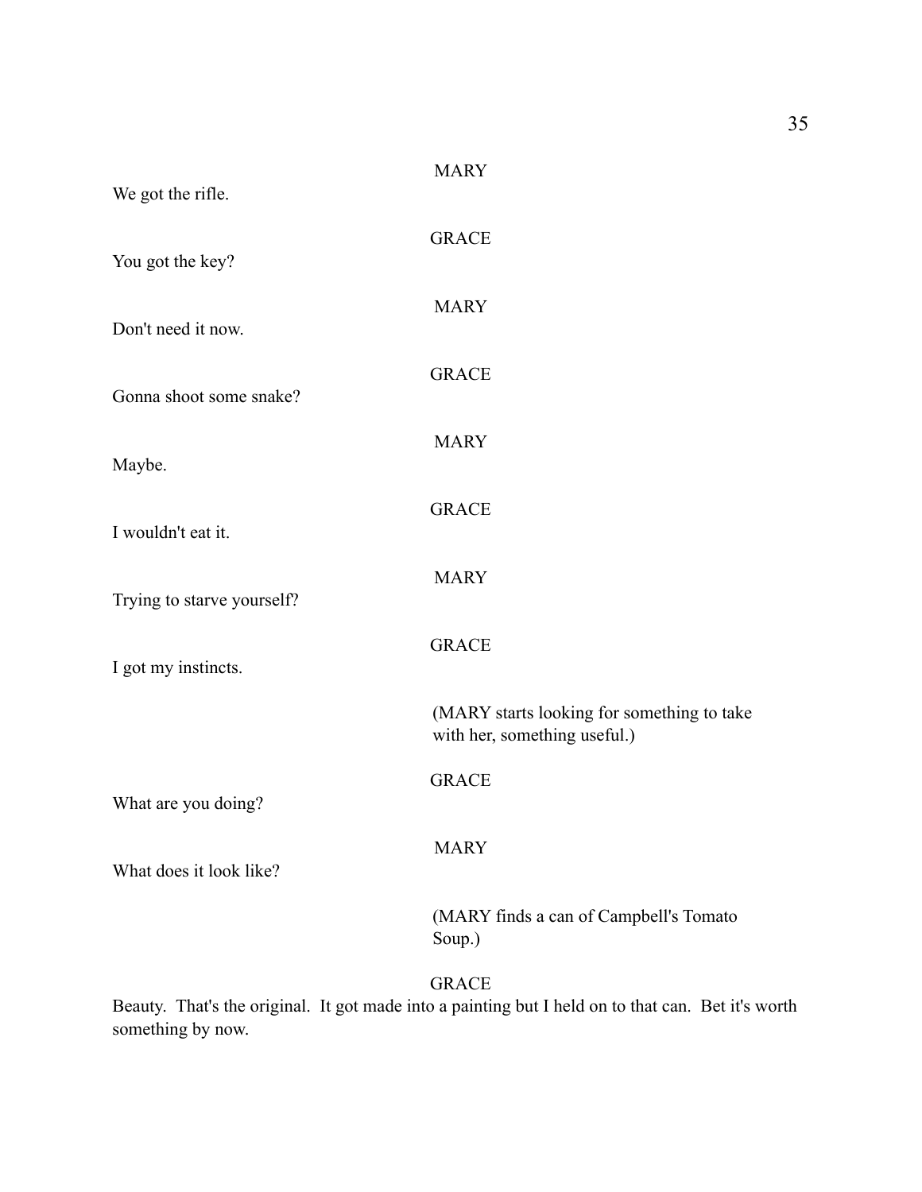MARY

We got the rifle.

GRACE

You got the key?

MARY

Don't need it now.

GRACE

Gonna shoot some snake?

MARY

Maybe.

GRACE

I wouldn't eat it.

MARY

Trying to starve yourself?

GRACE

I got my instincts.

(MARY starts looking for something to take with her, something useful.)

GRACE

What are you doing?

MARY

What does it look like?

(MARY finds a can of Campbell's Tomato Soup.)

GRACE

Beauty. That's the original. It got made into a painting but I held on to that can. Bet it's worth something by now.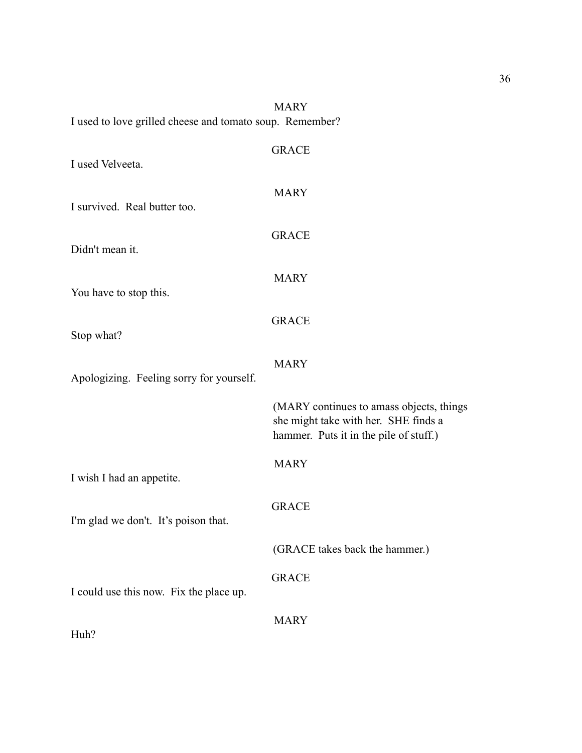MARY

I used to love grilled cheese and tomato soup. Remember?

GRACE

I used Velveeta.

MARY

I survived. Real butter too.

GRACE

Didn't mean it.

MARY

You have to stop this.

GRACE

Stop what?

MARY

Apologizing. Feeling sorry for yourself.

(MARY continues to amass objects, things she might take with her. SHE finds a hammer. Puts it in the pile of stuff.)

MARY

I wish I had an appetite.

GRACE

I'm glad we don't. It's poison that.

(GRACE takes back the hammer.)

GRACE

I could use this now. Fix the place up.

MARY

Huh?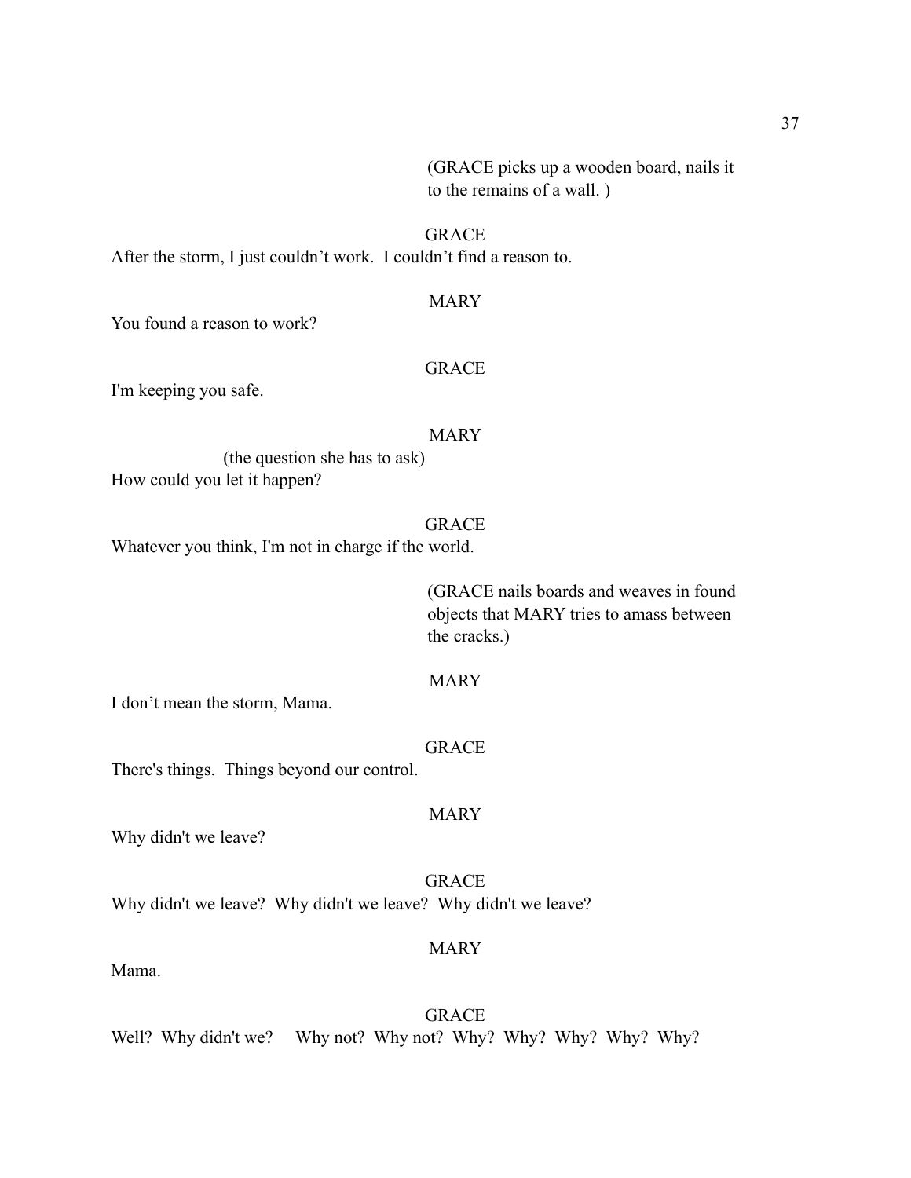(GRACE picks up a wooden board, nails it to the remains of a wall. )

GRACE

After the storm, I just couldn't work. I couldn't find a reason to.

MARY

You found a reason to work?

GRACE

I'm keeping you safe.

MARY

(the question she has to ask)

How could you let it happen?

GRACE

Whatever you think, I'm not in charge if the world.

(GRACE nails boards and weaves in found objects that MARY tries to amass between the cracks.)

MARY

I don't mean the storm, Mama.

GRACE

There's things. Things beyond our control.

MARY

Why didn't we leave?

GRACE

Why didn't we leave? Why didn't we leave? Why didn't we leave?

MARY

Mama.

GRACE

Well? Why didn't we? Why not? Why not? Why? Why? Why? Why? Why?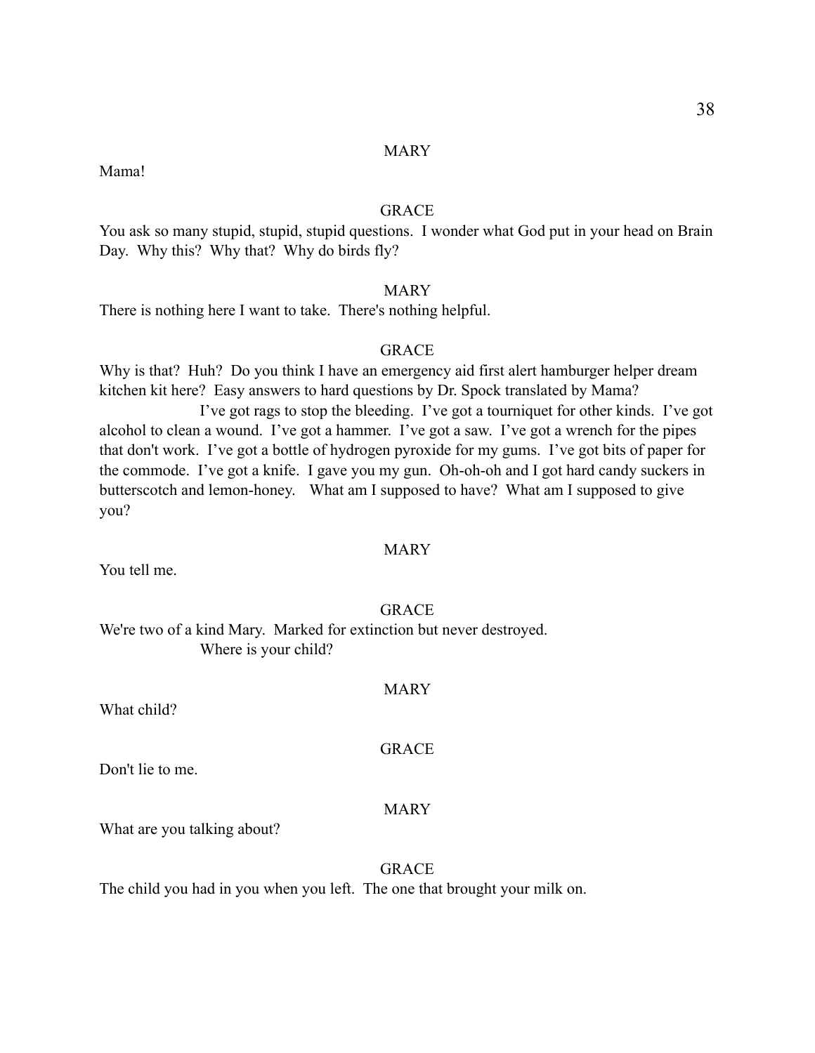MARY

Mama!

GRACE

You ask so many stupid, stupid, stupid questions. I wonder what God put in your head on Brain Day. Why this? Why that? Why do birds fly?

MARY

There is nothing here I want to take. There's nothing helpful.

GRACE

Why is that? Huh? Do you think I have an emergency aid first alert hamburger helper dream kitchen kit here? Easy answers to hard questions by Dr. Spock translated by Mama?

I've got rags to stop the bleeding. I've got a tourniquet for other kinds. I've got alcohol to clean a wound. I've got a hammer. I've got a saw. I've got a wrench for the pipes that don't work. I've got a bottle of hydrogen pyroxide for my gums. I've got bits of paper for the commode. I've got a knife. I gave you my gun. Oh-oh-oh and I got hard candy suckers in butterscotch and lemon-honey. What am I supposed to have? What am I supposed to give you?

MARY

You tell me.

GRACE

We're two of a kind Mary. Marked for extinction but never destroyed.

Where is your child?

MARY

What child?

GRACE

Don't lie to me.

MARY

What are you talking about?

GRACE

The child you had in you when you left. The one that brought your milk on.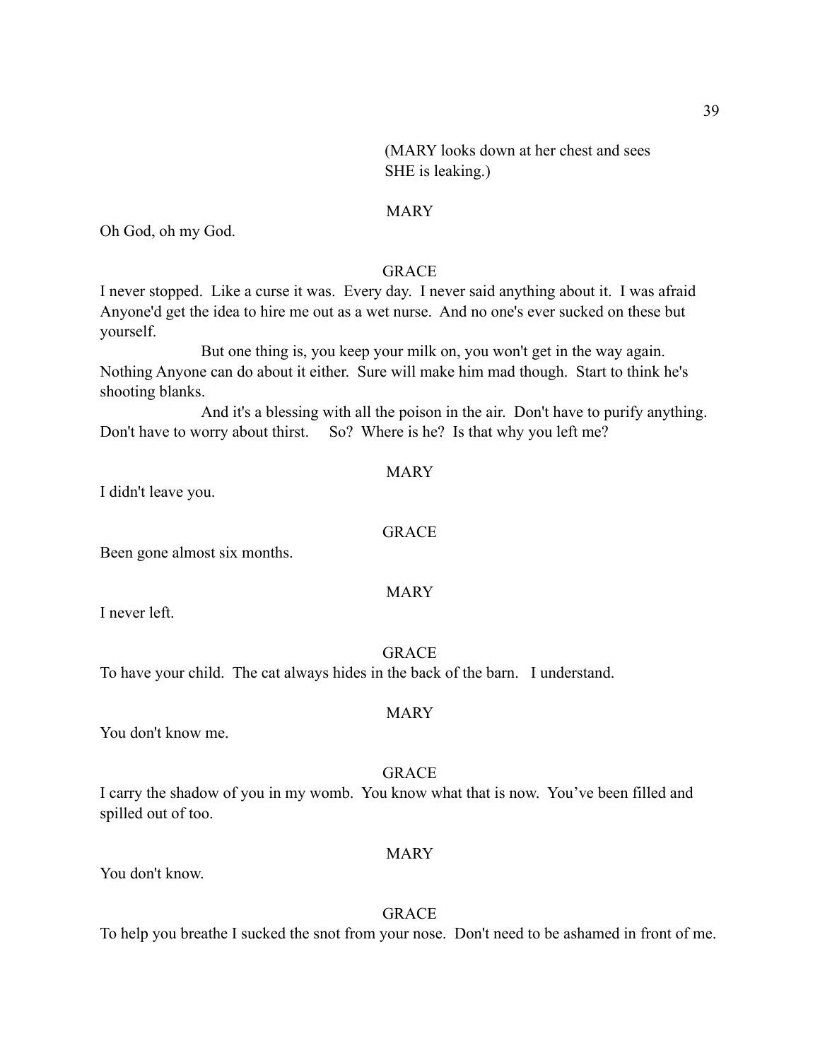(MARY looks down at her chest and sees SHE is leaking.)

MARY

Oh God, oh my God.

GRACE

I never stopped.  Like a curse it was.  Every day.  I never said anything about it.  I was afraid Anyone'd get the idea to hire me out as a wet nurse.  And no one's ever sucked on these but yourself.

But one thing is, you keep your milk on, you won't get in the way again.  Nothing Anyone can do about it either.  Sure will make him mad though.  Start to think he's shooting blanks.

And it's a blessing with all the poison in the air.  Don't have to purify anything.  Don't have to worry about thirst.     So?  Where is he?  Is that why you left me?

MARY

I didn't leave you.

GRACE

Been gone almost six months.

MARY

I never left.

GRACE

To have your child.  The cat always hides in the back of the barn.   I understand.

MARY

You don't know me.

GRACE

I carry the shadow of you in my womb.  You know what that is now.  You've been filled and spilled out of too.

MARY

You don't know.

GRACE

To help you breathe I sucked the snot from your nose.  Don't need to be ashamed in front of me.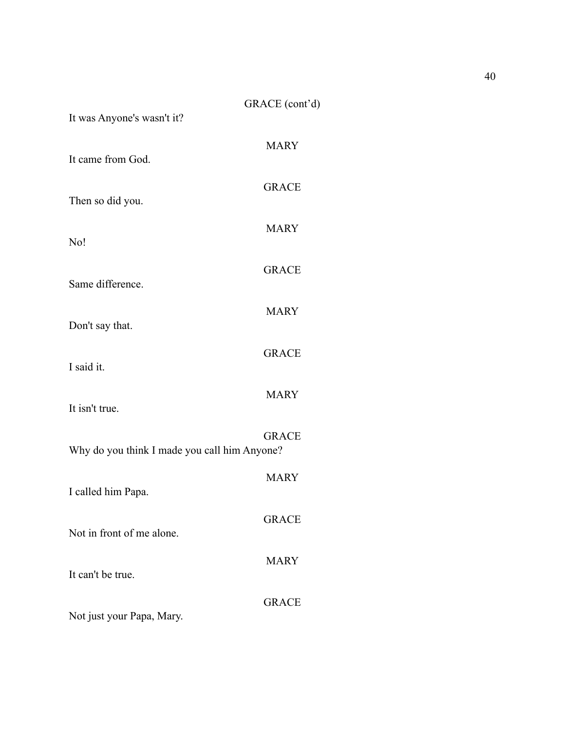GRACE (cont'd)

It was Anyone's wasn't it?

MARY

It came from God.

GRACE

Then so did you.

MARY

No!

GRACE

Same difference.

MARY

Don't say that.

GRACE

I said it.

MARY

It isn't true.

GRACE

Why do you think I made you call him Anyone?

MARY

I called him Papa.

GRACE

Not in front of me alone.

MARY

It can't be true.

GRACE

Not just your Papa, Mary.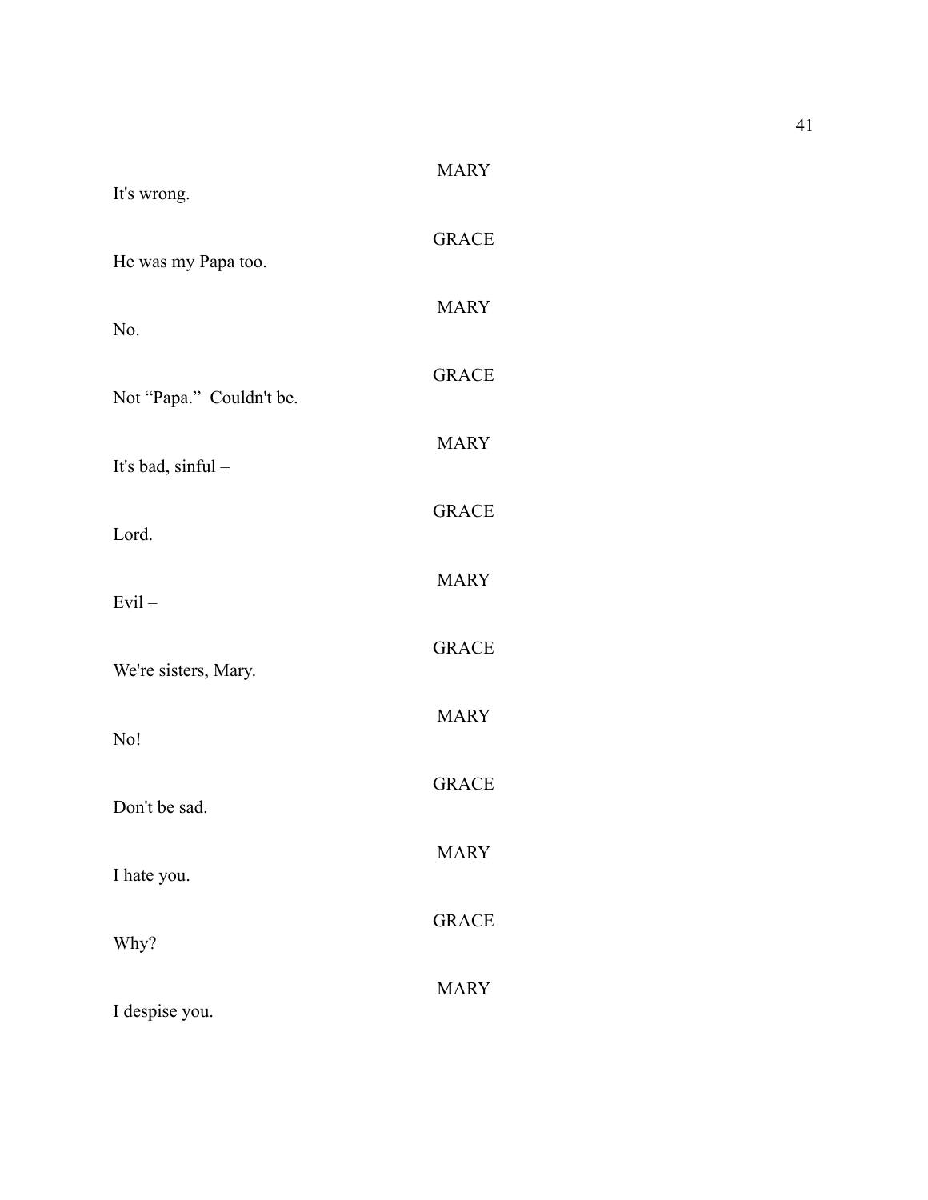MARY

It's wrong.

GRACE

He was my Papa too.

MARY

No.

GRACE

Not "Papa." Couldn't be.

MARY

It's bad, sinful –

GRACE

Lord.

MARY

Evil –

GRACE

We're sisters, Mary.

MARY

No!

GRACE

Don't be sad.

MARY

I hate you.

GRACE

Why?

MARY

I despise you.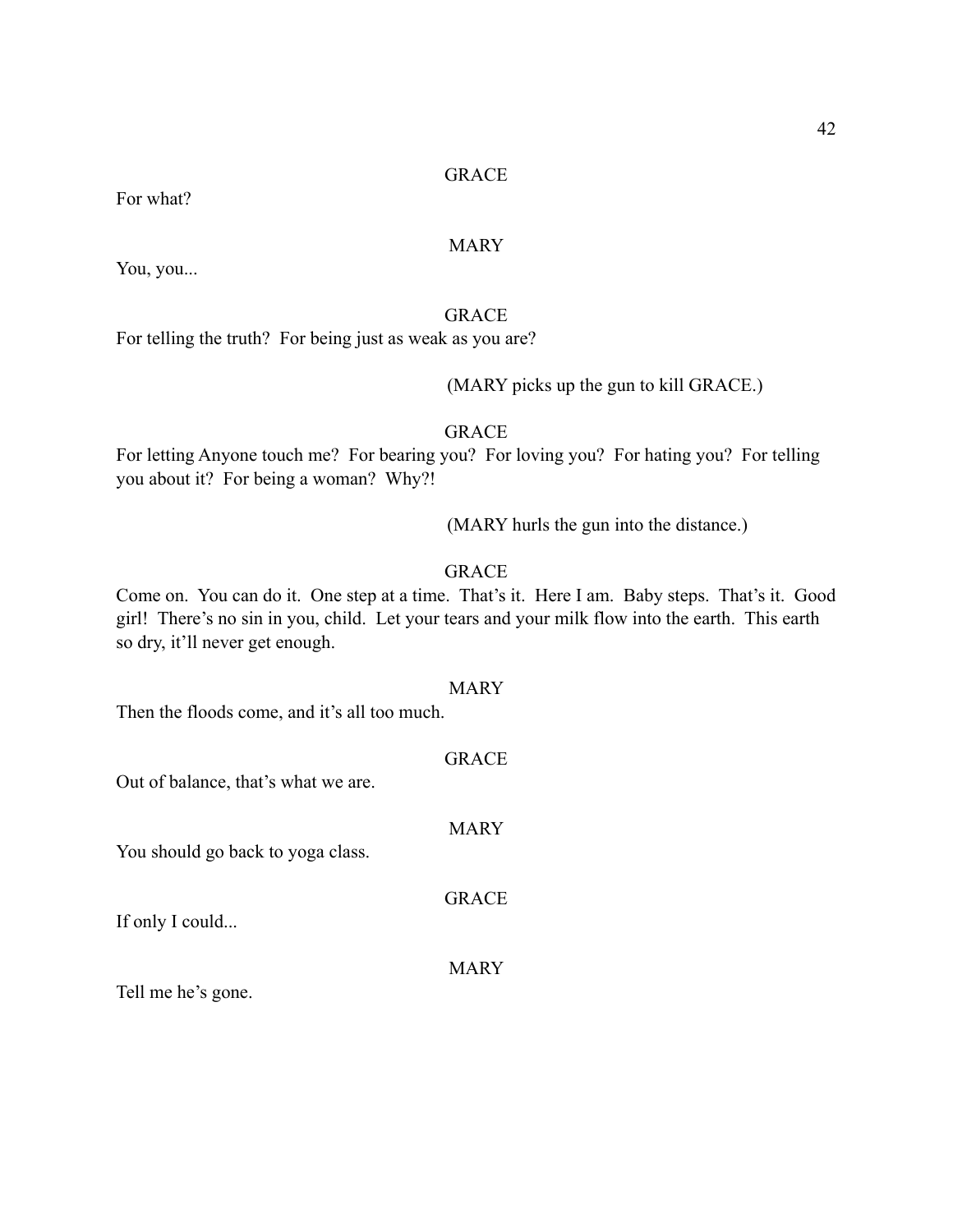GRACE

For what?

MARY

You, you...

GRACE

For telling the truth? For being just as weak as you are?

(MARY picks up the gun to kill GRACE.)

GRACE

For letting Anyone touch me? For bearing you? For loving you? For hating you? For telling you about it? For being a woman? Why?!

(MARY hurls the gun into the distance.)

GRACE

Come on. You can do it. One step at a time. That's it. Here I am. Baby steps. That's it. Good girl! There's no sin in you, child. Let your tears and your milk flow into the earth. This earth so dry, it'll never get enough.

MARY

Then the floods come, and it's all too much.

GRACE

Out of balance, that's what we are.

MARY

You should go back to yoga class.

GRACE

If only I could...

MARY

Tell me he's gone.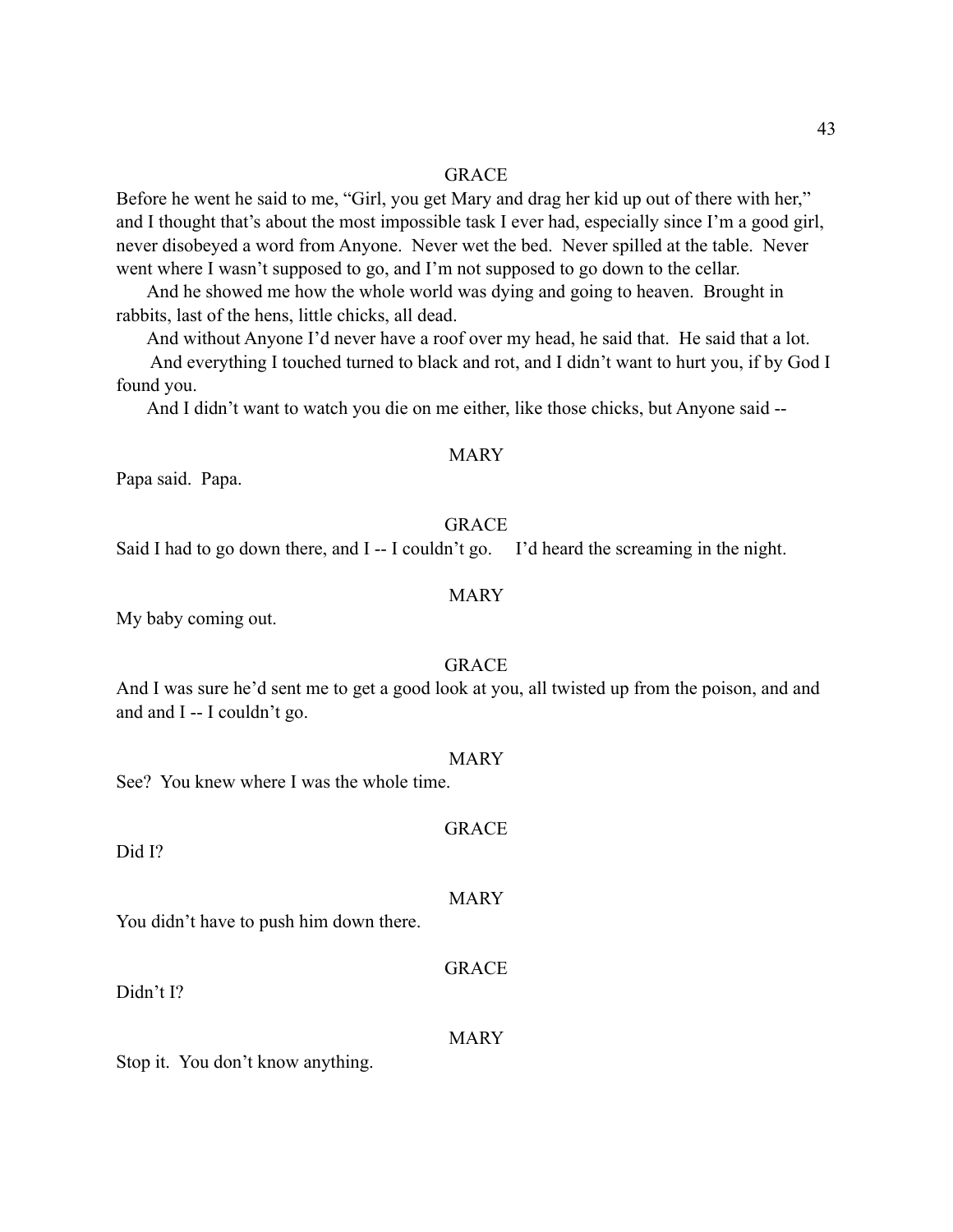GRACE

Before he went he said to me, "Girl, you get Mary and drag her kid up out of there with her," and I thought that's about the most impossible task I ever had, especially since I'm a good girl, never disobeyed a word from Anyone. Never wet the bed. Never spilled at the table. Never went where I wasn't supposed to go, and I'm not supposed to go down to the cellar.

And he showed me how the whole world was dying and going to heaven. Brought in rabbits, last of the hens, little chicks, all dead.

And without Anyone I'd never have a roof over my head, he said that. He said that a lot.

And everything I touched turned to black and rot, and I didn't want to hurt you, if by God I found you.

And I didn't want to watch you die on me either, like those chicks, but Anyone said --

MARY

Papa said. Papa.

GRACE

Said I had to go down there, and I -- I couldn't go. I'd heard the screaming in the night.

MARY

My baby coming out.

GRACE

And I was sure he'd sent me to get a good look at you, all twisted up from the poison, and and and and I -- I couldn't go.

MARY

See? You knew where I was the whole time.

GRACE

Did I?

MARY

You didn't have to push him down there.

GRACE

Didn't I?

MARY

Stop it. You don't know anything.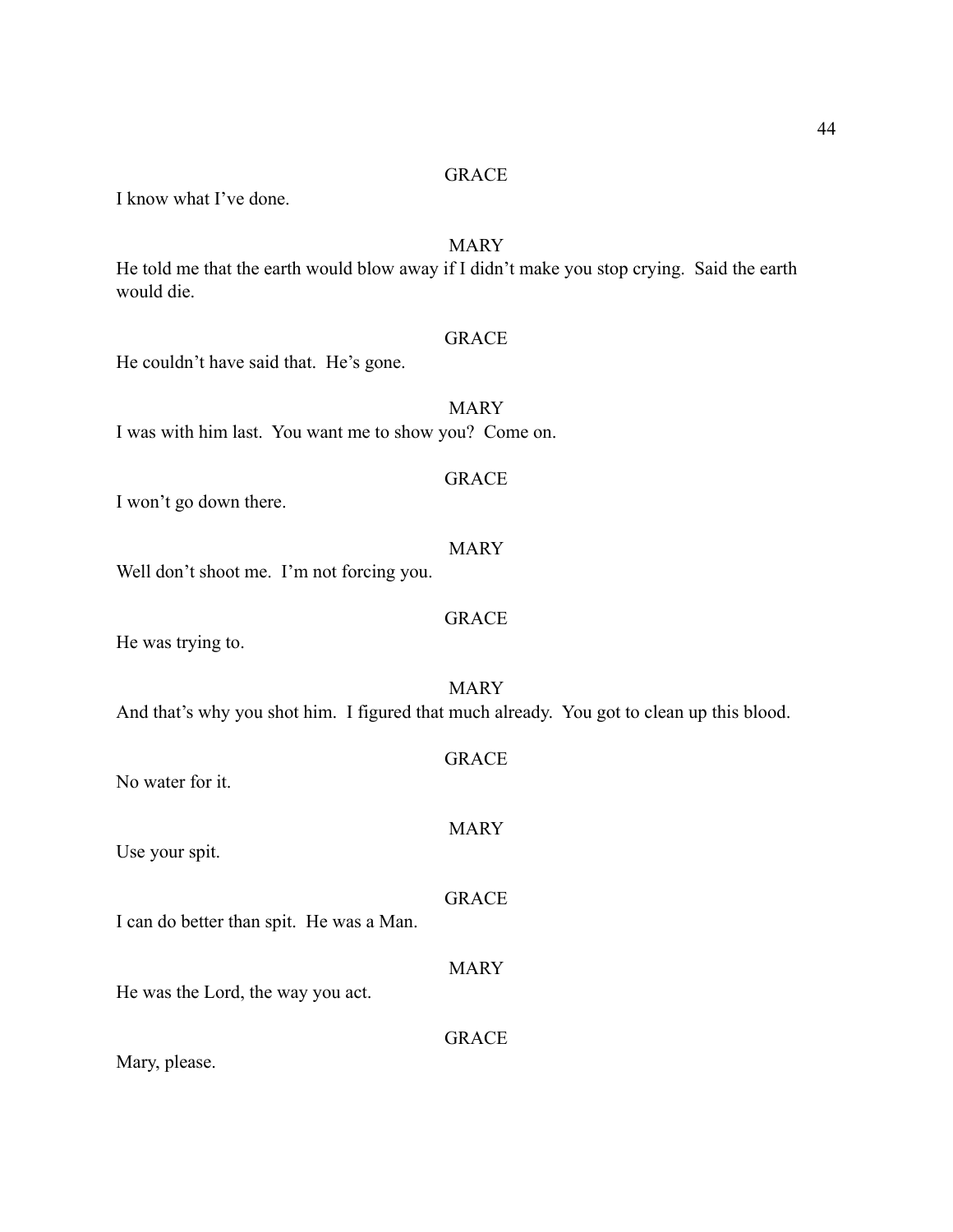GRACE

I know what I've done.

MARY

He told me that the earth would blow away if I didn't make you stop crying. Said the earth would die.

GRACE

He couldn't have said that. He's gone.

MARY

I was with him last. You want me to show you? Come on.

GRACE

I won't go down there.

MARY

Well don't shoot me. I'm not forcing you.

GRACE

He was trying to.

MARY

And that's why you shot him. I figured that much already. You got to clean up this blood.

GRACE

No water for it.

MARY

Use your spit.

GRACE

I can do better than spit. He was a Man.

MARY

He was the Lord, the way you act.

GRACE

Mary, please.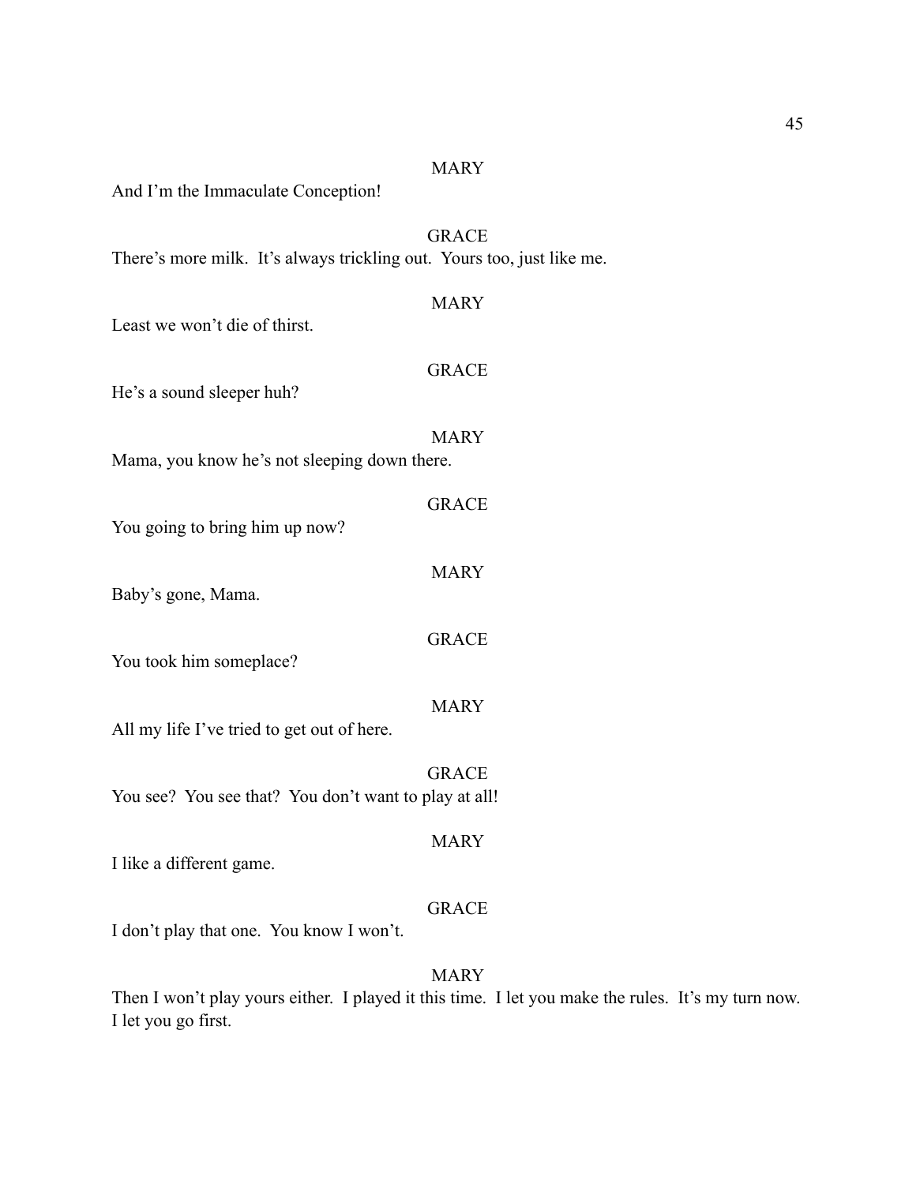MARY

And I'm the Immaculate Conception!

GRACE

There's more milk.  It's always trickling out.  Yours too, just like me.

MARY

Least we won't die of thirst.

GRACE

He's a sound sleeper huh?

MARY

Mama, you know he's not sleeping down there.

GRACE

You going to bring him up now?

MARY

Baby's gone, Mama.

GRACE

You took him someplace?

MARY

All my life I've tried to get out of here.

GRACE

You see?  You see that?  You don't want to play at all!

MARY

I like a different game.

GRACE

I don't play that one.  You know I won't.

MARY

Then I won't play yours either.  I played it this time.  I let you make the rules.  It's my turn now.  I let you go first.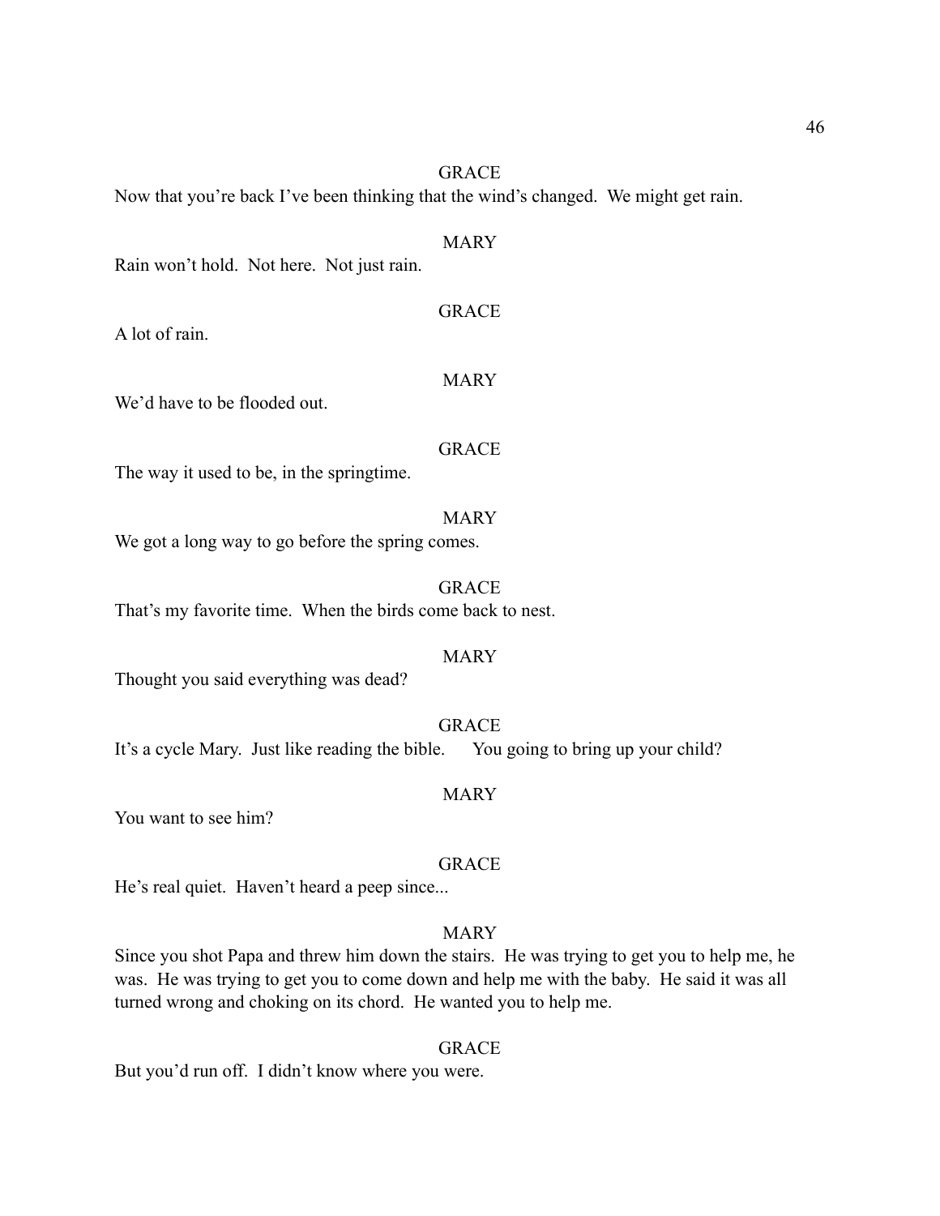GRACE

Now that you're back I've been thinking that the wind's changed. We might get rain.

MARY

Rain won't hold. Not here. Not just rain.

GRACE

A lot of rain.

MARY

We'd have to be flooded out.

GRACE

The way it used to be, in the springtime.

MARY

We got a long way to go before the spring comes.

GRACE

That's my favorite time. When the birds come back to nest.

MARY

Thought you said everything was dead?

GRACE

It's a cycle Mary. Just like reading the bible. You going to bring up your child?

MARY

You want to see him?

GRACE

He's real quiet. Haven't heard a peep since...

MARY

Since you shot Papa and threw him down the stairs. He was trying to get you to help me, he was. He was trying to get you to come down and help me with the baby. He said it was all turned wrong and choking on its chord. He wanted you to help me.

GRACE

But you'd run off. I didn't know where you were.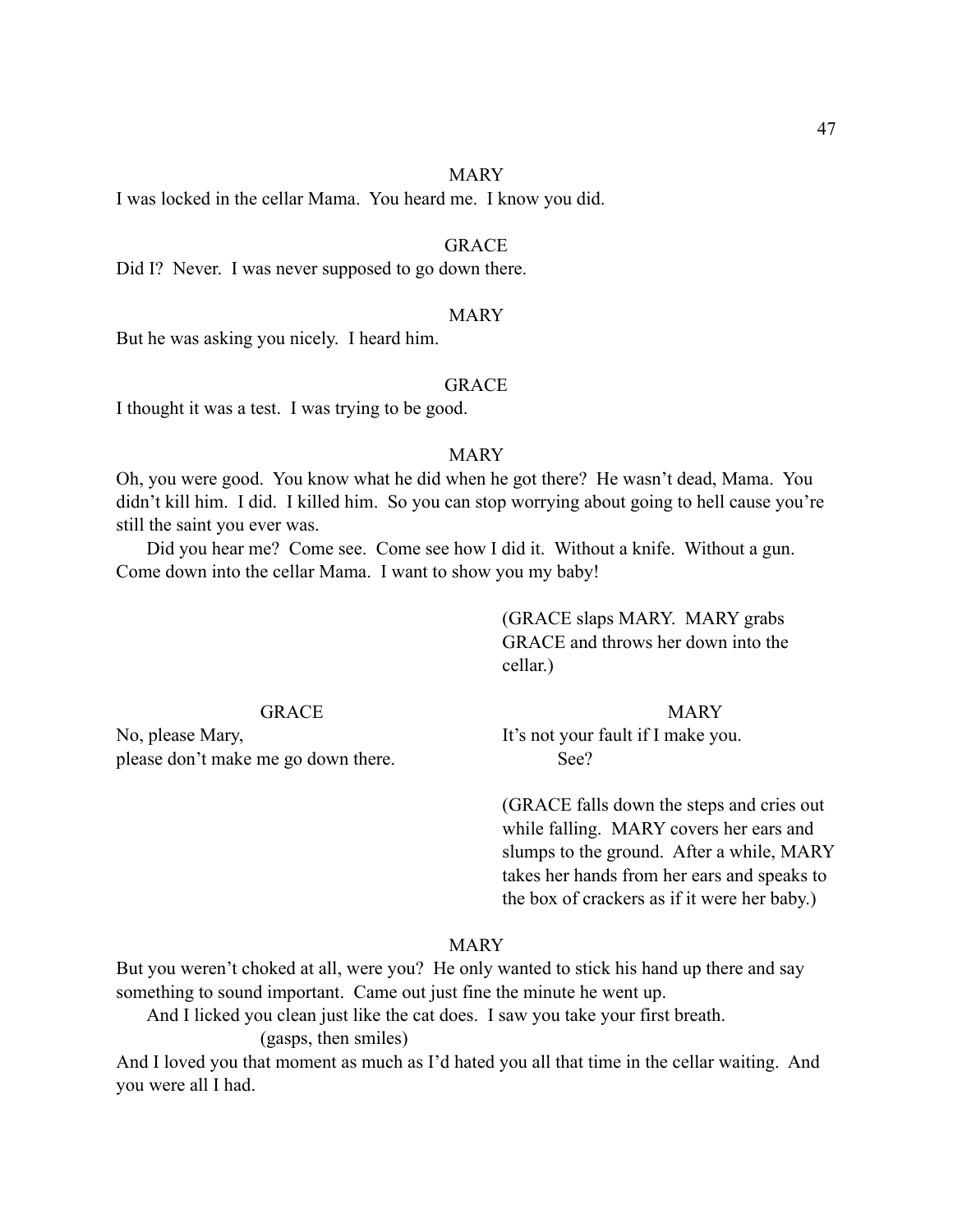MARY

I was locked in the cellar Mama. You heard me. I know you did.

GRACE

Did I? Never. I was never supposed to go down there.

MARY

But he was asking you nicely. I heard him.

GRACE

I thought it was a test. I was trying to be good.

MARY

Oh, you were good. You know what he did when he got there? He wasn't dead, Mama. You didn't kill him. I did. I killed him. So you can stop worrying about going to hell cause you're still the saint you ever was.

Did you hear me? Come see. Come see how I did it. Without a knife. Without a gun. Come down into the cellar Mama. I want to show you my baby!

(GRACE slaps MARY. MARY grabs GRACE and throws her down into the cellar.)

GRACE

No, please Mary,
please don't make me go down there.

MARY

It's not your fault if I make you.
See?

(GRACE falls down the steps and cries out while falling. MARY covers her ears and slumps to the ground. After a while, MARY takes her hands from her ears and speaks to the box of crackers as if it were her baby.)

MARY

But you weren't choked at all, were you? He only wanted to stick his hand up there and say something to sound important. Came out just fine the minute he went up.

And I licked you clean just like the cat does. I saw you take your first breath.

(gasps, then smiles)

And I loved you that moment as much as I'd hated you all that time in the cellar waiting. And you were all I had.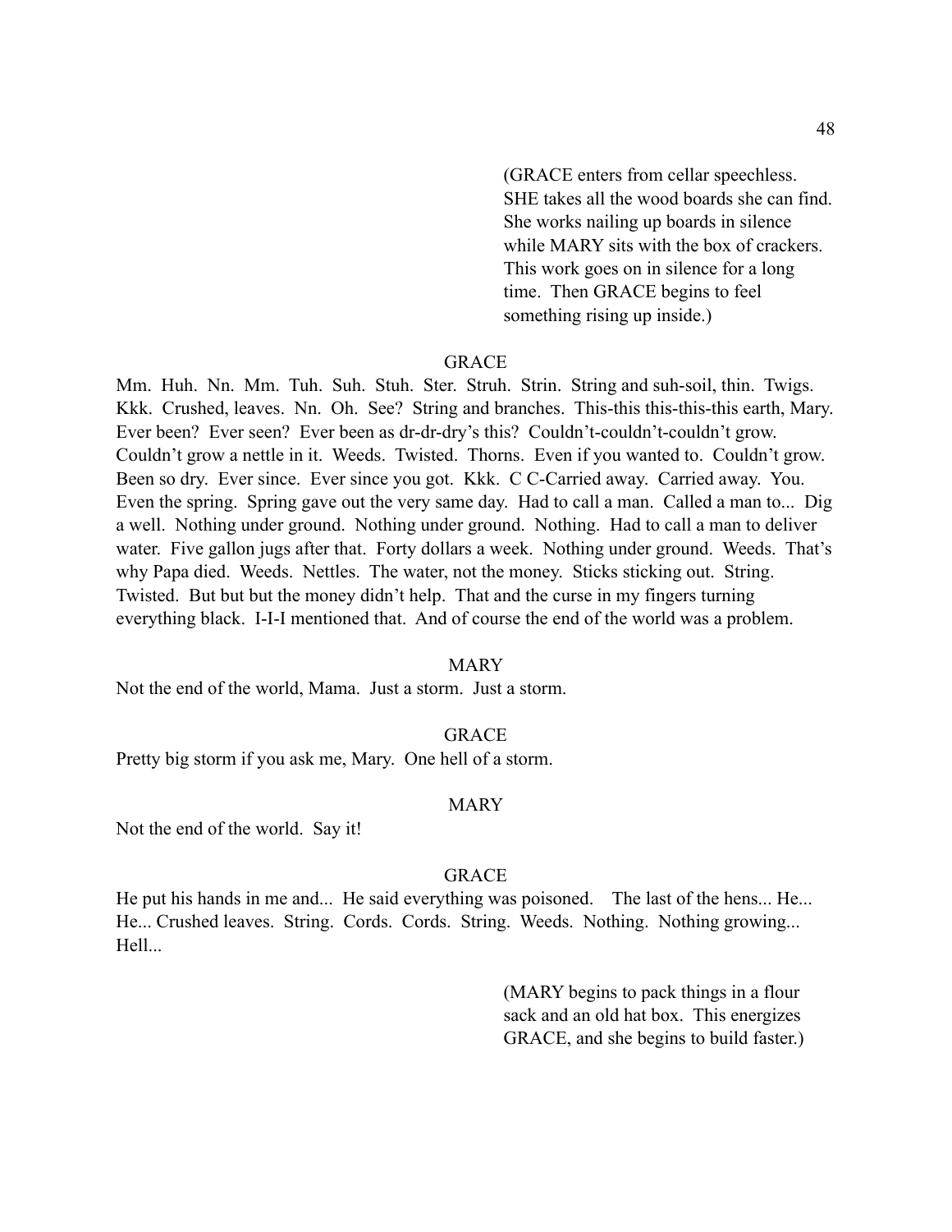(GRACE enters from cellar speechless. SHE takes all the wood boards she can find. She works nailing up boards in silence while MARY sits with the box of crackers. This work goes on in silence for a long time. Then GRACE begins to feel something rising up inside.)

GRACE

Mm. Huh. Nn. Mm. Tuh. Suh. Stuh. Ster. Struh. Strin. String and suh-soil, thin. Twigs. Kkk. Crushed, leaves. Nn. Oh. See? String and branches. This-this this-this-this earth, Mary. Ever been? Ever seen? Ever been as dr-dr-dry's this? Couldn't-couldn't-couldn't grow. Couldn't grow a nettle in it. Weeds. Twisted. Thorns. Even if you wanted to. Couldn't grow. Been so dry. Ever since. Ever since you got. Kkk. C C-Carried away. Carried away. You. Even the spring. Spring gave out the very same day. Had to call a man. Called a man to... Dig a well. Nothing under ground. Nothing under ground. Nothing. Had to call a man to deliver water. Five gallon jugs after that. Forty dollars a week. Nothing under ground. Weeds. That's why Papa died. Weeds. Nettles. The water, not the money. Sticks sticking out. String. Twisted. But but but the money didn't help. That and the curse in my fingers turning everything black. I-I-I mentioned that. And of course the end of the world was a problem.

MARY

Not the end of the world, Mama. Just a storm. Just a storm.

GRACE

Pretty big storm if you ask me, Mary. One hell of a storm.

MARY

Not the end of the world. Say it!

GRACE

He put his hands in me and... He said everything was poisoned. The last of the hens... He... He... Crushed leaves. String. Cords. Cords. String. Weeds. Nothing. Nothing growing... Hell...

(MARY begins to pack things in a flour sack and an old hat box. This energizes GRACE, and she begins to build faster.)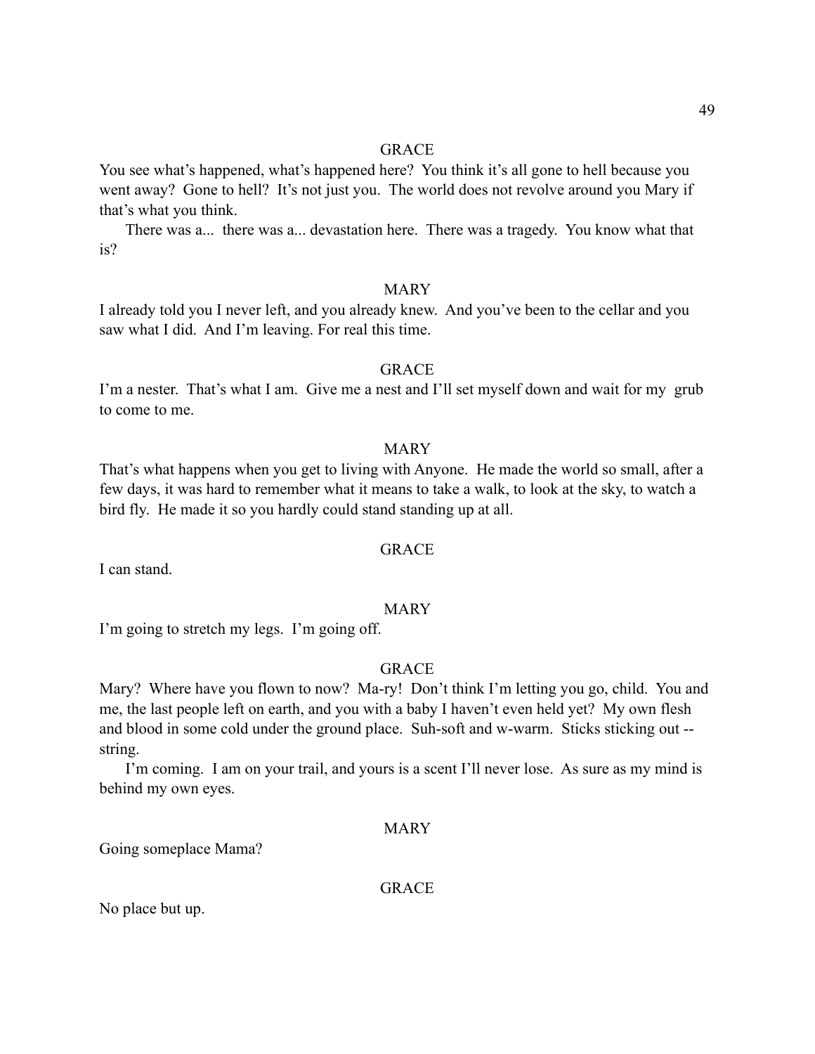GRACE

You see what's happened, what's happened here? You think it's all gone to hell because you went away? Gone to hell? It's not just you. The world does not revolve around you Mary if that's what you think.

There was a... there was a... devastation here. There was a tragedy. You know what that is?

MARY

I already told you I never left, and you already knew. And you've been to the cellar and you saw what I did. And I'm leaving. For real this time.

GRACE

I'm a nester. That's what I am. Give me a nest and I'll set myself down and wait for my grub to come to me.

MARY

That's what happens when you get to living with Anyone. He made the world so small, after a few days, it was hard to remember what it means to take a walk, to look at the sky, to watch a bird fly. He made it so you hardly could stand standing up at all.

GRACE

I can stand.

MARY

I'm going to stretch my legs. I'm going off.

GRACE

Mary? Where have you flown to now? Ma-ry! Don't think I'm letting you go, child. You and me, the last people left on earth, and you with a baby I haven't even held yet? My own flesh and blood in some cold under the ground place. Suh-soft and w-warm. Sticks sticking out -- string.

I'm coming. I am on your trail, and yours is a scent I'll never lose. As sure as my mind is behind my own eyes.

MARY

Going someplace Mama?

GRACE

No place but up.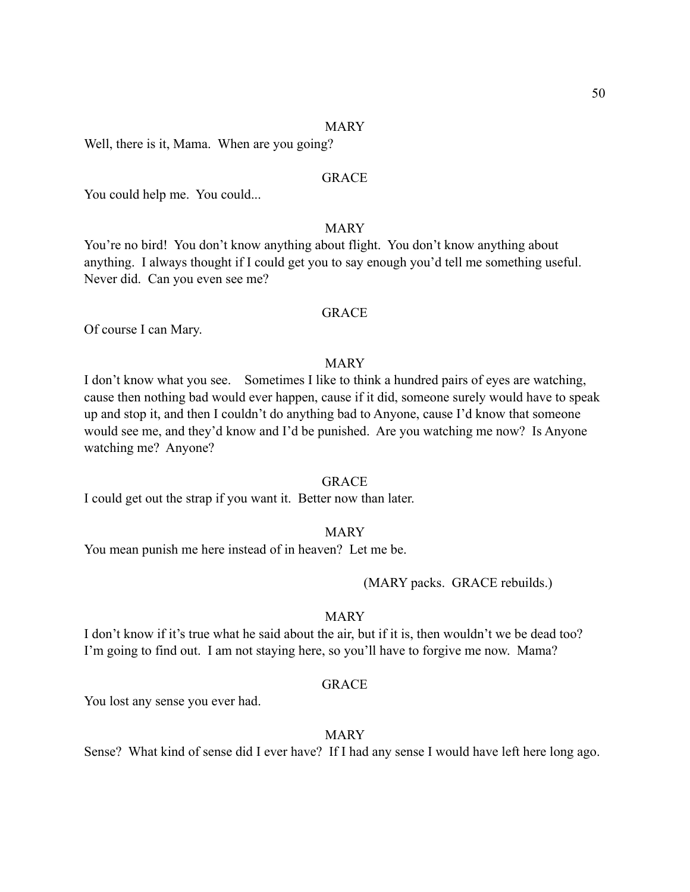MARY

Well, there is it, Mama. When are you going?

GRACE

You could help me. You could...

MARY

You're no bird! You don't know anything about flight. You don't know anything about anything. I always thought if I could get you to say enough you'd tell me something useful. Never did. Can you even see me?

GRACE

Of course I can Mary.

MARY

I don't know what you see. Sometimes I like to think a hundred pairs of eyes are watching, cause then nothing bad would ever happen, cause if it did, someone surely would have to speak up and stop it, and then I couldn't do anything bad to Anyone, cause I'd know that someone would see me, and they'd know and I'd be punished. Are you watching me now? Is Anyone watching me? Anyone?

GRACE

I could get out the strap if you want it. Better now than later.

MARY

You mean punish me here instead of in heaven? Let me be.

(MARY packs. GRACE rebuilds.)

MARY

I don't know if it's true what he said about the air, but if it is, then wouldn't we be dead too? I'm going to find out. I am not staying here, so you'll have to forgive me now. Mama?

GRACE

You lost any sense you ever had.

MARY

Sense? What kind of sense did I ever have? If I had any sense I would have left here long ago.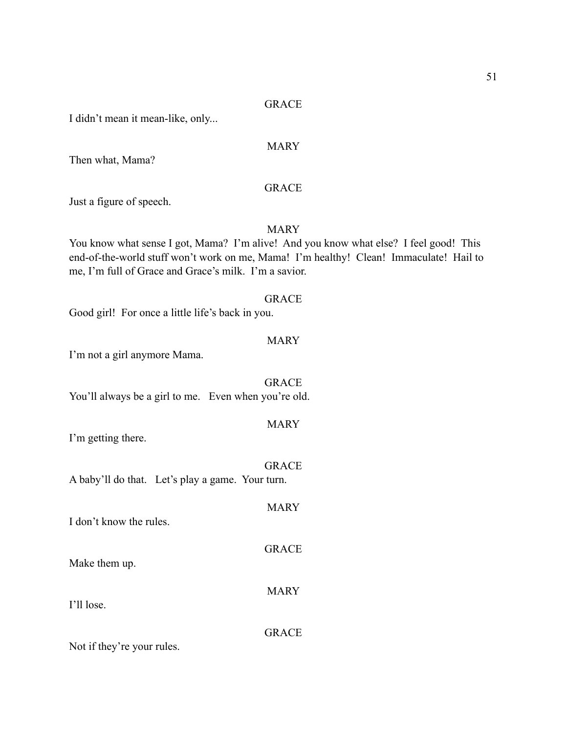GRACE

I didn't mean it mean-like, only...

MARY

Then what, Mama?

GRACE

Just a figure of speech.

MARY

You know what sense I got, Mama? I'm alive! And you know what else? I feel good! This end-of-the-world stuff won't work on me, Mama! I'm healthy! Clean! Immaculate! Hail to me, I'm full of Grace and Grace's milk. I'm a savior.

GRACE

Good girl! For once a little life's back in you.

MARY

I'm not a girl anymore Mama.

GRACE

You'll always be a girl to me. Even when you're old.

MARY

I'm getting there.

GRACE

A baby'll do that. Let's play a game. Your turn.

MARY

I don't know the rules.

GRACE

Make them up.

MARY

I'll lose.

GRACE

Not if they're your rules.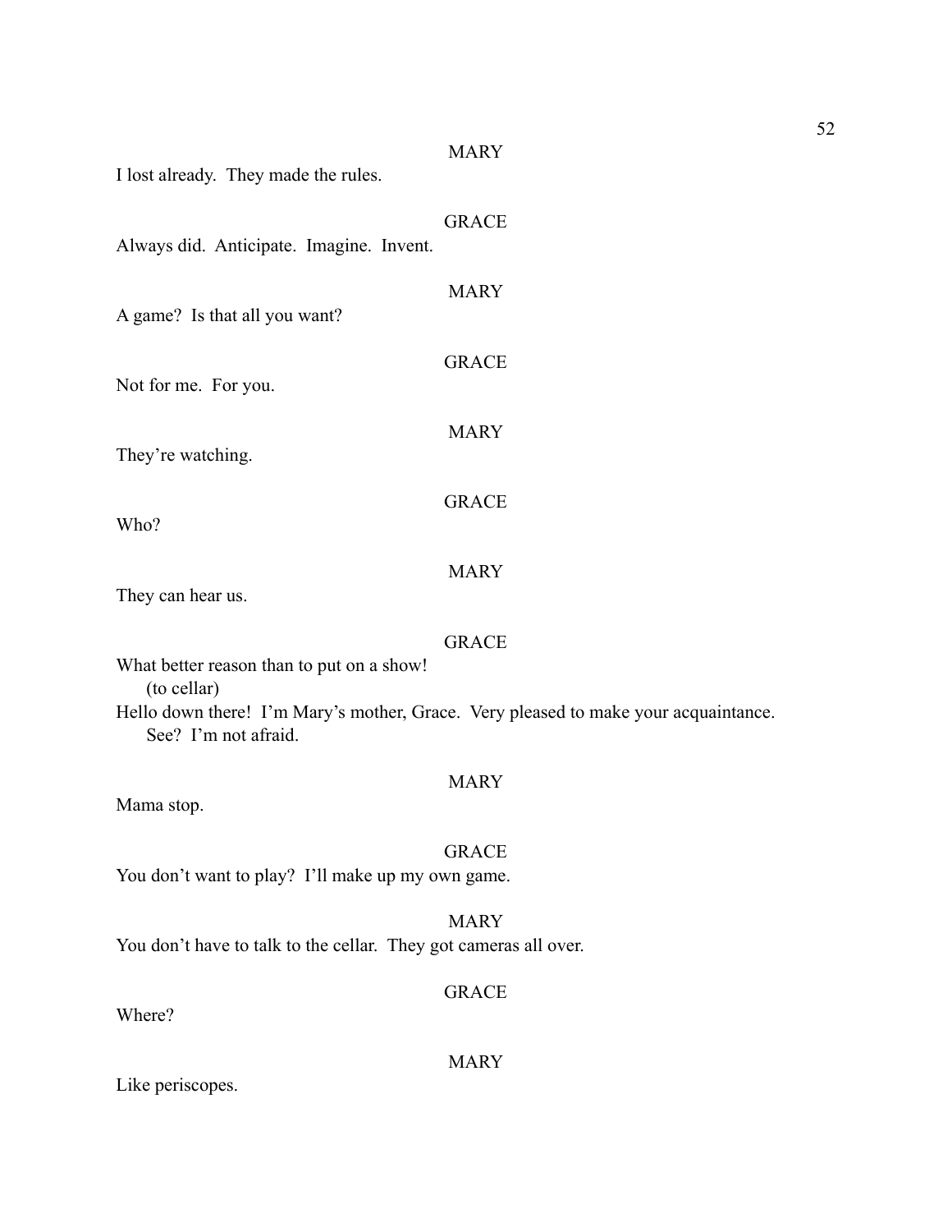MARY

I lost already.  They made the rules.

GRACE

Always did.  Anticipate.  Imagine.  Invent.

MARY

A game?  Is that all you want?

GRACE

Not for me.  For you.

MARY

They're watching.

GRACE

Who?

MARY

They can hear us.

GRACE

What better reason than to put on a show!

(to cellar)

Hello down there!  I'm Mary's mother, Grace.  Very pleased to make your acquaintance.
See?  I'm not afraid.

MARY

Mama stop.

GRACE

You don't want to play?  I'll make up my own game.

MARY

You don't have to talk to the cellar.  They got cameras all over.

GRACE

Where?

MARY

Like periscopes.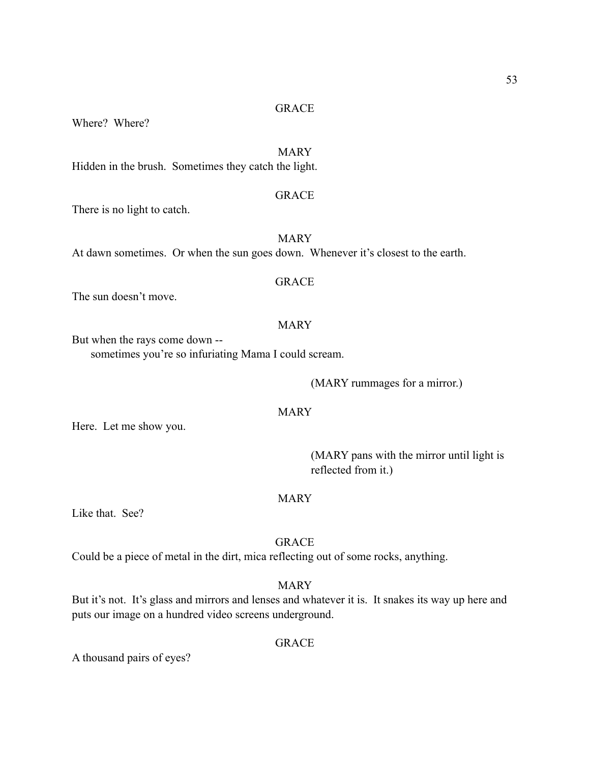GRACE

Where? Where?

MARY

Hidden in the brush. Sometimes they catch the light.

GRACE

There is no light to catch.

MARY

At dawn sometimes. Or when the sun goes down. Whenever it's closest to the earth.

GRACE

The sun doesn't move.

MARY

But when the rays come down --
sometimes you're so infuriating Mama I could scream.

(MARY rummages for a mirror.)

MARY

Here. Let me show you.

(MARY pans with the mirror until light is reflected from it.)

MARY

Like that. See?

GRACE

Could be a piece of metal in the dirt, mica reflecting out of some rocks, anything.

MARY

But it's not. It's glass and mirrors and lenses and whatever it is. It snakes its way up here and puts our image on a hundred video screens underground.

GRACE

A thousand pairs of eyes?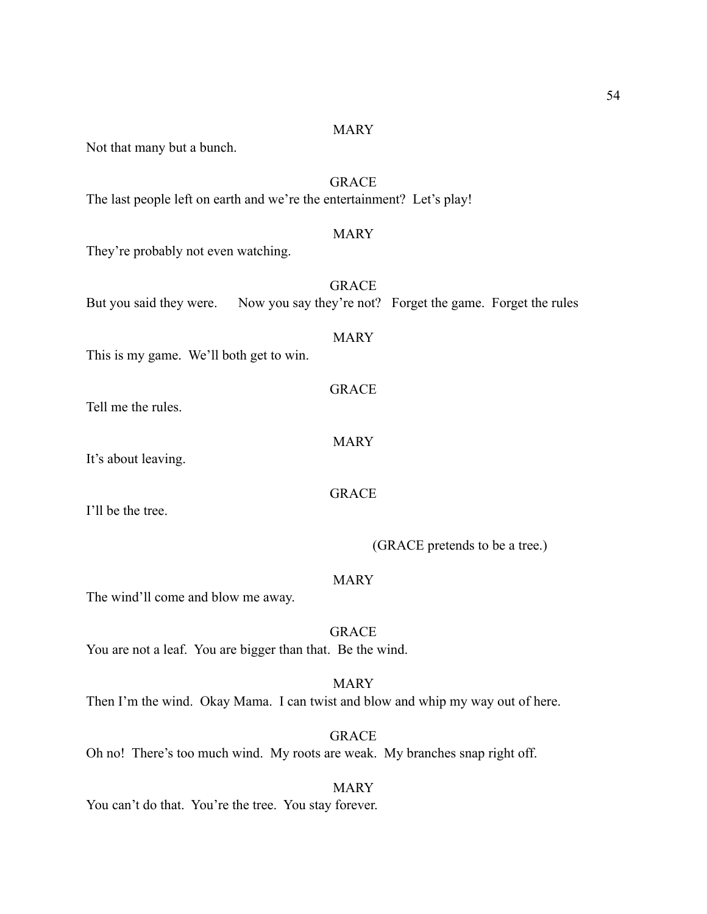MARY

Not that many but a bunch.

GRACE

The last people left on earth and we're the entertainment? Let's play!

MARY

They're probably not even watching.

GRACE

But you said they were. Now you say they're not? Forget the game. Forget the rules

MARY

This is my game. We'll both get to win.

GRACE

Tell me the rules.

MARY

It's about leaving.

GRACE

I'll be the tree.

(GRACE pretends to be a tree.)

MARY

The wind'll come and blow me away.

GRACE

You are not a leaf. You are bigger than that. Be the wind.

MARY

Then I'm the wind. Okay Mama. I can twist and blow and whip my way out of here.

GRACE

Oh no! There's too much wind. My roots are weak. My branches snap right off.

MARY

You can't do that. You're the tree. You stay forever.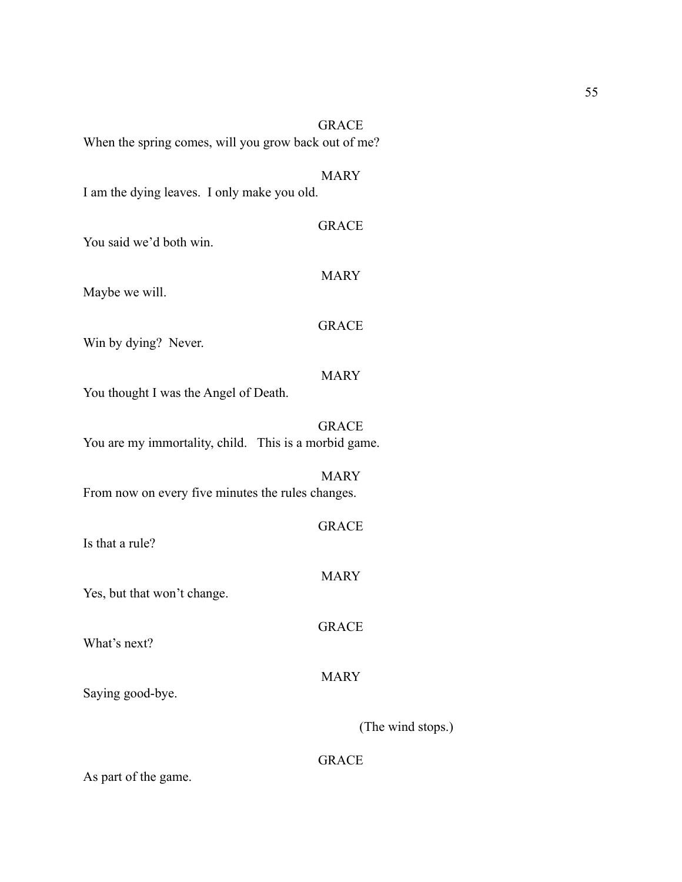GRACE

When the spring comes, will you grow back out of me?

MARY

I am the dying leaves.  I only make you old.

GRACE

You said we'd both win.

MARY

Maybe we will.

GRACE

Win by dying?  Never.

MARY

You thought I was the Angel of Death.

GRACE

You are my immortality, child.   This is a morbid game.

MARY

From now on every five minutes the rules changes.

GRACE

Is that a rule?

MARY

Yes, but that won't change.

GRACE

What's next?

MARY

Saying good-bye.

(The wind stops.)

GRACE

As part of the game.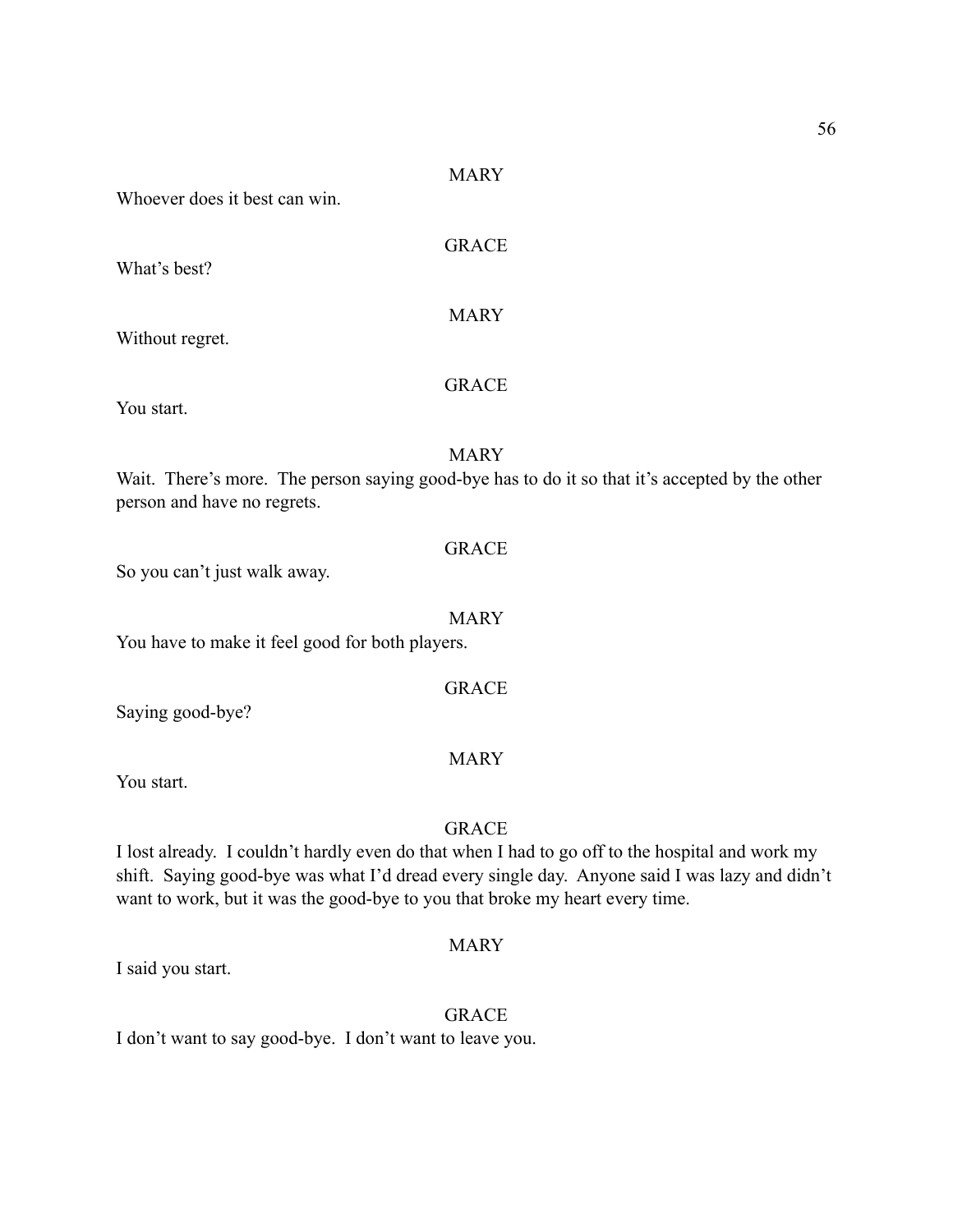MARY

Whoever does it best can win.

GRACE

What's best?

MARY

Without regret.

GRACE

You start.

MARY

Wait. There's more. The person saying good-bye has to do it so that it's accepted by the other person and have no regrets.

GRACE

So you can't just walk away.

MARY

You have to make it feel good for both players.

GRACE

Saying good-bye?

MARY

You start.

GRACE

I lost already. I couldn't hardly even do that when I had to go off to the hospital and work my shift. Saying good-bye was what I'd dread every single day. Anyone said I was lazy and didn't want to work, but it was the good-bye to you that broke my heart every time.

MARY

I said you start.

GRACE

I don't want to say good-bye. I don't want to leave you.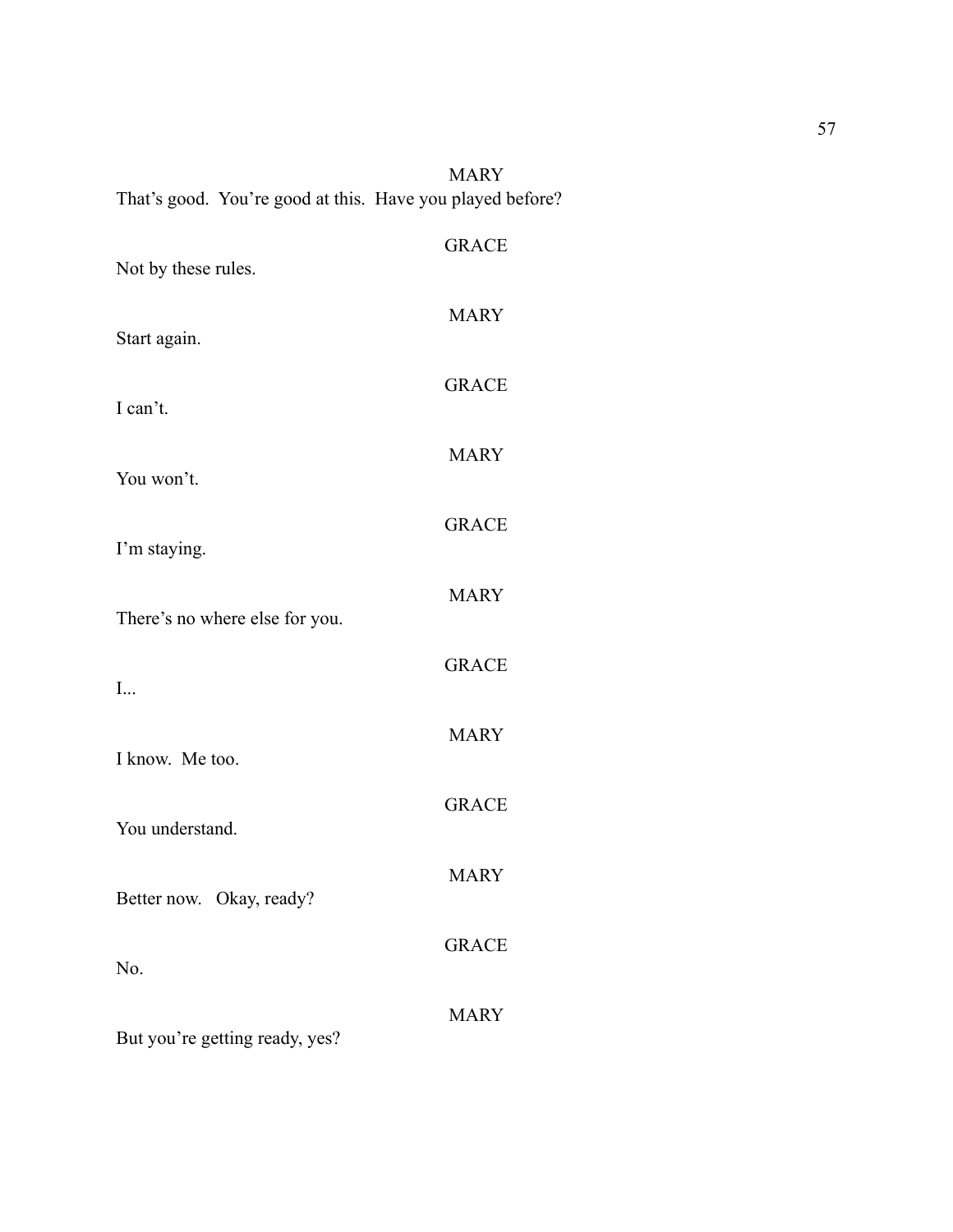MARY

That's good.  You're good at this.  Have you played before?

GRACE

Not by these rules.

MARY

Start again.

GRACE

I can't.

MARY

You won't.

GRACE

I'm staying.

MARY

There's no where else for you.

GRACE

I...

MARY

I know.  Me too.

GRACE

You understand.

MARY

Better now.   Okay, ready?

GRACE

No.

MARY

But you're getting ready, yes?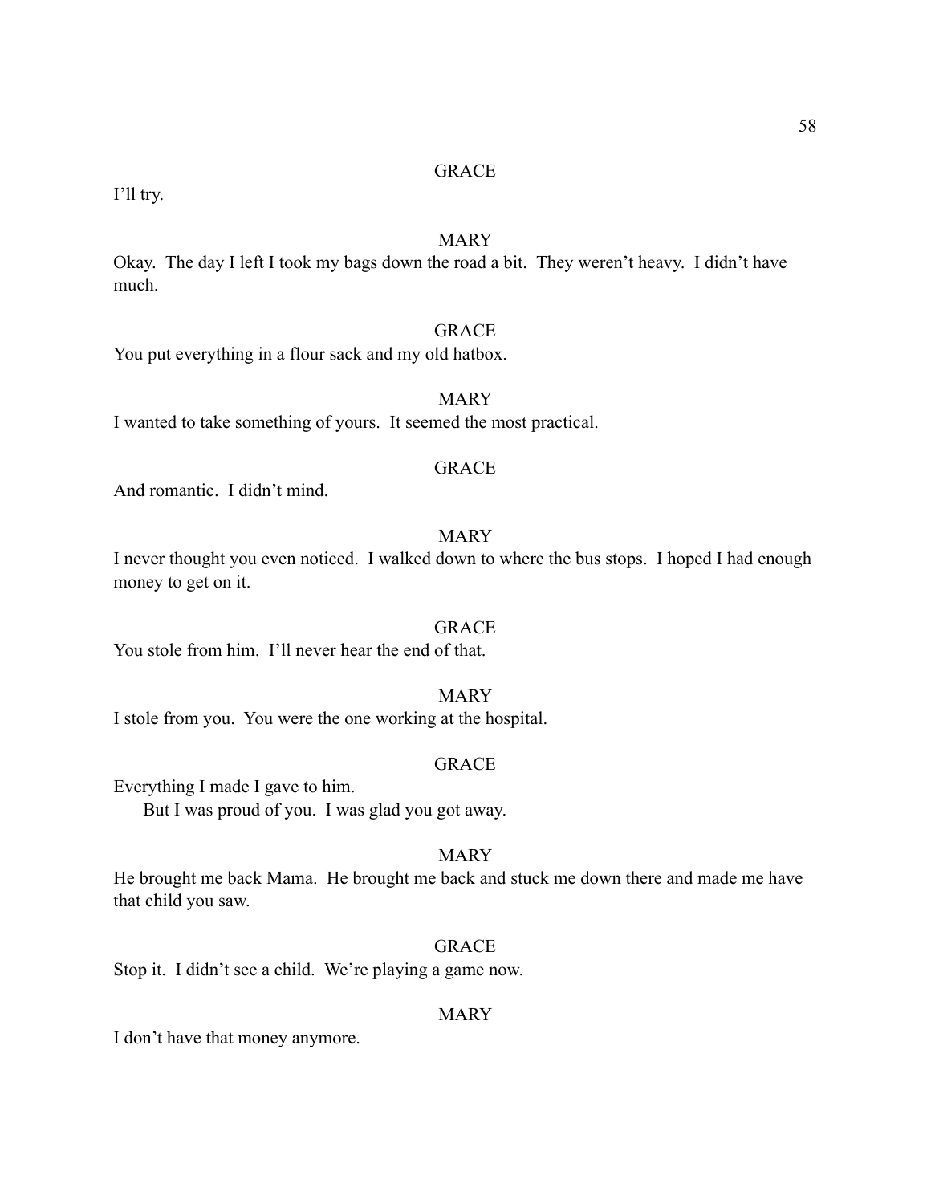GRACE

I'll try.

MARY

Okay. The day I left I took my bags down the road a bit. They weren't heavy. I didn't have much.

GRACE

You put everything in a flour sack and my old hatbox.

MARY

I wanted to take something of yours. It seemed the most practical.

GRACE

And romantic. I didn't mind.

MARY

I never thought you even noticed. I walked down to where the bus stops. I hoped I had enough money to get on it.

GRACE

You stole from him. I'll never hear the end of that.

MARY

I stole from you. You were the one working at the hospital.

GRACE

Everything I made I gave to him.

But I was proud of you. I was glad you got away.

MARY

He brought me back Mama. He brought me back and stuck me down there and made me have that child you saw.

GRACE

Stop it. I didn't see a child. We're playing a game now.

MARY

I don't have that money anymore.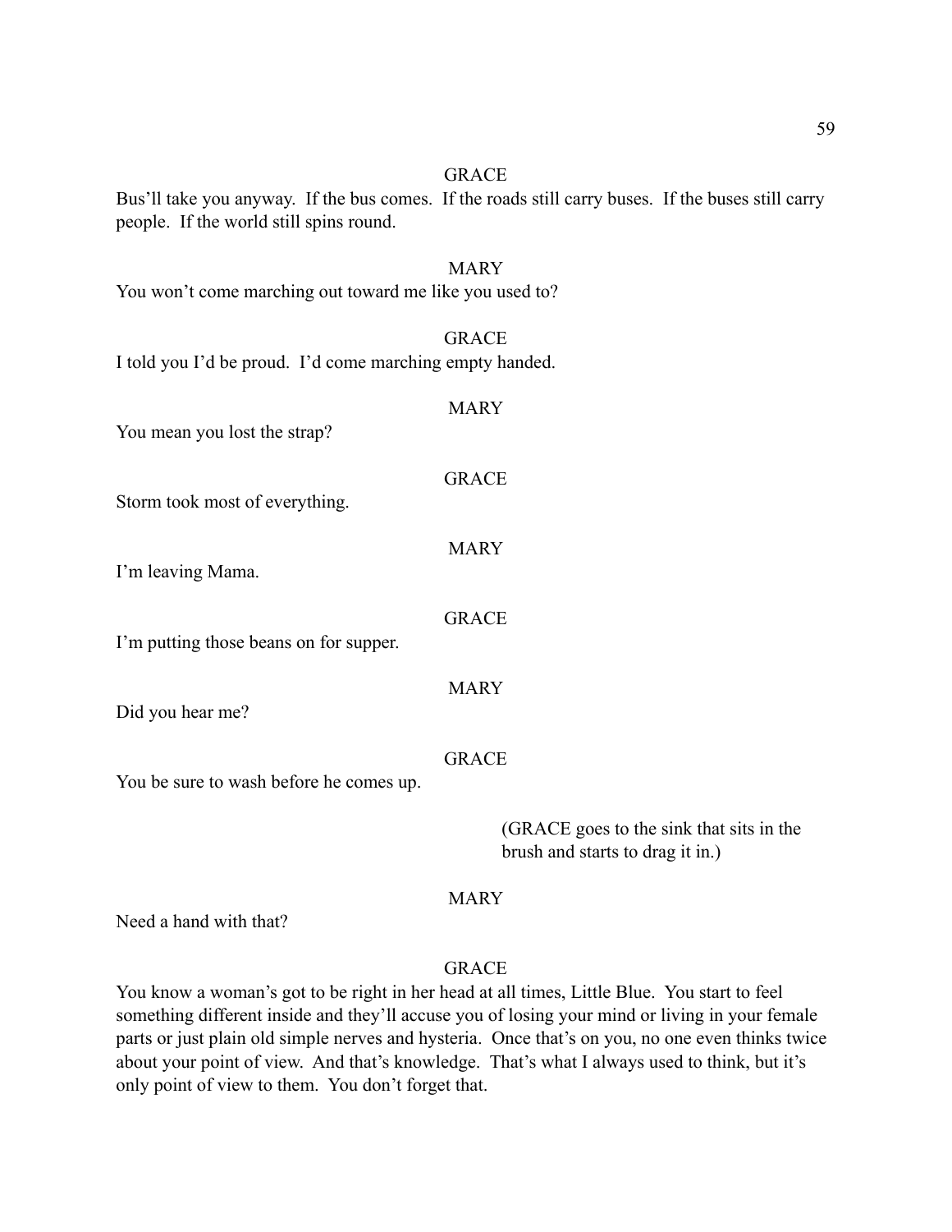GRACE

Bus'll take you anyway. If the bus comes. If the roads still carry buses. If the buses still carry people. If the world still spins round.

MARY

You won't come marching out toward me like you used to?

GRACE

I told you I'd be proud. I'd come marching empty handed.

MARY

You mean you lost the strap?

GRACE

Storm took most of everything.

MARY

I'm leaving Mama.

GRACE

I'm putting those beans on for supper.

MARY

Did you hear me?

GRACE

You be sure to wash before he comes up.

(GRACE goes to the sink that sits in the brush and starts to drag it in.)

MARY

Need a hand with that?

GRACE

You know a woman's got to be right in her head at all times, Little Blue. You start to feel something different inside and they'll accuse you of losing your mind or living in your female parts or just plain old simple nerves and hysteria. Once that's on you, no one even thinks twice about your point of view. And that's knowledge. That's what I always used to think, but it's only point of view to them. You don't forget that.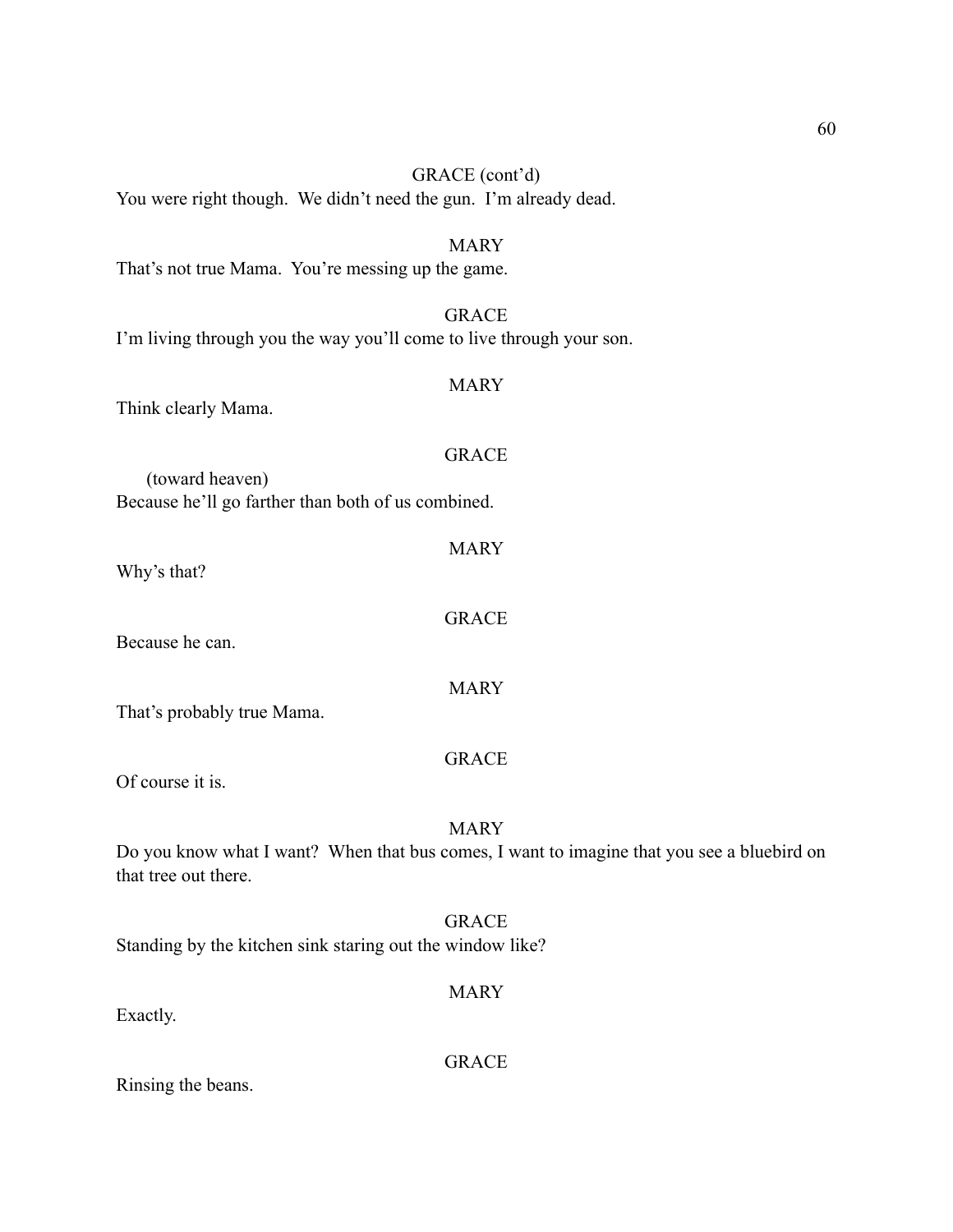GRACE (cont'd)

You were right though. We didn't need the gun. I'm already dead.

MARY

That's not true Mama. You're messing up the game.

GRACE

I'm living through you the way you'll come to live through your son.

MARY

Think clearly Mama.

GRACE

(toward heaven)

Because he'll go farther than both of us combined.

MARY

Why's that?

GRACE

Because he can.

MARY

That's probably true Mama.

GRACE

Of course it is.

MARY

Do you know what I want? When that bus comes, I want to imagine that you see a bluebird on that tree out there.

GRACE

Standing by the kitchen sink staring out the window like?

MARY

Exactly.

GRACE

Rinsing the beans.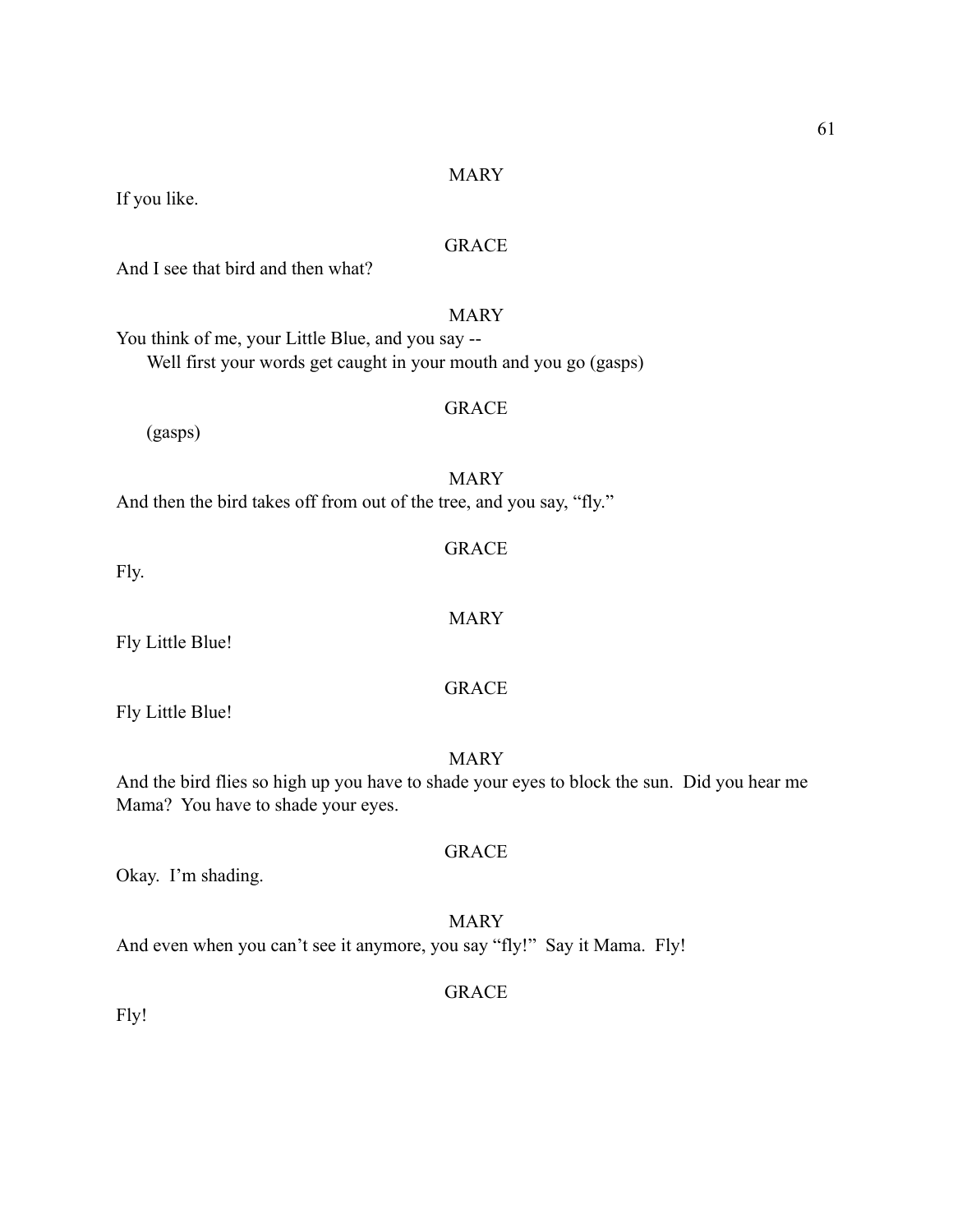MARY

If you like.

GRACE

And I see that bird and then what?

MARY

You think of me, your Little Blue, and you say --
    Well first your words get caught in your mouth and you go (gasps)

GRACE

    (gasps)

MARY

And then the bird takes off from out of the tree, and you say, "fly."

GRACE

Fly.

MARY

Fly Little Blue!

GRACE

Fly Little Blue!

MARY

And the bird flies so high up you have to shade your eyes to block the sun. Did you hear me Mama? You have to shade your eyes.

GRACE

Okay. I'm shading.

MARY

And even when you can't see it anymore, you say "fly!" Say it Mama. Fly!

GRACE

Fly!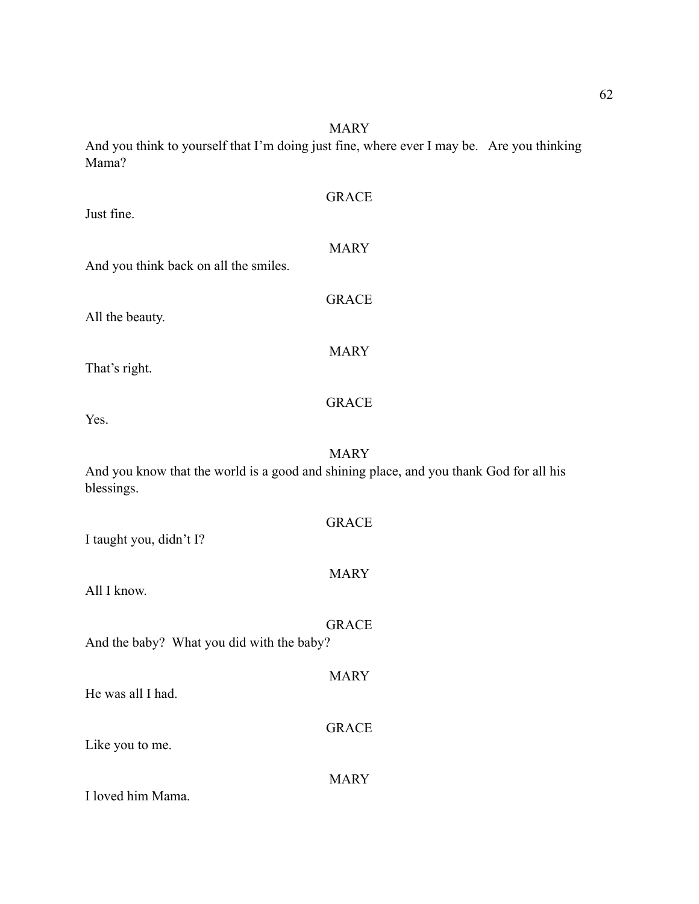MARY

And you think to yourself that I'm doing just fine, where ever I may be.   Are you thinking Mama?

GRACE

Just fine.

MARY

And you think back on all the smiles.

GRACE

All the beauty.

MARY

That's right.

GRACE

Yes.

MARY

And you know that the world is a good and shining place, and you thank God for all his blessings.

GRACE

I taught you, didn't I?

MARY

All I know.

GRACE

And the baby?  What you did with the baby?

MARY

He was all I had.

GRACE

Like you to me.

MARY

I loved him Mama.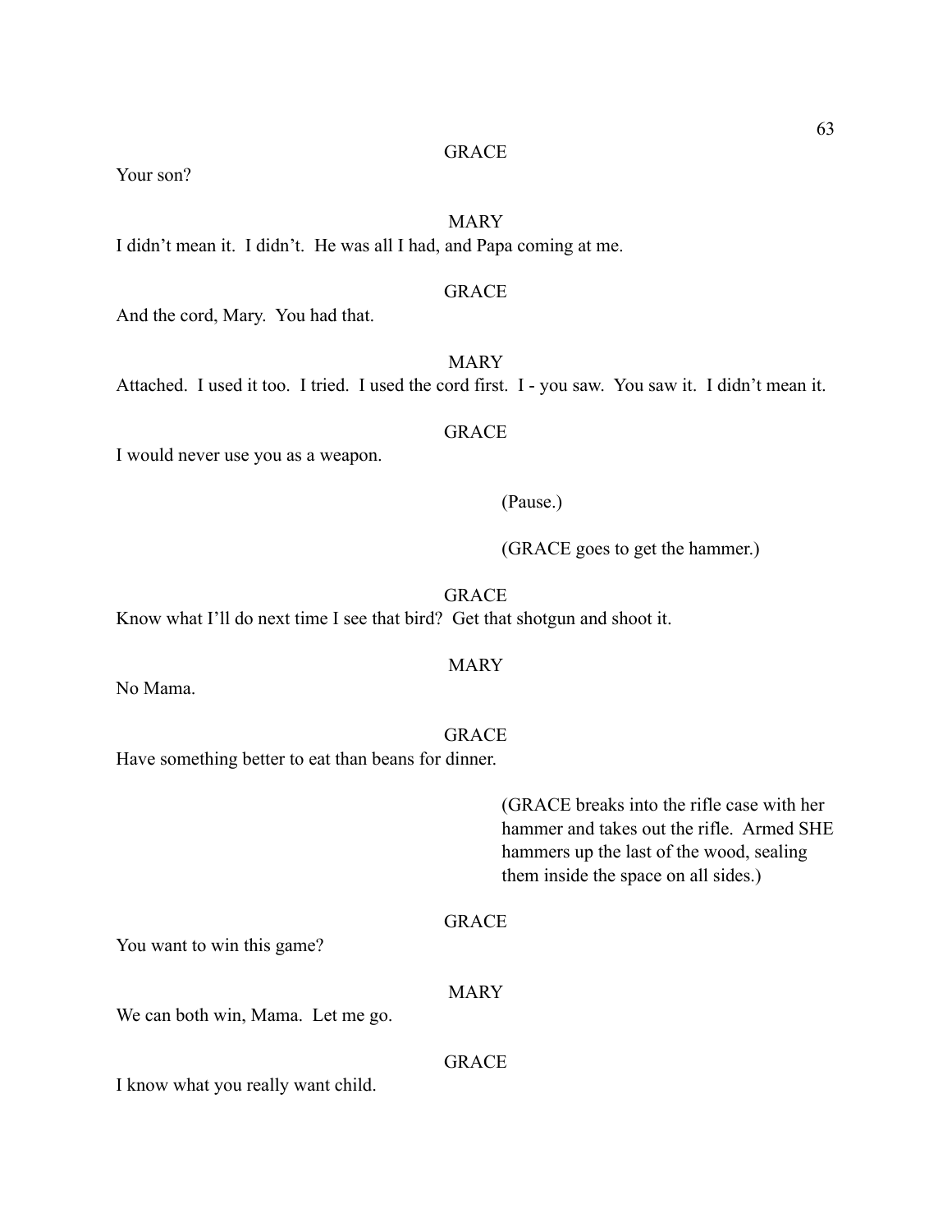GRACE

Your son?

MARY

I didn't mean it. I didn't. He was all I had, and Papa coming at me.

GRACE

And the cord, Mary. You had that.

MARY

Attached. I used it too. I tried. I used the cord first. I - you saw. You saw it. I didn't mean it.

GRACE

I would never use you as a weapon.

(Pause.)

(GRACE goes to get the hammer.)

GRACE

Know what I'll do next time I see that bird? Get that shotgun and shoot it.

MARY

No Mama.

GRACE

Have something better to eat than beans for dinner.

(GRACE breaks into the rifle case with her hammer and takes out the rifle. Armed SHE hammers up the last of the wood, sealing them inside the space on all sides.)

GRACE

You want to win this game?

MARY

We can both win, Mama. Let me go.

GRACE

I know what you really want child.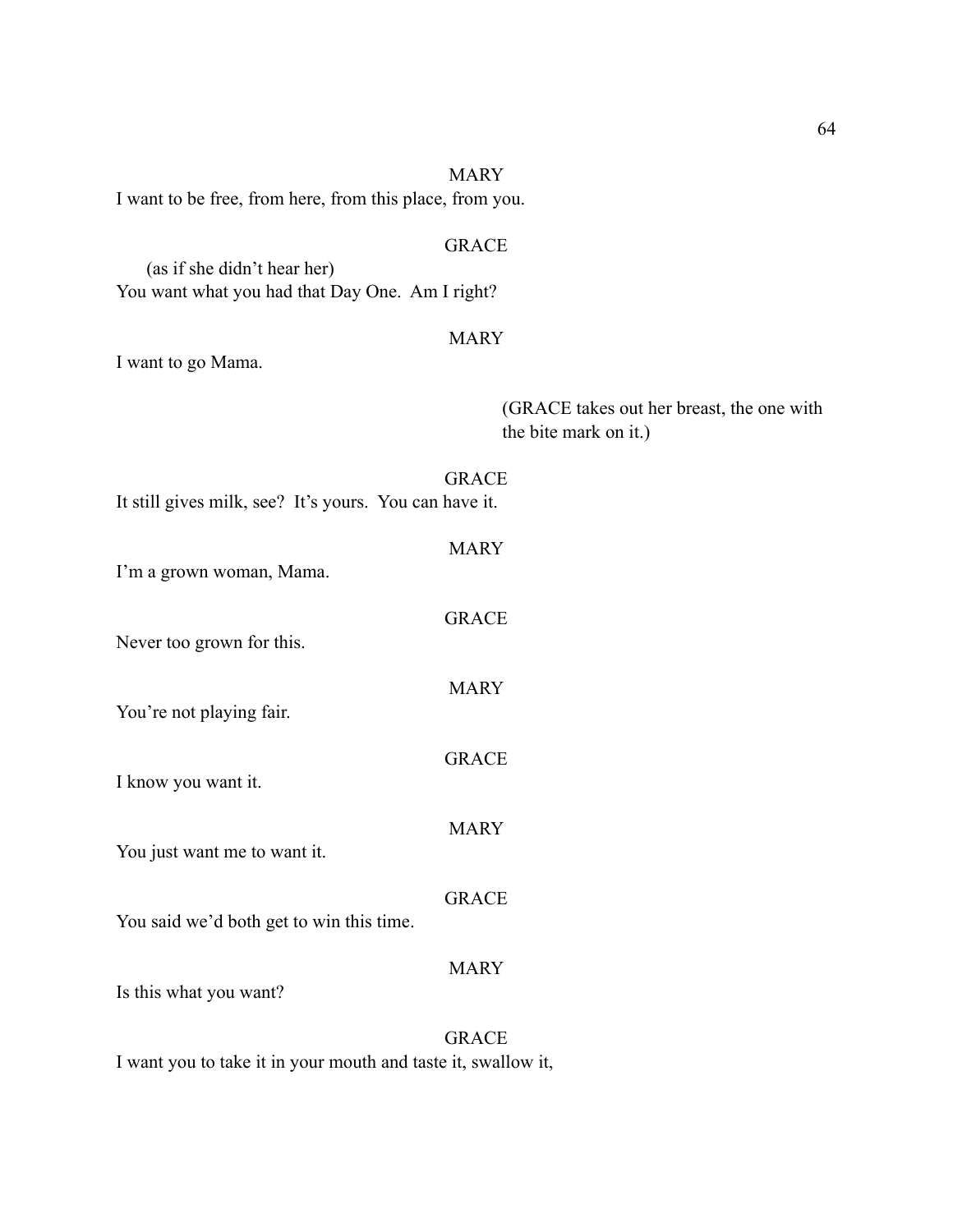MARY

I want to be free, from here, from this place, from you.

GRACE

(as if she didn't hear her)

You want what you had that Day One. Am I right?

MARY

I want to go Mama.

(GRACE takes out her breast, the one with the bite mark on it.)

GRACE

It still gives milk, see? It's yours. You can have it.

MARY

I'm a grown woman, Mama.

GRACE

Never too grown for this.

MARY

You're not playing fair.

GRACE

I know you want it.

MARY

You just want me to want it.

GRACE

You said we'd both get to win this time.

MARY

Is this what you want?

GRACE

I want you to take it in your mouth and taste it, swallow it,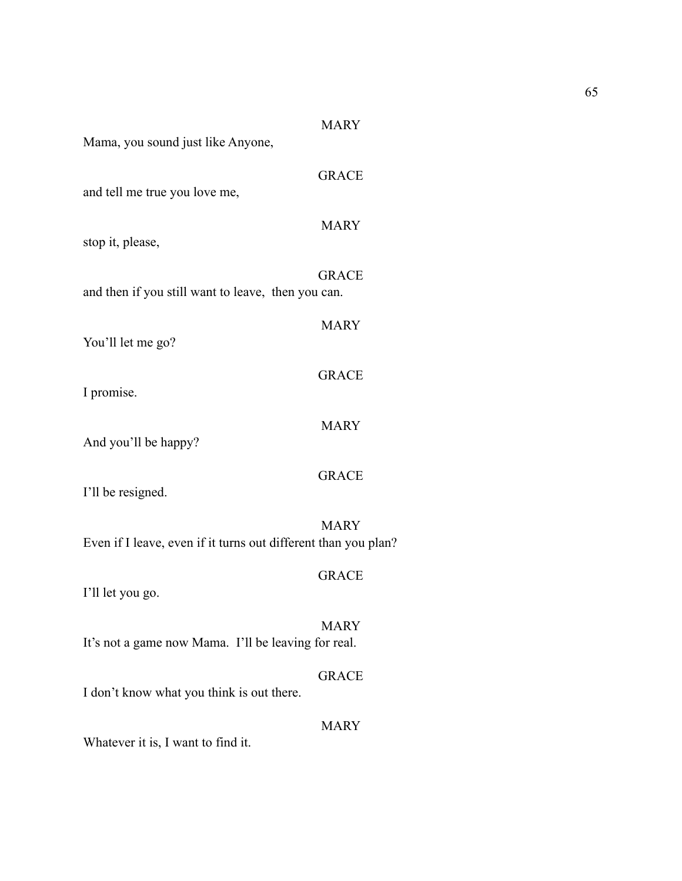MARY

Mama, you sound just like Anyone,

GRACE

and tell me true you love me,

MARY

stop it, please,

GRACE

and then if you still want to leave, then you can.

MARY

You'll let me go?

GRACE

I promise.

MARY

And you'll be happy?

GRACE

I'll be resigned.

MARY

Even if I leave, even if it turns out different than you plan?

GRACE

I'll let you go.

MARY

It's not a game now Mama. I'll be leaving for real.

GRACE

I don't know what you think is out there.

MARY

Whatever it is, I want to find it.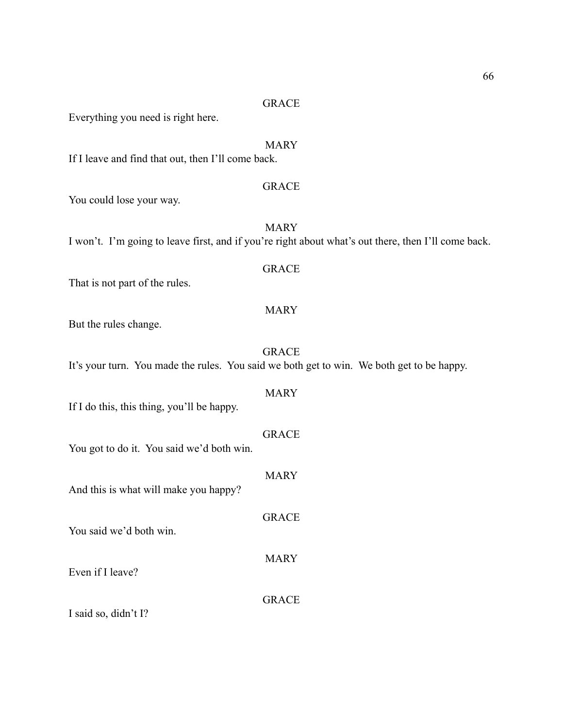GRACE

Everything you need is right here.

MARY

If I leave and find that out, then I'll come back.

GRACE

You could lose your way.

MARY

I won't. I'm going to leave first, and if you're right about what's out there, then I'll come back.

GRACE

That is not part of the rules.

MARY

But the rules change.

GRACE

It's your turn. You made the rules. You said we both get to win. We both get to be happy.

MARY

If I do this, this thing, you'll be happy.

GRACE

You got to do it. You said we'd both win.

MARY

And this is what will make you happy?

GRACE

You said we'd both win.

MARY

Even if I leave?

GRACE

I said so, didn't I?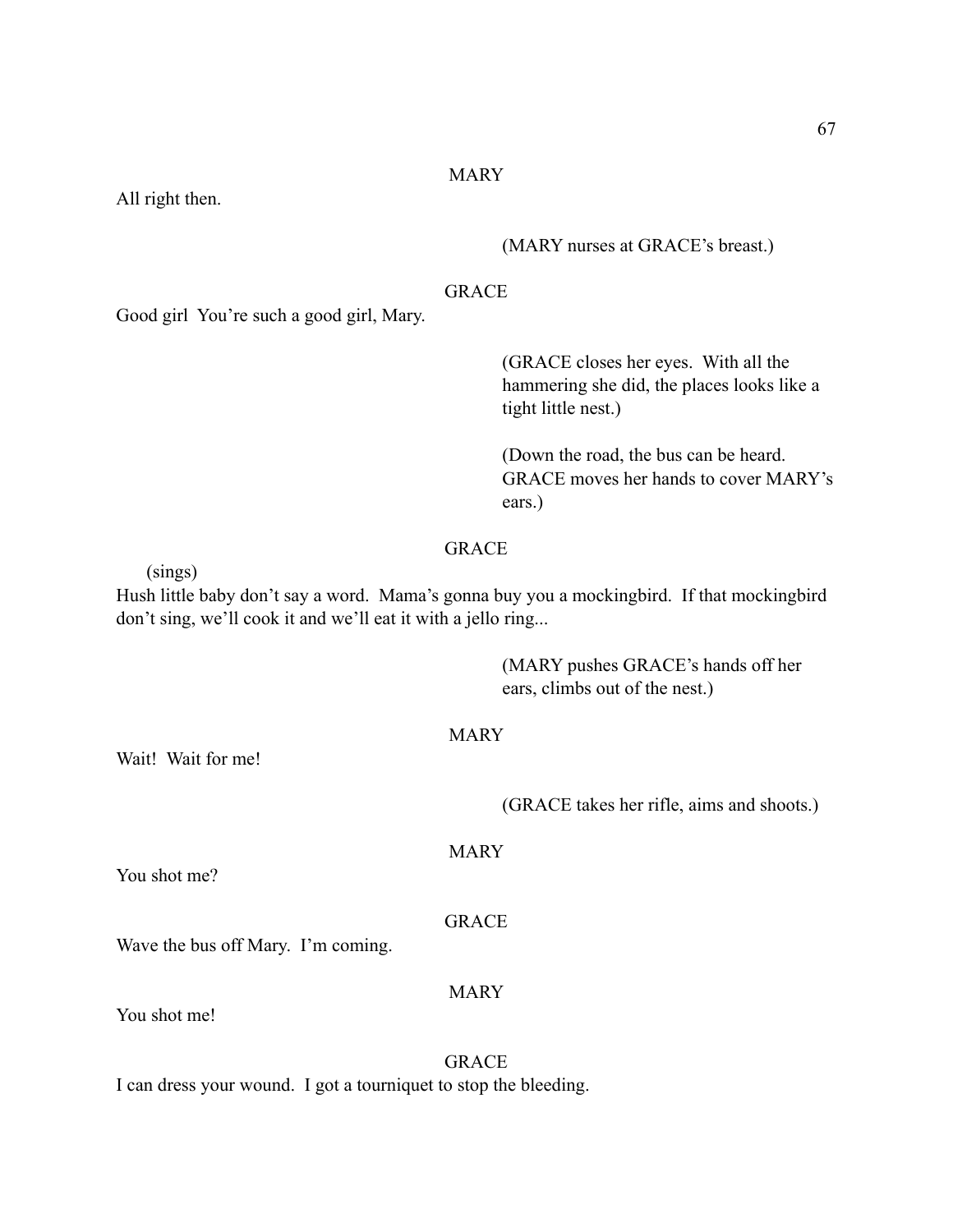MARY

All right then.

(MARY nurses at GRACE's breast.)

GRACE

Good girl  You're such a good girl, Mary.

(GRACE closes her eyes.  With all the hammering she did, the places looks like a tight little nest.)

(Down the road, the bus can be heard.  GRACE moves her hands to cover MARY's ears.)

GRACE

(sings)

Hush little baby don't say a word.  Mama's gonna buy you a mockingbird.  If that mockingbird don't sing, we'll cook it and we'll eat it with a jello ring...

(MARY pushes GRACE's hands off her ears, climbs out of the nest.)

MARY

Wait!  Wait for me!

(GRACE takes her rifle, aims and shoots.)

MARY

You shot me?

GRACE

Wave the bus off Mary.  I'm coming.

MARY

You shot me!

GRACE

I can dress your wound.  I got a tourniquet to stop the bleeding.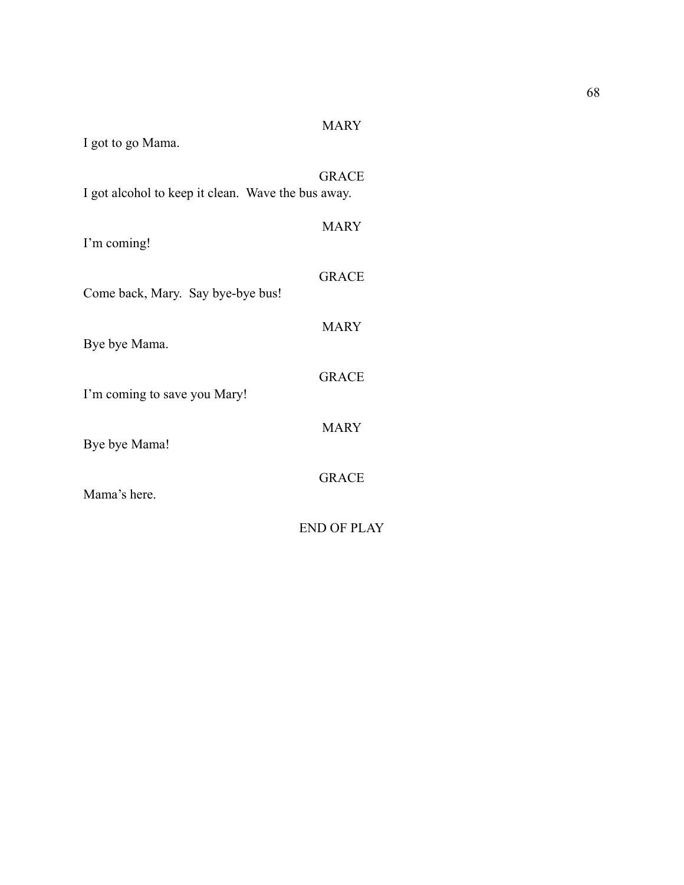MARY

I got to go Mama.

GRACE

I got alcohol to keep it clean.  Wave the bus away.

MARY

I'm coming!

GRACE

Come back, Mary.  Say bye-bye bus!

MARY

Bye bye Mama.

GRACE

I'm coming to save you Mary!

MARY

Bye bye Mama!

GRACE

Mama's here.

END OF PLAY